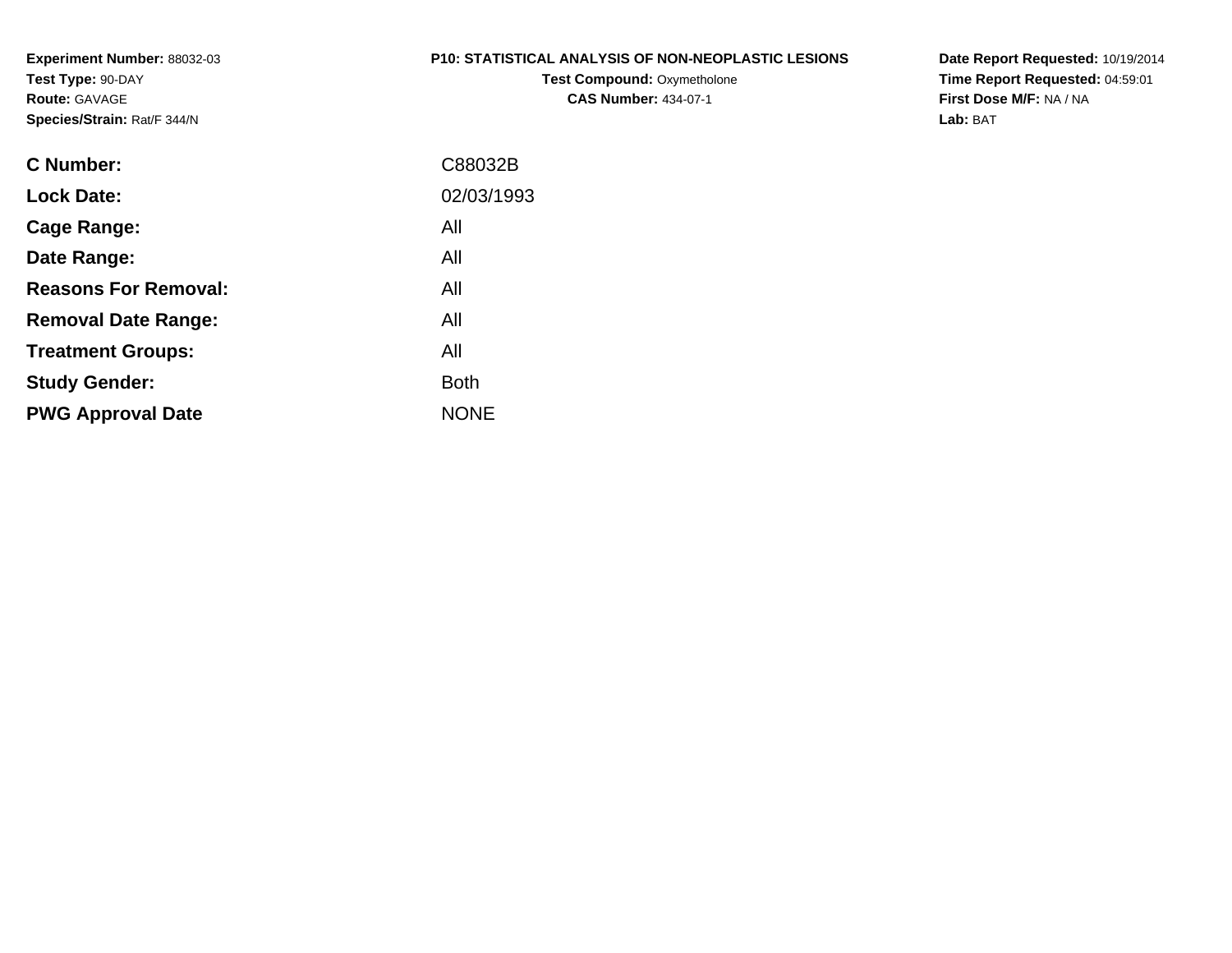**Experiment Number:** 88032-03
**Test Type:** 90-DAY
**Route:** GAVAGE
**Species/Strain:** Rat/F 344/N

**P10: STATISTICAL ANALYSIS OF NON-NEOPLASTIC LESIONS**
**Test Compound:** Oxymetholone
**CAS Number:** 434-07-1

**Date Report Requested:** 10/19/2014
**Time Report Requested:** 04:59:01
**First Dose M/F:** NA / NA
**Lab:** BAT

| | |
|---|---|
| **C Number:** | C88032B |
| **Lock Date:** | 02/03/1993 |
| **Cage Range:** | All |
| **Date Range:** | All |
| **Reasons For Removal:** | All |
| **Removal Date Range:** | All |
| **Treatment Groups:** | All |
| **Study Gender:** | Both |
| **PWG Approval Date** | NONE |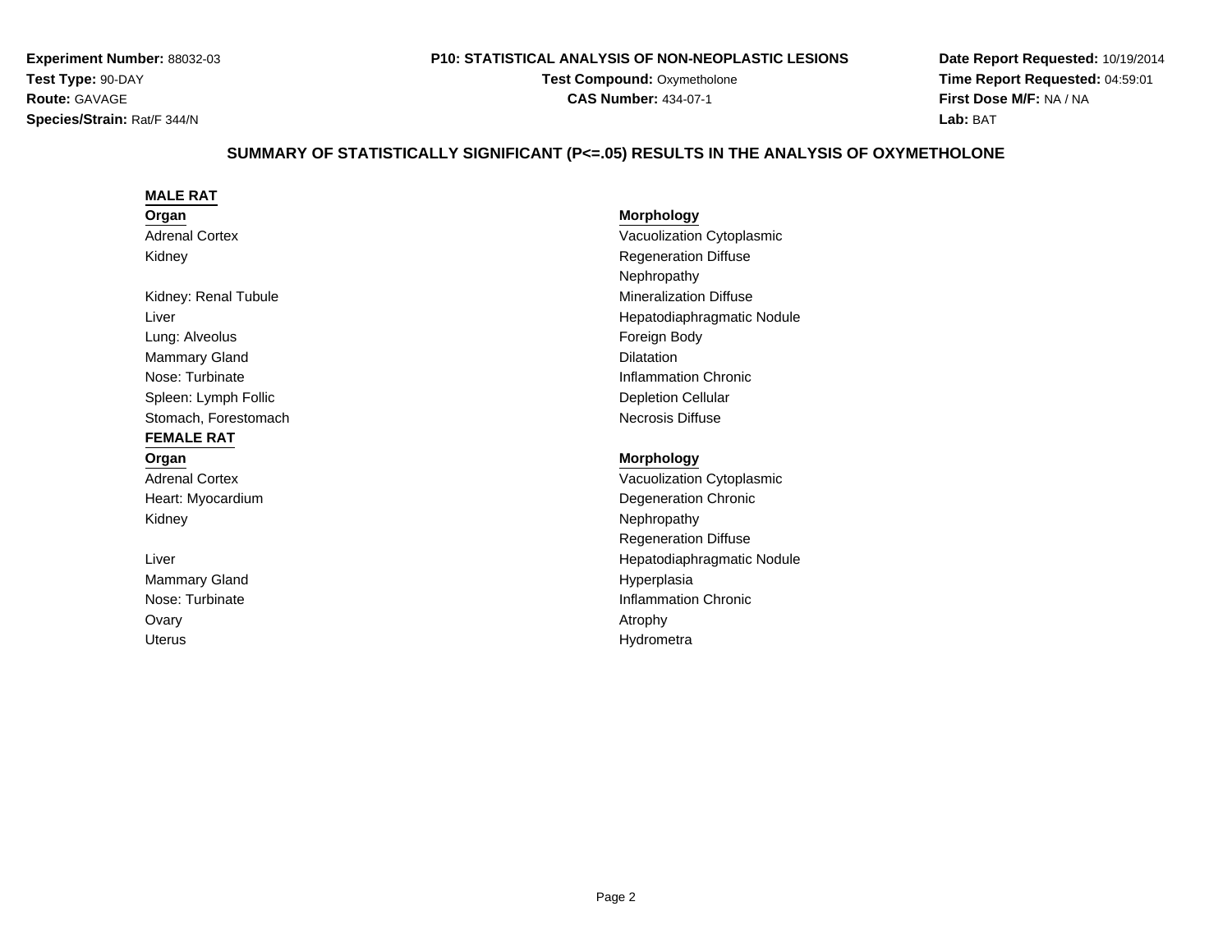**Experiment Number:** 88032-03
**Test Type:** 90-DAY
**Route:** GAVAGE
**Species/Strain:** Rat/F 344/N

**P10: STATISTICAL ANALYSIS OF NON-NEOPLASTIC LESIONS**
**Test Compound:** Oxymetholone
**CAS Number:** 434-07-1

**Date Report Requested:** 10/19/2014
**Time Report Requested:** 04:59:01
**First Dose M/F:** NA / NA
**Lab:** BAT

## SUMMARY OF STATISTICALLY SIGNIFICANT (P<=.05) RESULTS IN THE ANALYSIS OF OXYMETHOLONE

### MALE RAT

| Organ | Morphology |
|---|---|
| Adrenal Cortex | Vacuolization Cytoplasmic |
| Kidney | Regeneration Diffuse |
| | Nephropathy |
| Kidney: Renal Tubule | Mineralization Diffuse |
| Liver | Hepatodiaphragmatic Nodule |
| Lung: Alveolus | Foreign Body |
| Mammary Gland | Dilatation |
| Nose: Turbinate | Inflammation Chronic |
| Spleen: Lymph Follic | Depletion Cellular |
| Stomach, Forestomach | Necrosis Diffuse |

### FEMALE RAT

| Organ | Morphology |
|---|---|
| Adrenal Cortex | Vacuolization Cytoplasmic |
| Heart: Myocardium | Degeneration Chronic |
| Kidney | Nephropathy |
| | Regeneration Diffuse |
| Liver | Hepatodiaphragmatic Nodule |
| Mammary Gland | Hyperplasia |
| Nose: Turbinate | Inflammation Chronic |
| Ovary | Atrophy |
| Uterus | Hydrometra |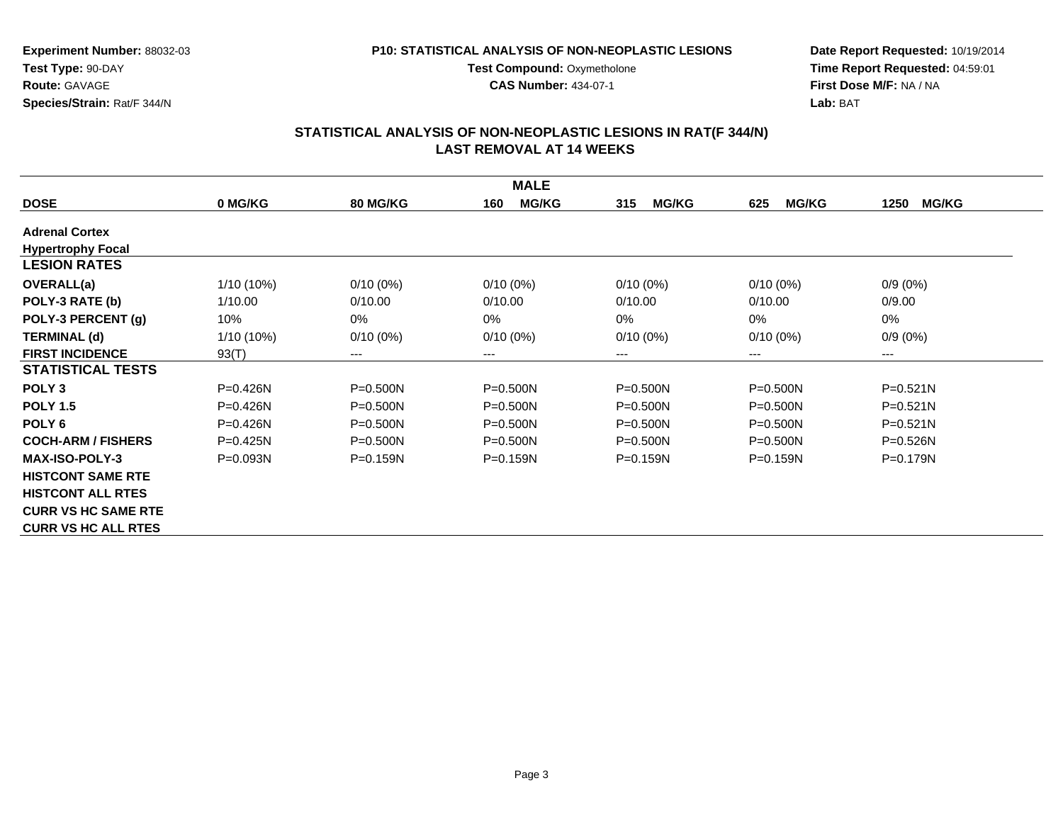**Experiment Number:** 88032-03
**Test Type:** 90-DAY
**Route:** GAVAGE
**Species/Strain:** Rat/F 344/N

**P10: STATISTICAL ANALYSIS OF NON-NEOPLASTIC LESIONS**
**Test Compound:** Oxymetholone
**CAS Number:** 434-07-1

**Date Report Requested:** 10/19/2014
**Time Report Requested:** 04:59:01
**First Dose M/F:** NA / NA
**Lab:** BAT

## STATISTICAL ANALYSIS OF NON-NEOPLASTIC LESIONS IN RAT(F 344/N)
## LAST REMOVAL AT 14 WEEKS

| MALE | | | | | | |
|---|---|---|---|---|---|---|
| **DOSE** | **0 MG/KG** | **80 MG/KG** | **160 MG/KG** | **315 MG/KG** | **625 MG/KG** | **1250 MG/KG** |
| **Adrenal Cortex** | | | | | | |
| **Hypertrophy Focal** | | | | | | |
| **LESION RATES** | | | | | | |
| **OVERALL(a)** | 1/10 (10%) | 0/10 (0%) | 0/10 (0%) | 0/10 (0%) | 0/10 (0%) | 0/9 (0%) |
| **POLY-3 RATE (b)** | 1/10.00 | 0/10.00 | 0/10.00 | 0/10.00 | 0/10.00 | 0/9.00 |
| **POLY-3 PERCENT (g)** | 10% | 0% | 0% | 0% | 0% | 0% |
| **TERMINAL (d)** | 1/10 (10%) | 0/10 (0%) | 0/10 (0%) | 0/10 (0%) | 0/10 (0%) | 0/9 (0%) |
| **FIRST INCIDENCE** | 93(T) | --- | --- | --- | --- | --- |
| **STATISTICAL TESTS** | | | | | | |
| **POLY 3** | P=0.426N | P=0.500N | P=0.500N | P=0.500N | P=0.500N | P=0.521N |
| **POLY 1.5** | P=0.426N | P=0.500N | P=0.500N | P=0.500N | P=0.500N | P=0.521N |
| **POLY 6** | P=0.426N | P=0.500N | P=0.500N | P=0.500N | P=0.500N | P=0.521N |
| **COCH-ARM / FISHERS** | P=0.425N | P=0.500N | P=0.500N | P=0.500N | P=0.500N | P=0.526N |
| **MAX-ISO-POLY-3** | P=0.093N | P=0.159N | P=0.159N | P=0.159N | P=0.159N | P=0.179N |
| **HISTCONT SAME RTE** | | | | | | |
| **HISTCONT ALL RTES** | | | | | | |
| **CURR VS HC SAME RTE** | | | | | | |
| **CURR VS HC ALL RTES** | | | | | | |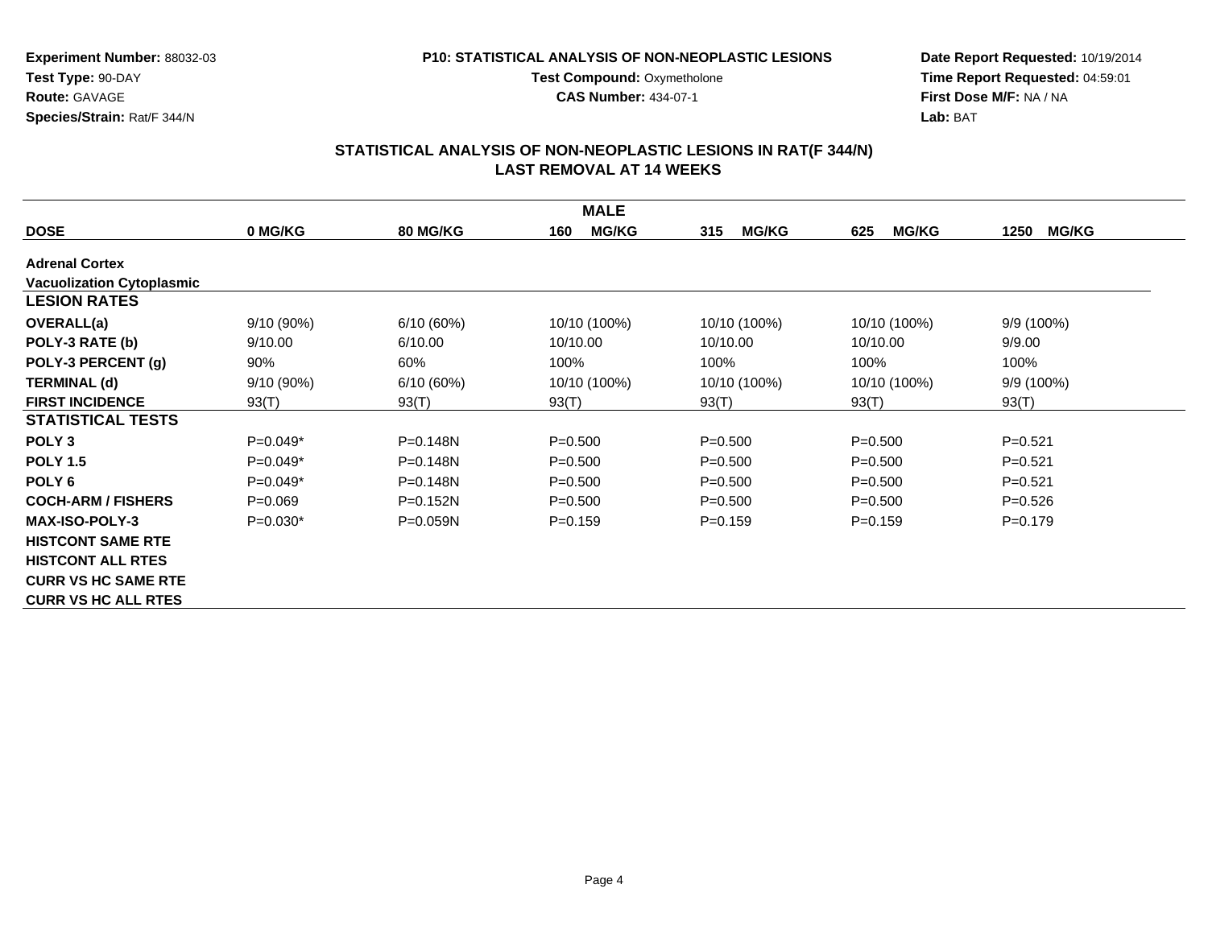**Experiment Number:** 88032-03
**Test Type:** 90-DAY
**Route:** GAVAGE
**Species/Strain:** Rat/F 344/N

**P10: STATISTICAL ANALYSIS OF NON-NEOPLASTIC LESIONS**
**Test Compound:** Oxymetholone
**CAS Number:** 434-07-1

**Date Report Requested:** 10/19/2014
**Time Report Requested:** 04:59:01
**First Dose M/F:** NA / NA
**Lab:** BAT

## STATISTICAL ANALYSIS OF NON-NEOPLASTIC LESIONS IN RAT(F 344/N) LAST REMOVAL AT 14 WEEKS

| MALE | | | | | | |
|---|---|---|---|---|---|---|
| **DOSE** | **0 MG/KG** | **80 MG/KG** | **160 MG/KG** | **315 MG/KG** | **625 MG/KG** | **1250 MG/KG** |
| **Adrenal Cortex** | | | | | | |
| **Vacuolization Cytoplasmic** | | | | | | |
| **LESION RATES** | | | | | | |
| **OVERALL(a)** | 9/10 (90%) | 6/10 (60%) | 10/10 (100%) | 10/10 (100%) | 10/10 (100%) | 9/9 (100%) |
| **POLY-3 RATE (b)** | 9/10.00 | 6/10.00 | 10/10.00 | 10/10.00 | 10/10.00 | 9/9.00 |
| **POLY-3 PERCENT (g)** | 90% | 60% | 100% | 100% | 100% | 100% |
| **TERMINAL (d)** | 9/10 (90%) | 6/10 (60%) | 10/10 (100%) | 10/10 (100%) | 10/10 (100%) | 9/9 (100%) |
| **FIRST INCIDENCE** | 93(T) | 93(T) | 93(T) | 93(T) | 93(T) | 93(T) |
| **STATISTICAL TESTS** | | | | | | |
| **POLY 3** | P=0.049* | P=0.148N | P=0.500 | P=0.500 | P=0.500 | P=0.521 |
| **POLY 1.5** | P=0.049* | P=0.148N | P=0.500 | P=0.500 | P=0.500 | P=0.521 |
| **POLY 6** | P=0.049* | P=0.148N | P=0.500 | P=0.500 | P=0.500 | P=0.521 |
| **COCH-ARM / FISHERS** | P=0.069 | P=0.152N | P=0.500 | P=0.500 | P=0.500 | P=0.526 |
| **MAX-ISO-POLY-3** | P=0.030* | P=0.059N | P=0.159 | P=0.159 | P=0.159 | P=0.179 |
| **HISTCONT SAME RTE** | | | | | | |
| **HISTCONT ALL RTES** | | | | | | |
| **CURR VS HC SAME RTE** | | | | | | |
| **CURR VS HC ALL RTES** | | | | | | |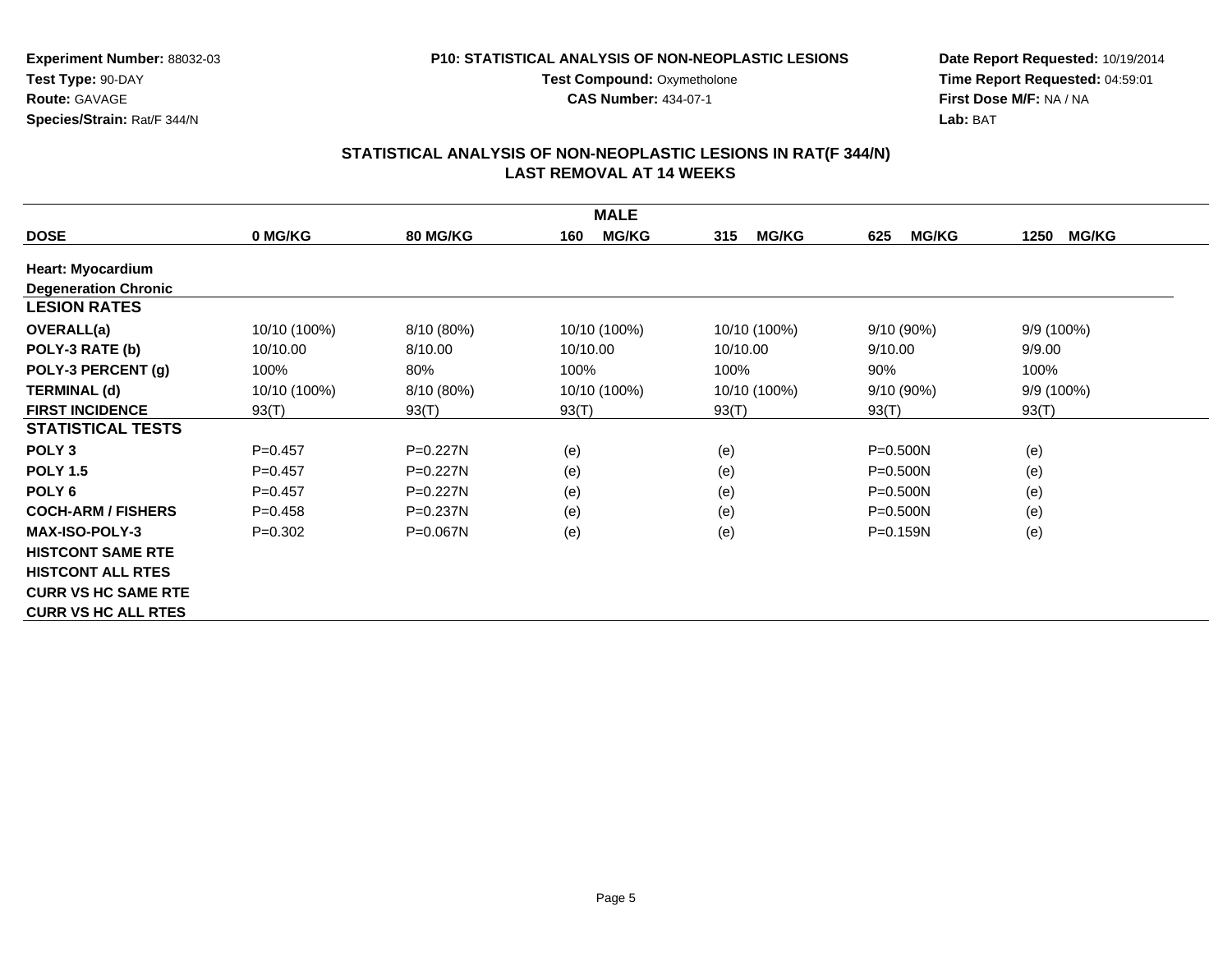**Experiment Number:** 88032-03
**Test Type:** 90-DAY
**Route:** GAVAGE
**Species/Strain:** Rat/F 344/N

**P10: STATISTICAL ANALYSIS OF NON-NEOPLASTIC LESIONS**
**Test Compound:** Oxymetholone
**CAS Number:** 434-07-1

**Date Report Requested:** 10/19/2014
**Time Report Requested:** 04:59:01
**First Dose M/F:** NA / NA
**Lab:** BAT

## STATISTICAL ANALYSIS OF NON-NEOPLASTIC LESIONS IN RAT(F 344/N)
## LAST REMOVAL AT 14 WEEKS

| MALE | | | | | | |
|---|---|---|---|---|---|---|
| **DOSE** | **0 MG/KG** | **80 MG/KG** | **160 MG/KG** | **315 MG/KG** | **625 MG/KG** | **1250 MG/KG** |
| **Heart: Myocardium** | | | | | | |
| **Degeneration Chronic** | | | | | | |
| **LESION RATES** | | | | | | |
| **OVERALL(a)** | 10/10 (100%) | 8/10 (80%) | 10/10 (100%) | 10/10 (100%) | 9/10 (90%) | 9/9 (100%) |
| **POLY-3 RATE (b)** | 10/10.00 | 8/10.00 | 10/10.00 | 10/10.00 | 9/10.00 | 9/9.00 |
| **POLY-3 PERCENT (g)** | 100% | 80% | 100% | 100% | 90% | 100% |
| **TERMINAL (d)** | 10/10 (100%) | 8/10 (80%) | 10/10 (100%) | 10/10 (100%) | 9/10 (90%) | 9/9 (100%) |
| **FIRST INCIDENCE** | 93(T) | 93(T) | 93(T) | 93(T) | 93(T) | 93(T) |
| **STATISTICAL TESTS** | | | | | | |
| **POLY 3** | P=0.457 | P=0.227N | (e) | (e) | P=0.500N | (e) |
| **POLY 1.5** | P=0.457 | P=0.227N | (e) | (e) | P=0.500N | (e) |
| **POLY 6** | P=0.457 | P=0.227N | (e) | (e) | P=0.500N | (e) |
| **COCH-ARM / FISHERS** | P=0.458 | P=0.237N | (e) | (e) | P=0.500N | (e) |
| **MAX-ISO-POLY-3** | P=0.302 | P=0.067N | (e) | (e) | P=0.159N | (e) |
| **HISTCONT SAME RTE** | | | | | | |
| **HISTCONT ALL RTES** | | | | | | |
| **CURR VS HC SAME RTE** | | | | | | |
| **CURR VS HC ALL RTES** | | | | | | |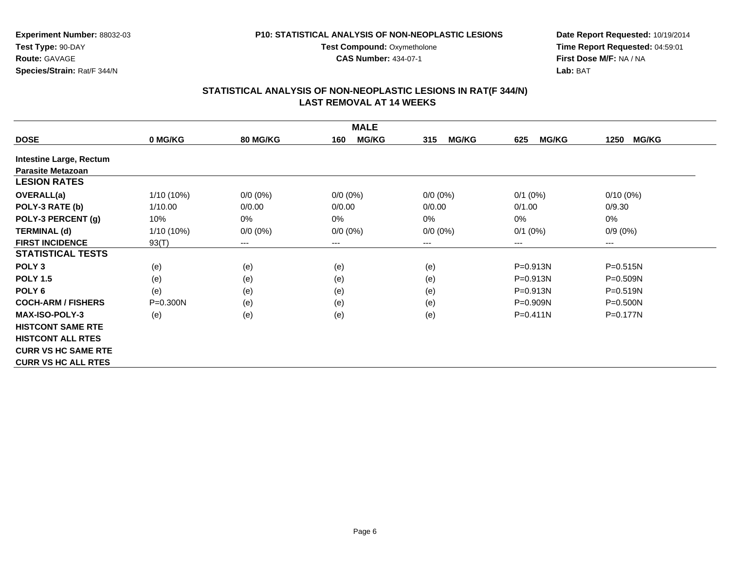**Experiment Number:** 88032-03
**Test Type:** 90-DAY
**Route:** GAVAGE
**Species/Strain:** Rat/F 344/N

**P10: STATISTICAL ANALYSIS OF NON-NEOPLASTIC LESIONS**
**Test Compound:** Oxymetholone
**CAS Number:** 434-07-1

**Date Report Requested:** 10/19/2014
**Time Report Requested:** 04:59:01
**First Dose M/F:** NA / NA
**Lab:** BAT

## STATISTICAL ANALYSIS OF NON-NEOPLASTIC LESIONS IN RAT(F 344/N) LAST REMOVAL AT 14 WEEKS

| | MALE | | | | | |
|---|---|---|---|---|---|---|
| **DOSE** | **0 MG/KG** | **80 MG/KG** | **160 MG/KG** | **315 MG/KG** | **625 MG/KG** | **1250 MG/KG** |
| **Intestine Large, Rectum** | | | | | | |
| **Parasite Metazoan** | | | | | | |
| **LESION RATES** | | | | | | |
| **OVERALL(a)** | 1/10 (10%) | 0/0 (0%) | 0/0 (0%) | 0/0 (0%) | 0/1 (0%) | 0/10 (0%) |
| **POLY-3 RATE (b)** | 1/10.00 | 0/0.00 | 0/0.00 | 0/0.00 | 0/1.00 | 0/9.30 |
| **POLY-3 PERCENT (g)** | 10% | 0% | 0% | 0% | 0% | 0% |
| **TERMINAL (d)** | 1/10 (10%) | 0/0 (0%) | 0/0 (0%) | 0/0 (0%) | 0/1 (0%) | 0/9 (0%) |
| **FIRST INCIDENCE** | 93(T) | --- | --- | --- | --- | --- |
| **STATISTICAL TESTS** | | | | | | |
| **POLY 3** | (e) | (e) | (e) | (e) | P=0.913N | P=0.515N |
| **POLY 1.5** | (e) | (e) | (e) | (e) | P=0.913N | P=0.509N |
| **POLY 6** | (e) | (e) | (e) | (e) | P=0.913N | P=0.519N |
| **COCH-ARM / FISHERS** | P=0.300N | (e) | (e) | (e) | P=0.909N | P=0.500N |
| **MAX-ISO-POLY-3** | (e) | (e) | (e) | (e) | P=0.411N | P=0.177N |
| **HISTCONT SAME RTE** | | | | | | |
| **HISTCONT ALL RTES** | | | | | | |
| **CURR VS HC SAME RTE** | | | | | | |
| **CURR VS HC ALL RTES** | | | | | | |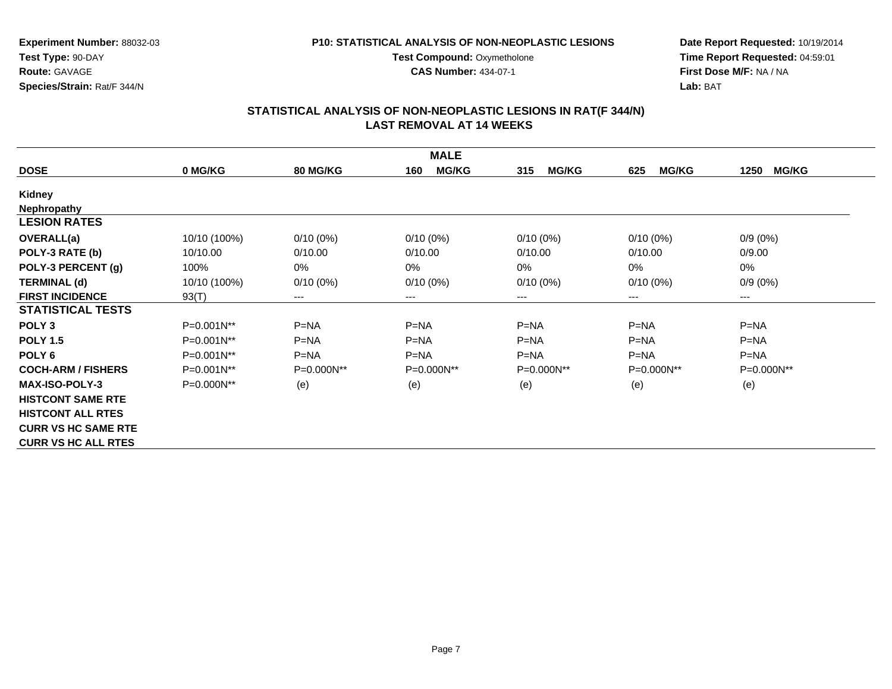**Experiment Number:** 88032-03
**Test Type:** 90-DAY
**Route:** GAVAGE
**Species/Strain:** Rat/F 344/N

**P10: STATISTICAL ANALYSIS OF NON-NEOPLASTIC LESIONS**
**Test Compound:** Oxymetholone
**CAS Number:** 434-07-1

**Date Report Requested:** 10/19/2014
**Time Report Requested:** 04:59:01
**First Dose M/F:** NA / NA
**Lab:** BAT

## STATISTICAL ANALYSIS OF NON-NEOPLASTIC LESIONS IN RAT(F 344/N) LAST REMOVAL AT 14 WEEKS

| | | | MALE | | | |
|---|---|---|---|---|---|---|
| **DOSE** | **0 MG/KG** | **80 MG/KG** | **160 MG/KG** | **315 MG/KG** | **625 MG/KG** | **1250 MG/KG** |
| **Kidney** | | | | | | |
| **Nephropathy** | | | | | | |
| **LESION RATES** | | | | | | |
| **OVERALL(a)** | 10/10 (100%) | 0/10 (0%) | 0/10 (0%) | 0/10 (0%) | 0/10 (0%) | 0/9 (0%) |
| **POLY-3 RATE (b)** | 10/10.00 | 0/10.00 | 0/10.00 | 0/10.00 | 0/10.00 | 0/9.00 |
| **POLY-3 PERCENT (g)** | 100% | 0% | 0% | 0% | 0% | 0% |
| **TERMINAL (d)** | 10/10 (100%) | 0/10 (0%) | 0/10 (0%) | 0/10 (0%) | 0/10 (0%) | 0/9 (0%) |
| **FIRST INCIDENCE** | 93(T) | --- | --- | --- | --- | --- |
| **STATISTICAL TESTS** | | | | | | |
| **POLY 3** | P=0.001N** | P=NA | P=NA | P=NA | P=NA | P=NA |
| **POLY 1.5** | P=0.001N** | P=NA | P=NA | P=NA | P=NA | P=NA |
| **POLY 6** | P=0.001N** | P=NA | P=NA | P=NA | P=NA | P=NA |
| **COCH-ARM / FISHERS** | P=0.001N** | P=0.000N** | P=0.000N** | P=0.000N** | P=0.000N** | P=0.000N** |
| **MAX-ISO-POLY-3** | P=0.000N** | (e) | (e) | (e) | (e) | (e) |
| **HISTCONT SAME RTE** | | | | | | |
| **HISTCONT ALL RTES** | | | | | | |
| **CURR VS HC SAME RTE** | | | | | | |
| **CURR VS HC ALL RTES** | | | | | | |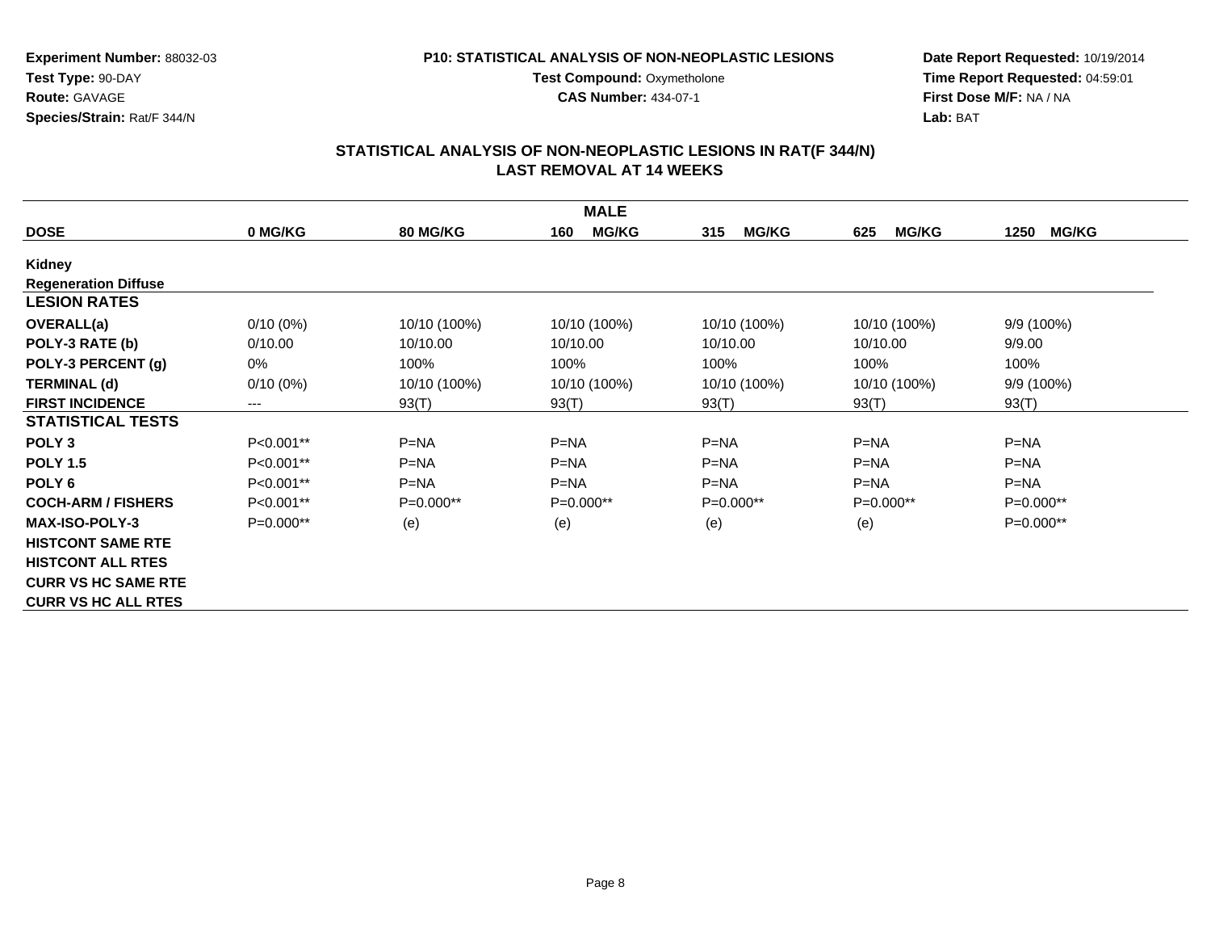**Experiment Number:** 88032-03
**Test Type:** 90-DAY
**Route:** GAVAGE
**Species/Strain:** Rat/F 344/N

**P10: STATISTICAL ANALYSIS OF NON-NEOPLASTIC LESIONS**
**Test Compound:** Oxymetholone
**CAS Number:** 434-07-1

**Date Report Requested:** 10/19/2014
**Time Report Requested:** 04:59:01
**First Dose M/F:** NA / NA
**Lab:** BAT

## STATISTICAL ANALYSIS OF NON-NEOPLASTIC LESIONS IN RAT(F 344/N) LAST REMOVAL AT 14 WEEKS

| MALE | | | | | | |
|---|---|---|---|---|---|---|
| **DOSE** | **0 MG/KG** | **80 MG/KG** | **160 MG/KG** | **315 MG/KG** | **625 MG/KG** | **1250 MG/KG** |
| **Kidney** | | | | | | |
| **Regeneration Diffuse** | | | | | | |
| **LESION RATES** | | | | | | |
| **OVERALL(a)** | 0/10 (0%) | 10/10 (100%) | 10/10 (100%) | 10/10 (100%) | 10/10 (100%) | 9/9 (100%) |
| **POLY-3 RATE (b)** | 0/10.00 | 10/10.00 | 10/10.00 | 10/10.00 | 10/10.00 | 9/9.00 |
| **POLY-3 PERCENT (g)** | 0% | 100% | 100% | 100% | 100% | 100% |
| **TERMINAL (d)** | 0/10 (0%) | 10/10 (100%) | 10/10 (100%) | 10/10 (100%) | 10/10 (100%) | 9/9 (100%) |
| **FIRST INCIDENCE** | --- | 93(T) | 93(T) | 93(T) | 93(T) | 93(T) |
| **STATISTICAL TESTS** | | | | | | |
| **POLY 3** | P<0.001** | P=NA | P=NA | P=NA | P=NA | P=NA |
| **POLY 1.5** | P<0.001** | P=NA | P=NA | P=NA | P=NA | P=NA |
| **POLY 6** | P<0.001** | P=NA | P=NA | P=NA | P=NA | P=NA |
| **COCH-ARM / FISHERS** | P<0.001** | P=0.000** | P=0.000** | P=0.000** | P=0.000** | P=0.000** |
| **MAX-ISO-POLY-3** | P=0.000** | (e) | (e) | (e) | (e) | P=0.000** |
| **HISTCONT SAME RTE** | | | | | | |
| **HISTCONT ALL RTES** | | | | | | |
| **CURR VS HC SAME RTE** | | | | | | |
| **CURR VS HC ALL RTES** | | | | | | |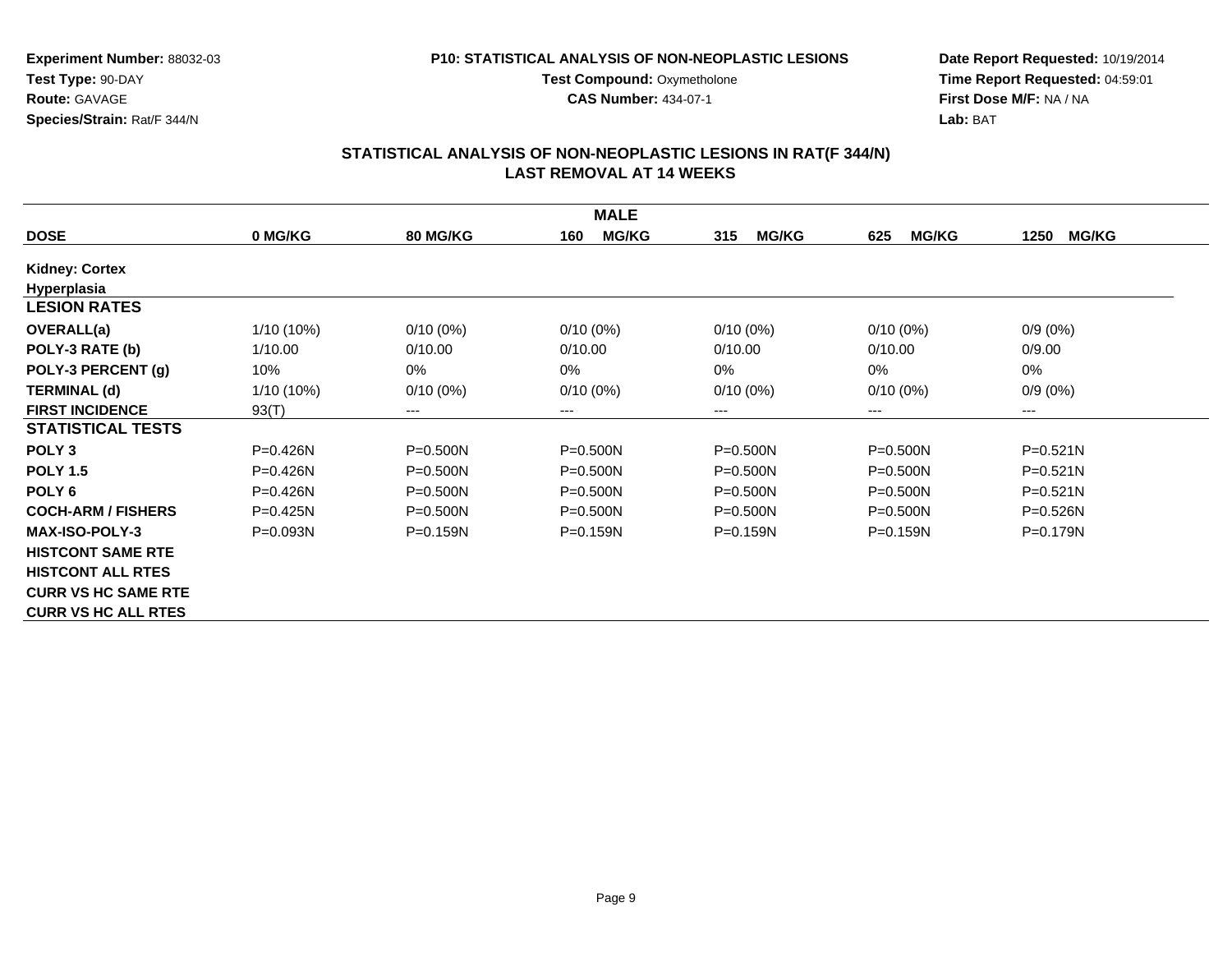**Experiment Number:** 88032-03
**Test Type:** 90-DAY
**Route:** GAVAGE
**Species/Strain:** Rat/F 344/N

**P10: STATISTICAL ANALYSIS OF NON-NEOPLASTIC LESIONS**
**Test Compound:** Oxymetholone
**CAS Number:** 434-07-1

**Date Report Requested:** 10/19/2014
**Time Report Requested:** 04:59:01
**First Dose M/F:** NA / NA
**Lab:** BAT

## STATISTICAL ANALYSIS OF NON-NEOPLASTIC LESIONS IN RAT(F 344/N)
## LAST REMOVAL AT 14 WEEKS

| MALE | | | | | | |
|---|---|---|---|---|---|---|
| **DOSE** | **0 MG/KG** | **80 MG/KG** | **160 MG/KG** | **315 MG/KG** | **625 MG/KG** | **1250 MG/KG** |
| **Kidney: Cortex** | | | | | | |
| **Hyperplasia** | | | | | | |
| **LESION RATES** | | | | | | |
| **OVERALL(a)** | 1/10 (10%) | 0/10 (0%) | 0/10 (0%) | 0/10 (0%) | 0/10 (0%) | 0/9 (0%) |
| **POLY-3 RATE (b)** | 1/10.00 | 0/10.00 | 0/10.00 | 0/10.00 | 0/10.00 | 0/9.00 |
| **POLY-3 PERCENT (g)** | 10% | 0% | 0% | 0% | 0% | 0% |
| **TERMINAL (d)** | 1/10 (10%) | 0/10 (0%) | 0/10 (0%) | 0/10 (0%) | 0/10 (0%) | 0/9 (0%) |
| **FIRST INCIDENCE** | 93(T) | --- | --- | --- | --- | --- |
| **STATISTICAL TESTS** | | | | | | |
| **POLY 3** | P=0.426N | P=0.500N | P=0.500N | P=0.500N | P=0.500N | P=0.521N |
| **POLY 1.5** | P=0.426N | P=0.500N | P=0.500N | P=0.500N | P=0.500N | P=0.521N |
| **POLY 6** | P=0.426N | P=0.500N | P=0.500N | P=0.500N | P=0.500N | P=0.521N |
| **COCH-ARM / FISHERS** | P=0.425N | P=0.500N | P=0.500N | P=0.500N | P=0.500N | P=0.526N |
| **MAX-ISO-POLY-3** | P=0.093N | P=0.159N | P=0.159N | P=0.159N | P=0.159N | P=0.179N |
| **HISTCONT SAME RTE** | | | | | | |
| **HISTCONT ALL RTES** | | | | | | |
| **CURR VS HC SAME RTE** | | | | | | |
| **CURR VS HC ALL RTES** | | | | | | |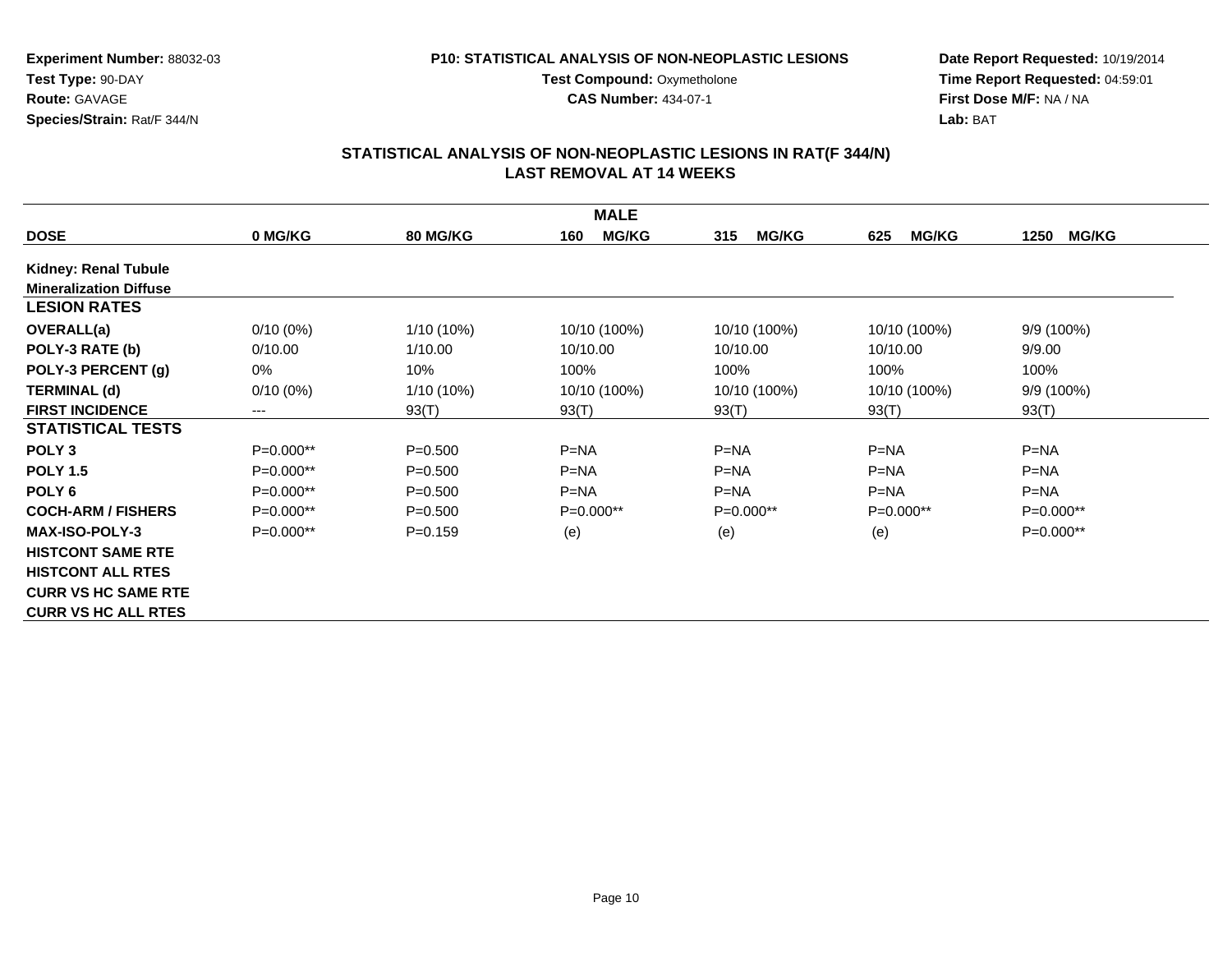**Experiment Number:** 88032-03
**Test Type:** 90-DAY
**Route:** GAVAGE
**Species/Strain:** Rat/F 344/N

**P10: STATISTICAL ANALYSIS OF NON-NEOPLASTIC LESIONS**
**Test Compound:** Oxymetholone
**CAS Number:** 434-07-1

**Date Report Requested:** 10/19/2014
**Time Report Requested:** 04:59:01
**First Dose M/F:** NA / NA
**Lab:** BAT

## STATISTICAL ANALYSIS OF NON-NEOPLASTIC LESIONS IN RAT(F 344/N) LAST REMOVAL AT 14 WEEKS

| | MALE | | | | | |
|---|---|---|---|---|---|---|
| **DOSE** | **0 MG/KG** | **80 MG/KG** | **160 MG/KG** | **315 MG/KG** | **625 MG/KG** | **1250 MG/KG** |
| **Kidney: Renal Tubule Mineralization Diffuse** | | | | | | |
| **LESION RATES** | | | | | | |
| **OVERALL(a)** | 0/10 (0%) | 1/10 (10%) | 10/10 (100%) | 10/10 (100%) | 10/10 (100%) | 9/9 (100%) |
| **POLY-3 RATE (b)** | 0/10.00 | 1/10.00 | 10/10.00 | 10/10.00 | 10/10.00 | 9/9.00 |
| **POLY-3 PERCENT (g)** | 0% | 10% | 100% | 100% | 100% | 100% |
| **TERMINAL (d)** | 0/10 (0%) | 1/10 (10%) | 10/10 (100%) | 10/10 (100%) | 10/10 (100%) | 9/9 (100%) |
| **FIRST INCIDENCE** | --- | 93(T) | 93(T) | 93(T) | 93(T) | 93(T) |
| **STATISTICAL TESTS** | | | | | | |
| **POLY 3** | P=0.000** | P=0.500 | P=NA | P=NA | P=NA | P=NA |
| **POLY 1.5** | P=0.000** | P=0.500 | P=NA | P=NA | P=NA | P=NA |
| **POLY 6** | P=0.000** | P=0.500 | P=NA | P=NA | P=NA | P=NA |
| **COCH-ARM / FISHERS** | P=0.000** | P=0.500 | P=0.000** | P=0.000** | P=0.000** | P=0.000** |
| **MAX-ISO-POLY-3** | P=0.000** | P=0.159 | (e) | (e) | (e) | P=0.000** |
| **HISTCONT SAME RTE** | | | | | | |
| **HISTCONT ALL RTES** | | | | | | |
| **CURR VS HC SAME RTE** | | | | | | |
| **CURR VS HC ALL RTES** | | | | | | |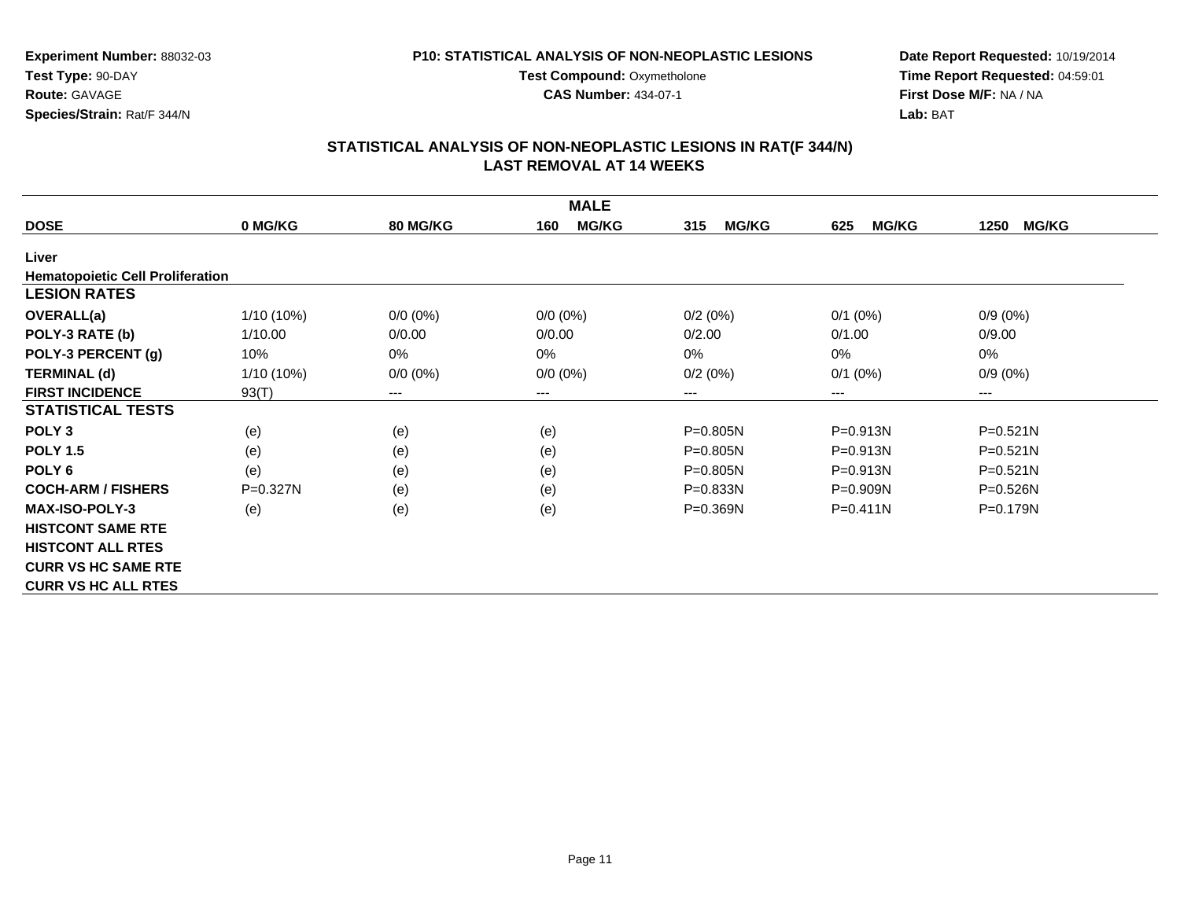**Experiment Number:** 88032-03
**Test Type:** 90-DAY
**Route:** GAVAGE
**Species/Strain:** Rat/F 344/N

**P10: STATISTICAL ANALYSIS OF NON-NEOPLASTIC LESIONS**
**Test Compound:** Oxymetholone
**CAS Number:** 434-07-1

**Date Report Requested:** 10/19/2014
**Time Report Requested:** 04:59:01
**First Dose M/F:** NA / NA
**Lab:** BAT

## STATISTICAL ANALYSIS OF NON-NEOPLASTIC LESIONS IN RAT(F 344/N) LAST REMOVAL AT 14 WEEKS

| MALE | | | | | | |
|---|---|---|---|---|---|---|
| **DOSE** | **0 MG/KG** | **80 MG/KG** | **160 MG/KG** | **315 MG/KG** | **625 MG/KG** | **1250 MG/KG** |
| **Liver** | | | | | | |
| **Hematopoietic Cell Proliferation** | | | | | | |
| **LESION RATES** | | | | | | |
| **OVERALL(a)** | 1/10 (10%) | 0/0 (0%) | 0/0 (0%) | 0/2 (0%) | 0/1 (0%) | 0/9 (0%) |
| **POLY-3 RATE (b)** | 1/10.00 | 0/0.00 | 0/0.00 | 0/2.00 | 0/1.00 | 0/9.00 |
| **POLY-3 PERCENT (g)** | 10% | 0% | 0% | 0% | 0% | 0% |
| **TERMINAL (d)** | 1/10 (10%) | 0/0 (0%) | 0/0 (0%) | 0/2 (0%) | 0/1 (0%) | 0/9 (0%) |
| **FIRST INCIDENCE** | 93(T) | --- | --- | --- | --- | --- |
| **STATISTICAL TESTS** | | | | | | |
| **POLY 3** | (e) | (e) | (e) | P=0.805N | P=0.913N | P=0.521N |
| **POLY 1.5** | (e) | (e) | (e) | P=0.805N | P=0.913N | P=0.521N |
| **POLY 6** | (e) | (e) | (e) | P=0.805N | P=0.913N | P=0.521N |
| **COCH-ARM / FISHERS** | P=0.327N | (e) | (e) | P=0.833N | P=0.909N | P=0.526N |
| **MAX-ISO-POLY-3** | (e) | (e) | (e) | P=0.369N | P=0.411N | P=0.179N |
| **HISTCONT SAME RTE** | | | | | | |
| **HISTCONT ALL RTES** | | | | | | |
| **CURR VS HC SAME RTE** | | | | | | |
| **CURR VS HC ALL RTES** | | | | | | |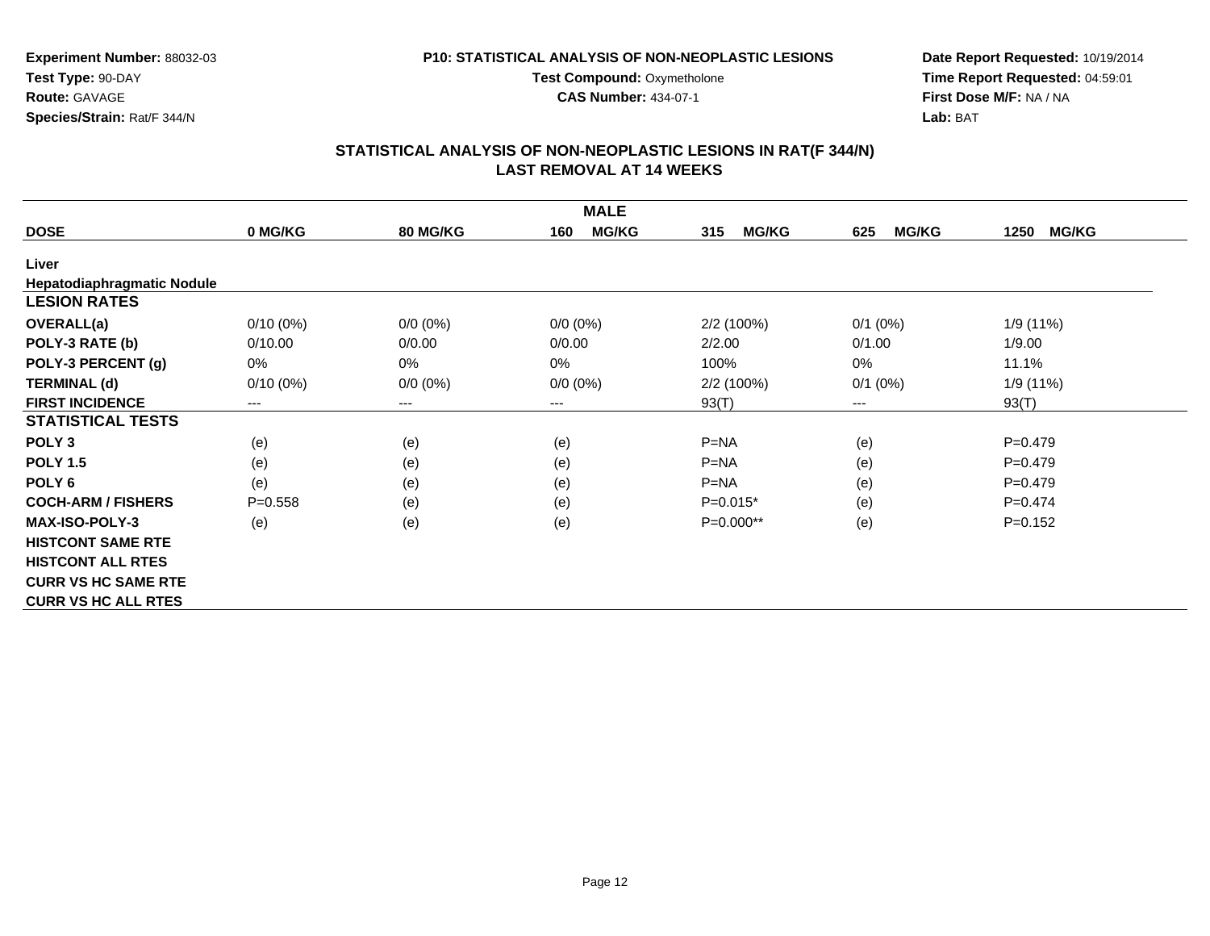**Experiment Number:** 88032-03
**Test Type:** 90-DAY
**Route:** GAVAGE
**Species/Strain:** Rat/F 344/N

**P10: STATISTICAL ANALYSIS OF NON-NEOPLASTIC LESIONS**
**Test Compound:** Oxymetholone
**CAS Number:** 434-07-1

**Date Report Requested:** 10/19/2014
**Time Report Requested:** 04:59:01
**First Dose M/F:** NA / NA
**Lab:** BAT

## STATISTICAL ANALYSIS OF NON-NEOPLASTIC LESIONS IN RAT(F 344/N)
## LAST REMOVAL AT 14 WEEKS

| MALE | | | | | | |
|---|---|---|---|---|---|---|
| **DOSE** | **0 MG/KG** | **80 MG/KG** | **160 MG/KG** | **315 MG/KG** | **625 MG/KG** | **1250 MG/KG** |
| **Liver** | | | | | | |
| **Hepatodiaphragmatic Nodule** | | | | | | |
| **LESION RATES** | | | | | | |
| **OVERALL(a)** | 0/10 (0%) | 0/0 (0%) | 0/0 (0%) | 2/2 (100%) | 0/1 (0%) | 1/9 (11%) |
| **POLY-3 RATE (b)** | 0/10.00 | 0/0.00 | 0/0.00 | 2/2.00 | 0/1.00 | 1/9.00 |
| **POLY-3 PERCENT (g)** | 0% | 0% | 0% | 100% | 0% | 11.1% |
| **TERMINAL (d)** | 0/10 (0%) | 0/0 (0%) | 0/0 (0%) | 2/2 (100%) | 0/1 (0%) | 1/9 (11%) |
| **FIRST INCIDENCE** | --- | --- | --- | 93(T) | --- | 93(T) |
| **STATISTICAL TESTS** | | | | | | |
| **POLY 3** | (e) | (e) | (e) | P=NA | (e) | P=0.479 |
| **POLY 1.5** | (e) | (e) | (e) | P=NA | (e) | P=0.479 |
| **POLY 6** | (e) | (e) | (e) | P=NA | (e) | P=0.479 |
| **COCH-ARM / FISHERS** | P=0.558 | (e) | (e) | P=0.015* | (e) | P=0.474 |
| **MAX-ISO-POLY-3** | (e) | (e) | (e) | P=0.000** | (e) | P=0.152 |
| **HISTCONT SAME RTE** | | | | | | |
| **HISTCONT ALL RTES** | | | | | | |
| **CURR VS HC SAME RTE** | | | | | | |
| **CURR VS HC ALL RTES** | | | | | | |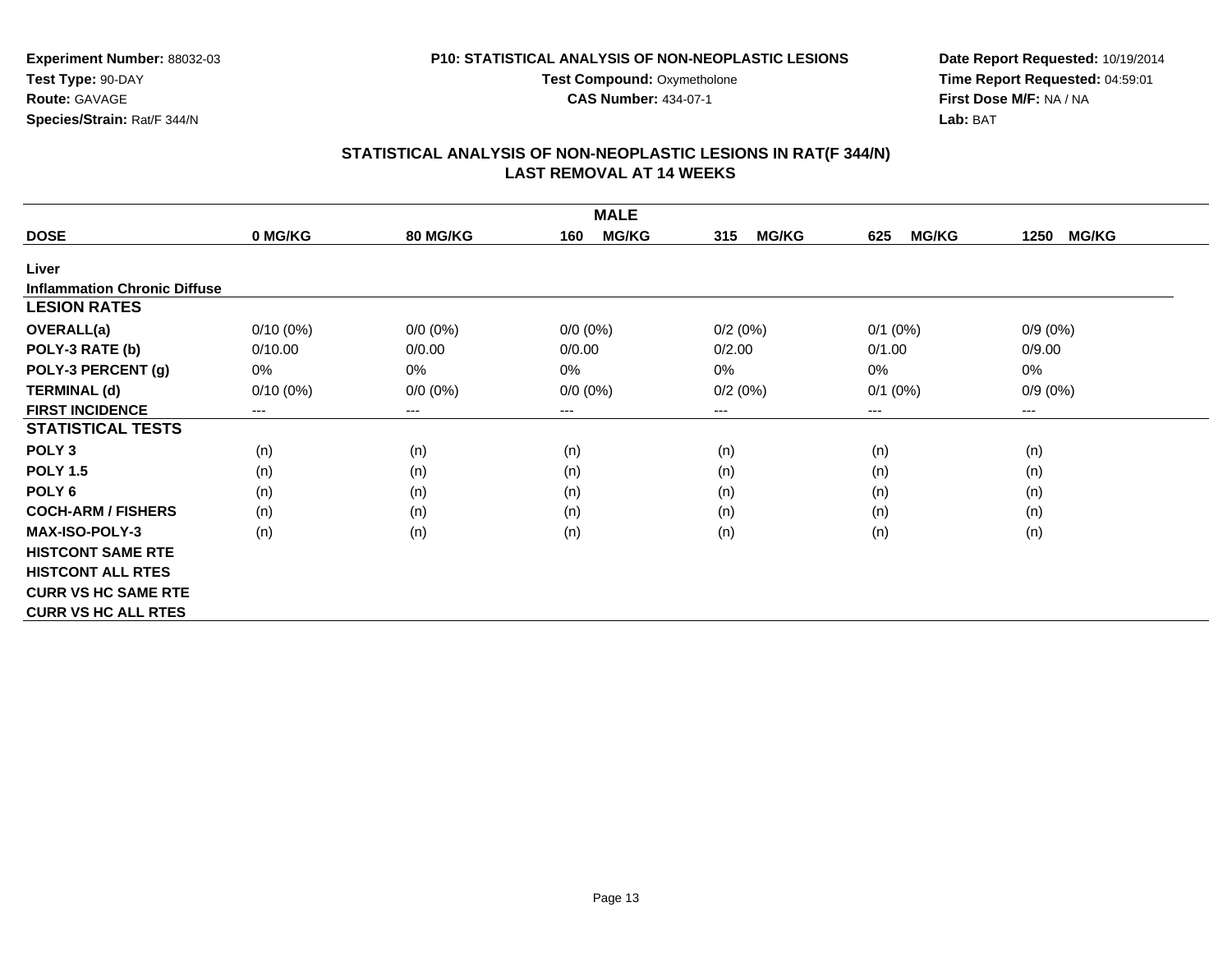**Experiment Number:** 88032-03
**Test Type:** 90-DAY
**Route:** GAVAGE
**Species/Strain:** Rat/F 344/N

**P10: STATISTICAL ANALYSIS OF NON-NEOPLASTIC LESIONS**
**Test Compound:** Oxymetholone
**CAS Number:** 434-07-1

**Date Report Requested:** 10/19/2014
**Time Report Requested:** 04:59:01
**First Dose M/F:** NA / NA
**Lab:** BAT

## STATISTICAL ANALYSIS OF NON-NEOPLASTIC LESIONS IN RAT(F 344/N)
## LAST REMOVAL AT 14 WEEKS

| | MALE | | | | | |
|---|---|---|---|---|---|---|
| **DOSE** | **0 MG/KG** | **80 MG/KG** | **160 MG/KG** | **315 MG/KG** | **625 MG/KG** | **1250 MG/KG** |
| **Liver** | | | | | | |
| **Inflammation Chronic Diffuse** | | | | | | |
| **LESION RATES** | | | | | | |
| **OVERALL(a)** | 0/10 (0%) | 0/0 (0%) | 0/0 (0%) | 0/2 (0%) | 0/1 (0%) | 0/9 (0%) |
| **POLY-3 RATE (b)** | 0/10.00 | 0/0.00 | 0/0.00 | 0/2.00 | 0/1.00 | 0/9.00 |
| **POLY-3 PERCENT (g)** | 0% | 0% | 0% | 0% | 0% | 0% |
| **TERMINAL (d)** | 0/10 (0%) | 0/0 (0%) | 0/0 (0%) | 0/2 (0%) | 0/1 (0%) | 0/9 (0%) |
| **FIRST INCIDENCE** | --- | --- | --- | --- | --- | --- |
| **STATISTICAL TESTS** | | | | | | |
| **POLY 3** | (n) | (n) | (n) | (n) | (n) | (n) |
| **POLY 1.5** | (n) | (n) | (n) | (n) | (n) | (n) |
| **POLY 6** | (n) | (n) | (n) | (n) | (n) | (n) |
| **COCH-ARM / FISHERS** | (n) | (n) | (n) | (n) | (n) | (n) |
| **MAX-ISO-POLY-3** | (n) | (n) | (n) | (n) | (n) | (n) |
| **HISTCONT SAME RTE** | | | | | | |
| **HISTCONT ALL RTES** | | | | | | |
| **CURR VS HC SAME RTE** | | | | | | |
| **CURR VS HC ALL RTES** | | | | | | |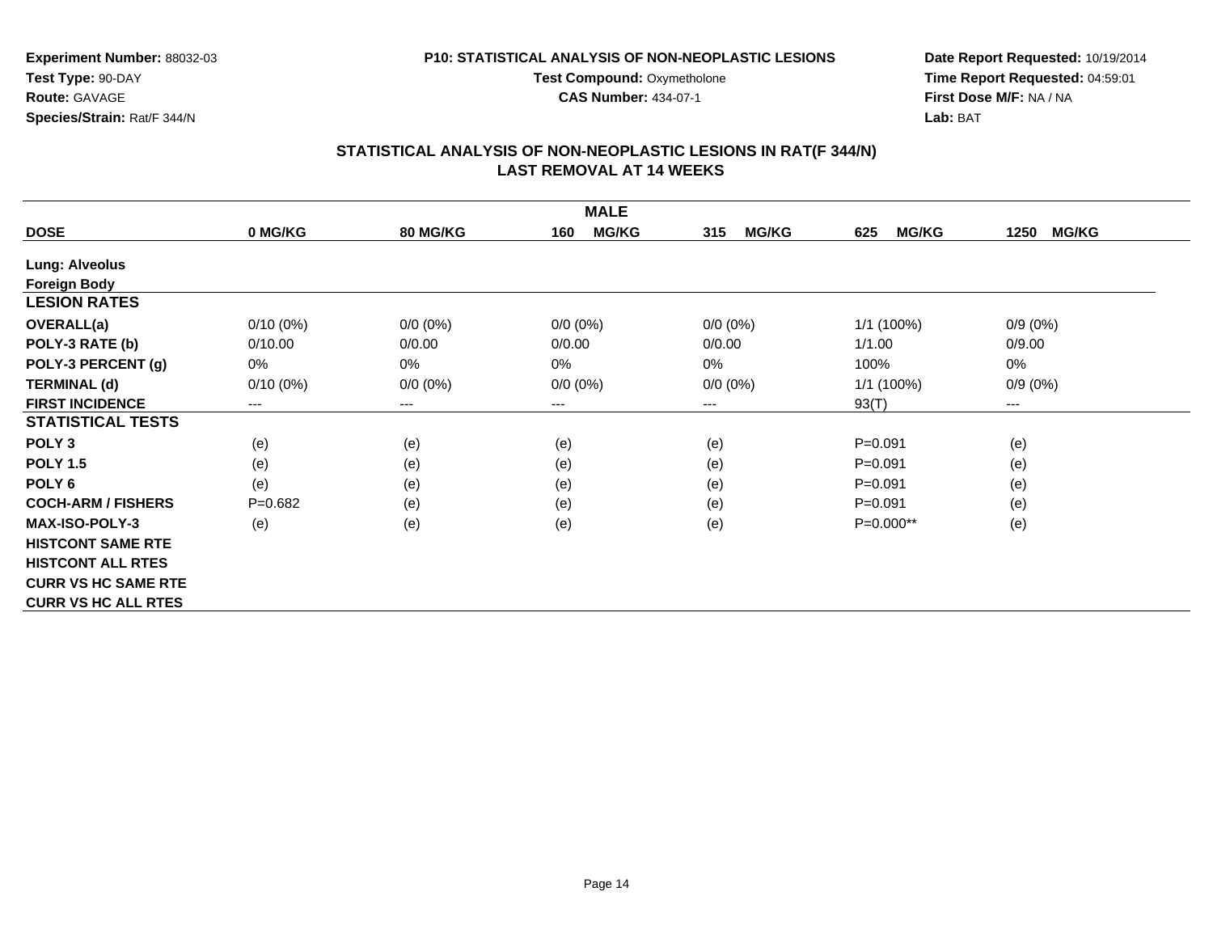**Experiment Number:** 88032-03
**Test Type:** 90-DAY
**Route:** GAVAGE
**Species/Strain:** Rat/F 344/N

**P10: STATISTICAL ANALYSIS OF NON-NEOPLASTIC LESIONS**
**Test Compound:** Oxymetholone
**CAS Number:** 434-07-1

**Date Report Requested:** 10/19/2014
**Time Report Requested:** 04:59:01
**First Dose M/F:** NA / NA
**Lab:** BAT

## STATISTICAL ANALYSIS OF NON-NEOPLASTIC LESIONS IN RAT(F 344/N) LAST REMOVAL AT 14 WEEKS

| | MALE | | | | | |
|---|---|---|---|---|---|---|
| **DOSE** | **0 MG/KG** | **80 MG/KG** | **160 MG/KG** | **315 MG/KG** | **625 MG/KG** | **1250 MG/KG** |
| **Lung: Alveolus** | | | | | | |
| **Foreign Body** | | | | | | |
| **LESION RATES** | | | | | | |
| **OVERALL(a)** | 0/10 (0%) | 0/0 (0%) | 0/0 (0%) | 0/0 (0%) | 1/1 (100%) | 0/9 (0%) |
| **POLY-3 RATE (b)** | 0/10.00 | 0/0.00 | 0/0.00 | 0/0.00 | 1/1.00 | 0/9.00 |
| **POLY-3 PERCENT (g)** | 0% | 0% | 0% | 0% | 100% | 0% |
| **TERMINAL (d)** | 0/10 (0%) | 0/0 (0%) | 0/0 (0%) | 0/0 (0%) | 1/1 (100%) | 0/9 (0%) |
| **FIRST INCIDENCE** | --- | --- | --- | --- | 93(T) | --- |
| **STATISTICAL TESTS** | | | | | | |
| **POLY 3** | (e) | (e) | (e) | (e) | P=0.091 | (e) |
| **POLY 1.5** | (e) | (e) | (e) | (e) | P=0.091 | (e) |
| **POLY 6** | (e) | (e) | (e) | (e) | P=0.091 | (e) |
| **COCH-ARM / FISHERS** | P=0.682 | (e) | (e) | (e) | P=0.091 | (e) |
| **MAX-ISO-POLY-3** | (e) | (e) | (e) | (e) | P=0.000** | (e) |
| **HISTCONT SAME RTE** | | | | | | |
| **HISTCONT ALL RTES** | | | | | | |
| **CURR VS HC SAME RTE** | | | | | | |
| **CURR VS HC ALL RTES** | | | | | | |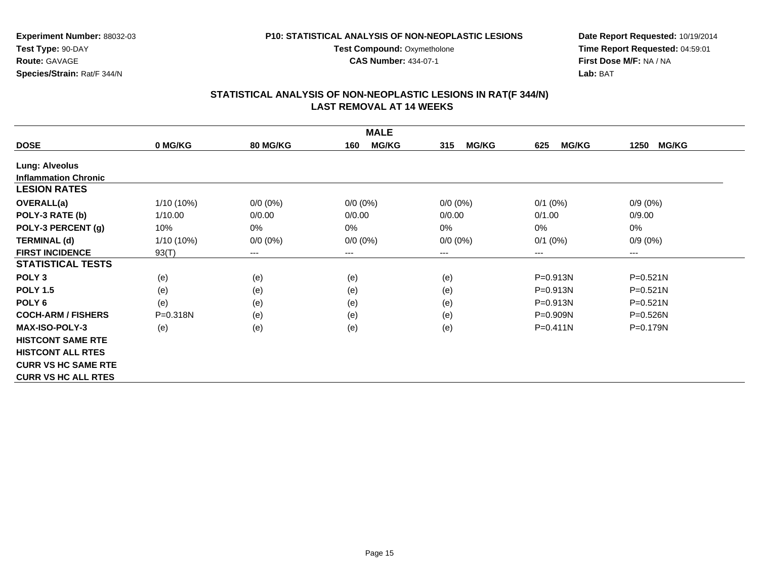**Experiment Number:** 88032-03
**Test Type:** 90-DAY
**Route:** GAVAGE
**Species/Strain:** Rat/F 344/N

**P10: STATISTICAL ANALYSIS OF NON-NEOPLASTIC LESIONS**
**Test Compound:** Oxymetholone
**CAS Number:** 434-07-1

**Date Report Requested:** 10/19/2014
**Time Report Requested:** 04:59:01
**First Dose M/F:** NA / NA
**Lab:** BAT

## STATISTICAL ANALYSIS OF NON-NEOPLASTIC LESIONS IN RAT(F 344/N) LAST REMOVAL AT 14 WEEKS

| MALE | | | | | | |
|---|---|---|---|---|---|---|
| **DOSE** | **0 MG/KG** | **80 MG/KG** | **160 MG/KG** | **315 MG/KG** | **625 MG/KG** | **1250 MG/KG** |
| **Lung: Alveolus** | | | | | | |
| **Inflammation Chronic** | | | | | | |
| **LESION RATES** | | | | | | |
| **OVERALL(a)** | 1/10 (10%) | 0/0 (0%) | 0/0 (0%) | 0/0 (0%) | 0/1 (0%) | 0/9 (0%) |
| **POLY-3 RATE (b)** | 1/10.00 | 0/0.00 | 0/0.00 | 0/0.00 | 0/1.00 | 0/9.00 |
| **POLY-3 PERCENT (g)** | 10% | 0% | 0% | 0% | 0% | 0% |
| **TERMINAL (d)** | 1/10 (10%) | 0/0 (0%) | 0/0 (0%) | 0/0 (0%) | 0/1 (0%) | 0/9 (0%) |
| **FIRST INCIDENCE** | 93(T) | --- | --- | --- | --- | --- |
| **STATISTICAL TESTS** | | | | | | |
| **POLY 3** | (e) | (e) | (e) | (e) | P=0.913N | P=0.521N |
| **POLY 1.5** | (e) | (e) | (e) | (e) | P=0.913N | P=0.521N |
| **POLY 6** | (e) | (e) | (e) | (e) | P=0.913N | P=0.521N |
| **COCH-ARM / FISHERS** | P=0.318N | (e) | (e) | (e) | P=0.909N | P=0.526N |
| **MAX-ISO-POLY-3** | (e) | (e) | (e) | (e) | P=0.411N | P=0.179N |
| **HISTCONT SAME RTE** | | | | | | |
| **HISTCONT ALL RTES** | | | | | | |
| **CURR VS HC SAME RTE** | | | | | | |
| **CURR VS HC ALL RTES** | | | | | | |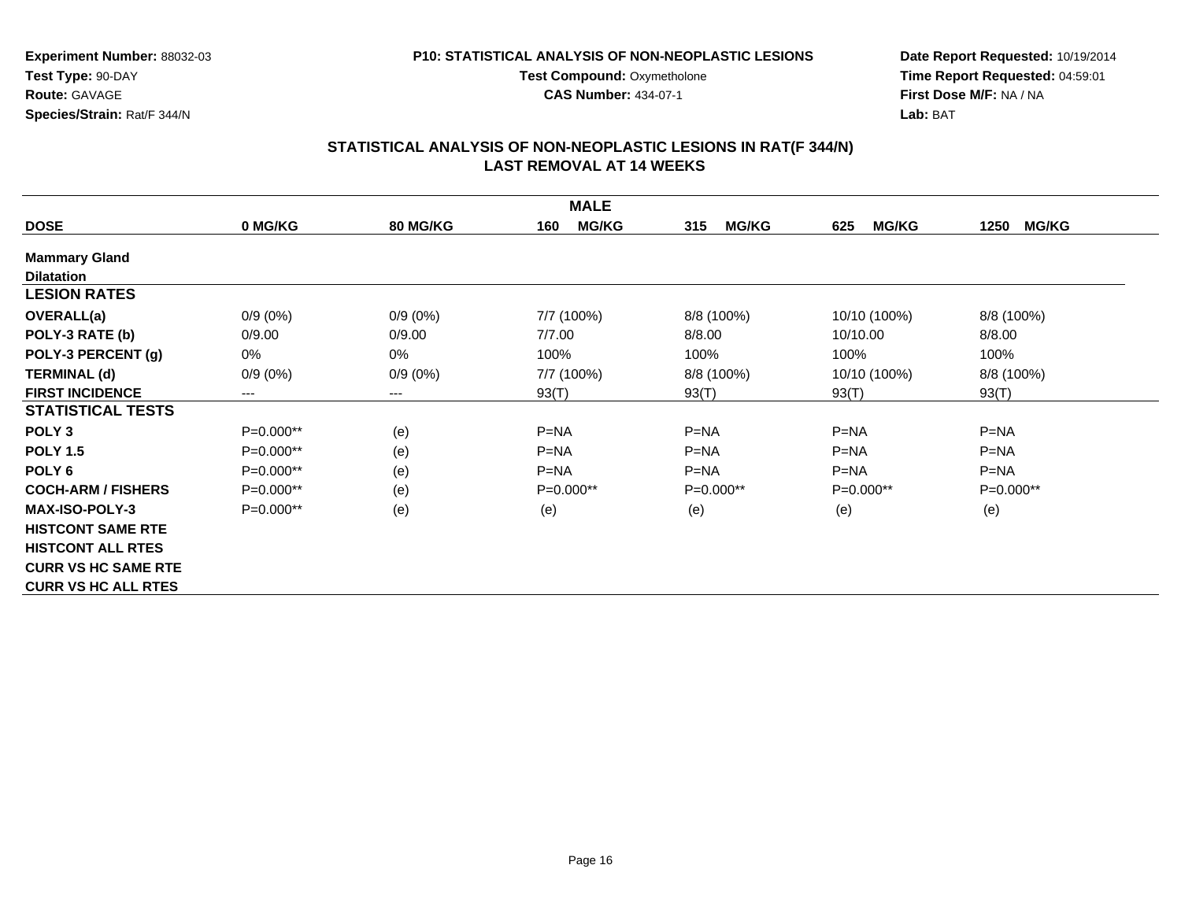**Experiment Number:** 88032-03
**Test Type:** 90-DAY
**Route:** GAVAGE
**Species/Strain:** Rat/F 344/N

**P10: STATISTICAL ANALYSIS OF NON-NEOPLASTIC LESIONS**
**Test Compound:** Oxymetholone
**CAS Number:** 434-07-1

**Date Report Requested:** 10/19/2014
**Time Report Requested:** 04:59:01
**First Dose M/F:** NA / NA
**Lab:** BAT

## STATISTICAL ANALYSIS OF NON-NEOPLASTIC LESIONS IN RAT(F 344/N)
## LAST REMOVAL AT 14 WEEKS

| MALE | | | | | | |
|---|---|---|---|---|---|---|
| **DOSE** | **0 MG/KG** | **80 MG/KG** | **160 MG/KG** | **315 MG/KG** | **625 MG/KG** | **1250 MG/KG** |
| **Mammary Gland** | | | | | | |
| **Dilatation** | | | | | | |
| **LESION RATES** | | | | | | |
| **OVERALL(a)** | 0/9 (0%) | 0/9 (0%) | 7/7 (100%) | 8/8 (100%) | 10/10 (100%) | 8/8 (100%) |
| **POLY-3 RATE (b)** | 0/9.00 | 0/9.00 | 7/7.00 | 8/8.00 | 10/10.00 | 8/8.00 |
| **POLY-3 PERCENT (g)** | 0% | 0% | 100% | 100% | 100% | 100% |
| **TERMINAL (d)** | 0/9 (0%) | 0/9 (0%) | 7/7 (100%) | 8/8 (100%) | 10/10 (100%) | 8/8 (100%) |
| **FIRST INCIDENCE** | --- | --- | 93(T) | 93(T) | 93(T) | 93(T) |
| **STATISTICAL TESTS** | | | | | | |
| **POLY 3** | P=0.000** | (e) | P=NA | P=NA | P=NA | P=NA |
| **POLY 1.5** | P=0.000** | (e) | P=NA | P=NA | P=NA | P=NA |
| **POLY 6** | P=0.000** | (e) | P=NA | P=NA | P=NA | P=NA |
| **COCH-ARM / FISHERS** | P=0.000** | (e) | P=0.000** | P=0.000** | P=0.000** | P=0.000** |
| **MAX-ISO-POLY-3** | P=0.000** | (e) | (e) | (e) | (e) | (e) |
| **HISTCONT SAME RTE** | | | | | | |
| **HISTCONT ALL RTES** | | | | | | |
| **CURR VS HC SAME RTE** | | | | | | |
| **CURR VS HC ALL RTES** | | | | | | |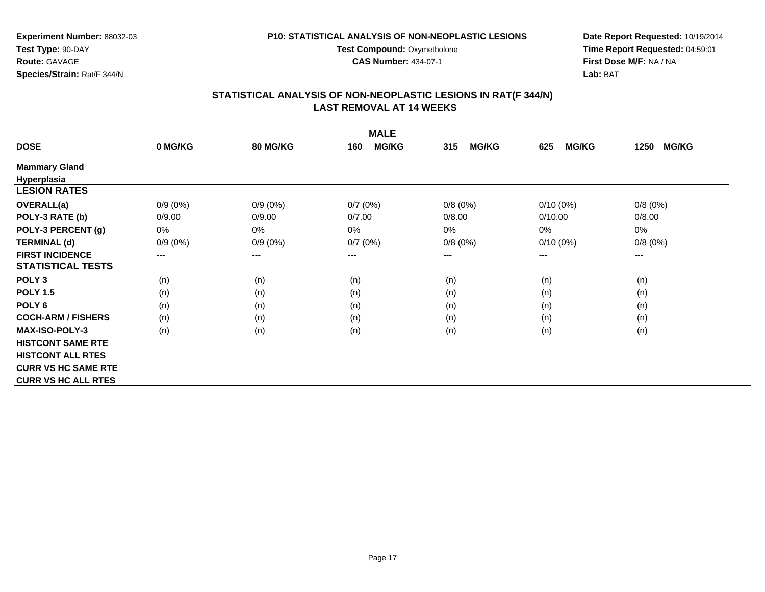Experiment Number: 88032-03
Test Type: 90-DAY
Route: GAVAGE
Species/Strain: Rat/F 344/N

P10: STATISTICAL ANALYSIS OF NON-NEOPLASTIC LESIONS
Test Compound: Oxymetholone
CAS Number: 434-07-1

Date Report Requested: 10/19/2014
Time Report Requested: 04:59:01
First Dose M/F: NA / NA
Lab: BAT

## STATISTICAL ANALYSIS OF NON-NEOPLASTIC LESIONS IN RAT(F 344/N)
## LAST REMOVAL AT 14 WEEKS

| | MALE | | | | | |
|---|---|---|---|---|---|---|
| **DOSE** | **0 MG/KG** | **80 MG/KG** | **160 MG/KG** | **315 MG/KG** | **625 MG/KG** | **1250 MG/KG** |
| **Mammary Gland** | | | | | | |
| **Hyperplasia** | | | | | | |
| **LESION RATES** | | | | | | |
| **OVERALL(a)** | 0/9 (0%) | 0/9 (0%) | 0/7 (0%) | 0/8 (0%) | 0/10 (0%) | 0/8 (0%) |
| **POLY-3 RATE (b)** | 0/9.00 | 0/9.00 | 0/7.00 | 0/8.00 | 0/10.00 | 0/8.00 |
| **POLY-3 PERCENT (g)** | 0% | 0% | 0% | 0% | 0% | 0% |
| **TERMINAL (d)** | 0/9 (0%) | 0/9 (0%) | 0/7 (0%) | 0/8 (0%) | 0/10 (0%) | 0/8 (0%) |
| **FIRST INCIDENCE** | --- | --- | --- | --- | --- | --- |
| **STATISTICAL TESTS** | | | | | | |
| **POLY 3** | (n) | (n) | (n) | (n) | (n) | (n) |
| **POLY 1.5** | (n) | (n) | (n) | (n) | (n) | (n) |
| **POLY 6** | (n) | (n) | (n) | (n) | (n) | (n) |
| **COCH-ARM / FISHERS** | (n) | (n) | (n) | (n) | (n) | (n) |
| **MAX-ISO-POLY-3** | (n) | (n) | (n) | (n) | (n) | (n) |
| **HISTCONT SAME RTE** | | | | | | |
| **HISTCONT ALL RTES** | | | | | | |
| **CURR VS HC SAME RTE** | | | | | | |
| **CURR VS HC ALL RTES** | | | | | | |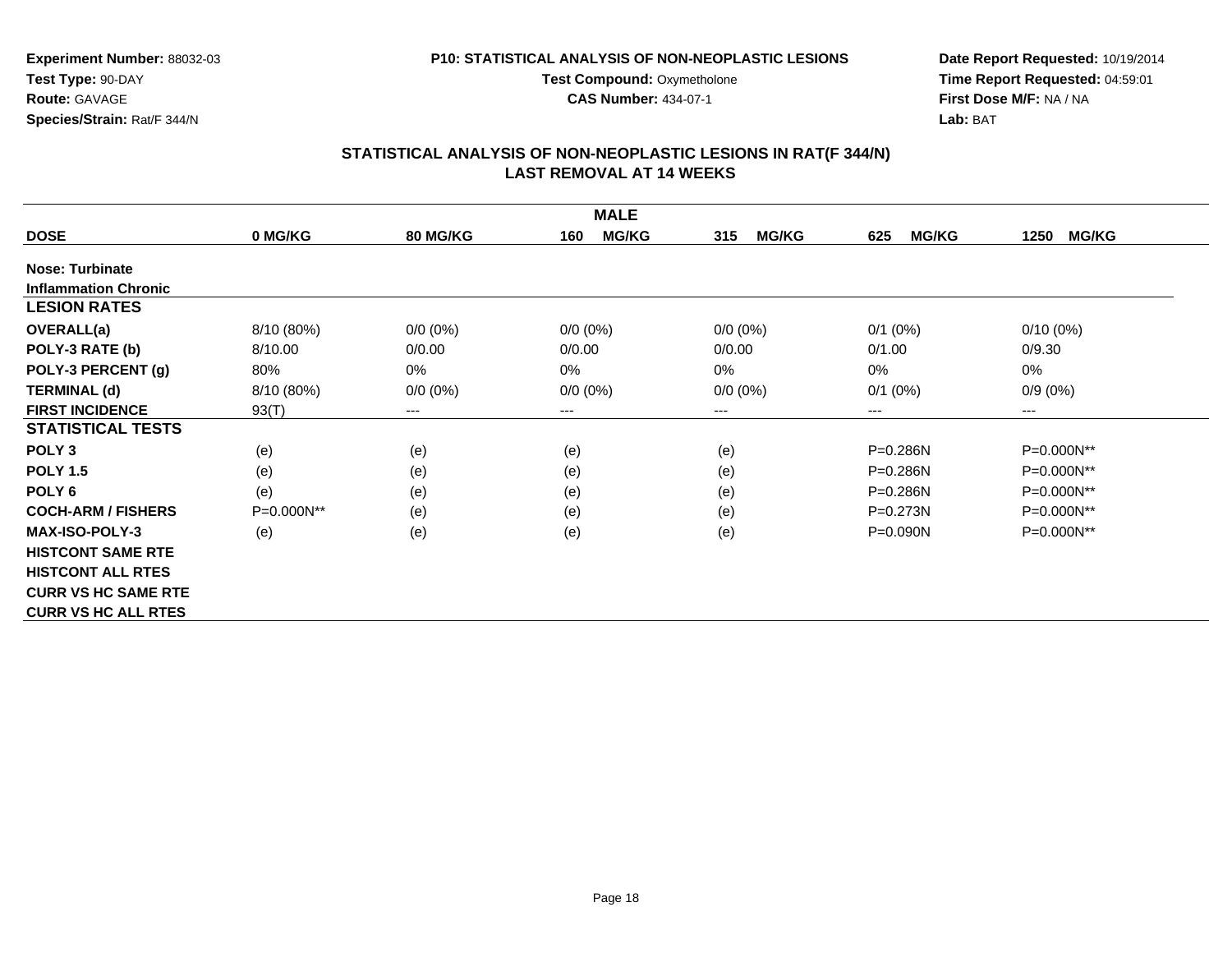**Experiment Number:** 88032-03
**Test Type:** 90-DAY
**Route:** GAVAGE
**Species/Strain:** Rat/F 344/N

**P10: STATISTICAL ANALYSIS OF NON-NEOPLASTIC LESIONS**
**Test Compound:** Oxymetholone
**CAS Number:** 434-07-1

**Date Report Requested:** 10/19/2014
**Time Report Requested:** 04:59:01
**First Dose M/F:** NA / NA
**Lab:** BAT

## STATISTICAL ANALYSIS OF NON-NEOPLASTIC LESIONS IN RAT(F 344/N)
## LAST REMOVAL AT 14 WEEKS

| | MALE | | | | | |
|---|---|---|---|---|---|---|
| **DOSE** | **0 MG/KG** | **80 MG/KG** | **160 MG/KG** | **315 MG/KG** | **625 MG/KG** | **1250 MG/KG** |
| **Nose: Turbinate** | | | | | | |
| **Inflammation Chronic** | | | | | | |
| **LESION RATES** | | | | | | |
| **OVERALL(a)** | 8/10 (80%) | 0/0 (0%) | 0/0 (0%) | 0/0 (0%) | 0/1 (0%) | 0/10 (0%) |
| **POLY-3 RATE (b)** | 8/10.00 | 0/0.00 | 0/0.00 | 0/0.00 | 0/1.00 | 0/9.30 |
| **POLY-3 PERCENT (g)** | 80% | 0% | 0% | 0% | 0% | 0% |
| **TERMINAL (d)** | 8/10 (80%) | 0/0 (0%) | 0/0 (0%) | 0/0 (0%) | 0/1 (0%) | 0/9 (0%) |
| **FIRST INCIDENCE** | 93(T) | --- | --- | --- | --- | --- |
| **STATISTICAL TESTS** | | | | | | |
| **POLY 3** | (e) | (e) | (e) | (e) | P=0.286N | P=0.000N** |
| **POLY 1.5** | (e) | (e) | (e) | (e) | P=0.286N | P=0.000N** |
| **POLY 6** | (e) | (e) | (e) | (e) | P=0.286N | P=0.000N** |
| **COCH-ARM / FISHERS** | P=0.000N** | (e) | (e) | (e) | P=0.273N | P=0.000N** |
| **MAX-ISO-POLY-3** | (e) | (e) | (e) | (e) | P=0.090N | P=0.000N** |
| **HISTCONT SAME RTE** | | | | | | |
| **HISTCONT ALL RTES** | | | | | | |
| **CURR VS HC SAME RTE** | | | | | | |
| **CURR VS HC ALL RTES** | | | | | | |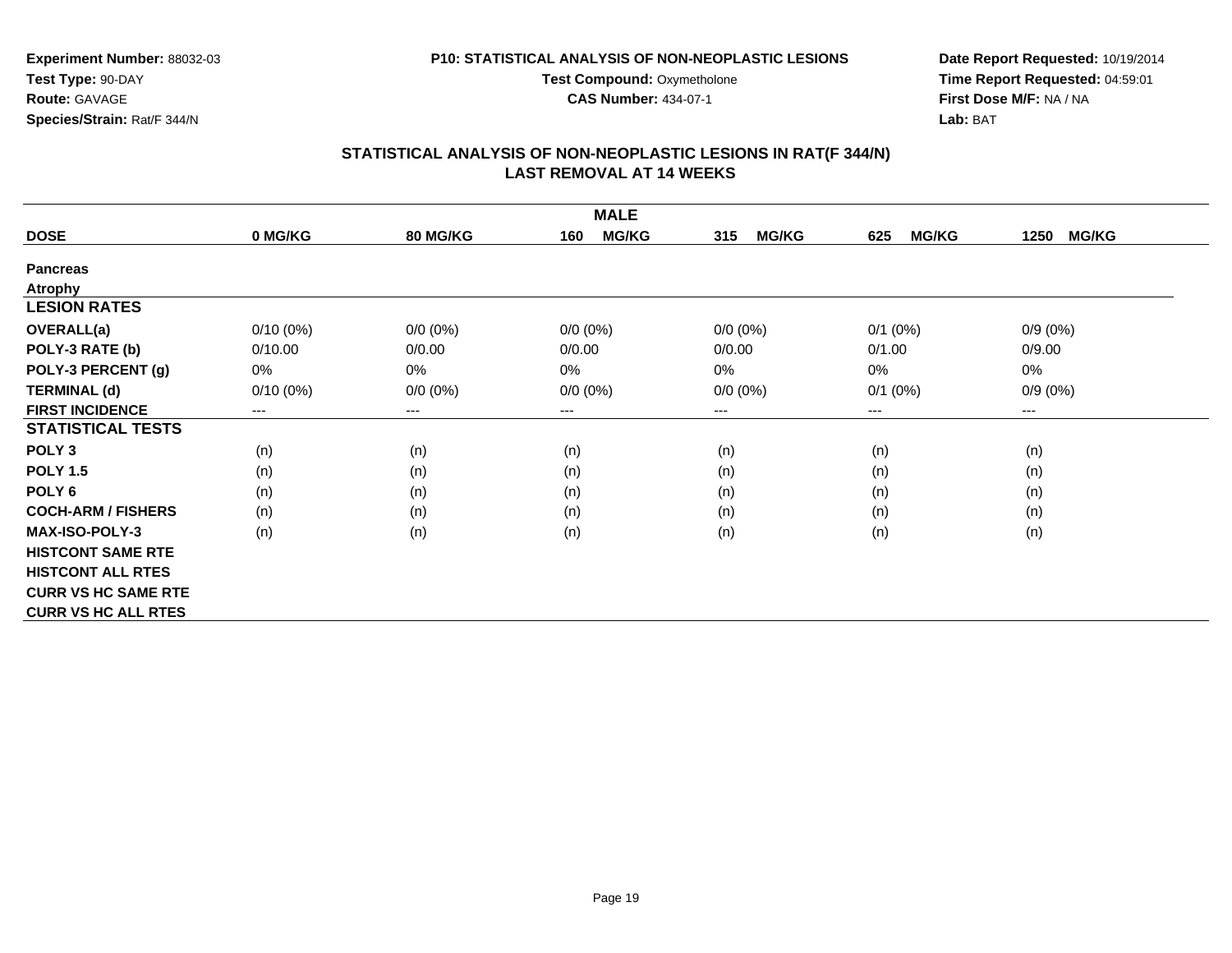**Experiment Number:** 88032-03
**Test Type:** 90-DAY
**Route:** GAVAGE
**Species/Strain:** Rat/F 344/N

**P10: STATISTICAL ANALYSIS OF NON-NEOPLASTIC LESIONS**
**Test Compound:** Oxymetholone
**CAS Number:** 434-07-1

**Date Report Requested:** 10/19/2014
**Time Report Requested:** 04:59:01
**First Dose M/F:** NA / NA
**Lab:** BAT

## STATISTICAL ANALYSIS OF NON-NEOPLASTIC LESIONS IN RAT(F 344/N)
## LAST REMOVAL AT 14 WEEKS

| MALE | | | | | | |
|---|---|---|---|---|---|---|
| **DOSE** | **0 MG/KG** | **80 MG/KG** | **160 MG/KG** | **315 MG/KG** | **625 MG/KG** | **1250 MG/KG** |
| **Pancreas** | | | | | | |
| **Atrophy** | | | | | | |
| **LESION RATES** | | | | | | |
| **OVERALL(a)** | 0/10 (0%) | 0/0 (0%) | 0/0 (0%) | 0/0 (0%) | 0/1 (0%) | 0/9 (0%) |
| **POLY-3 RATE (b)** | 0/10.00 | 0/0.00 | 0/0.00 | 0/0.00 | 0/1.00 | 0/9.00 |
| **POLY-3 PERCENT (g)** | 0% | 0% | 0% | 0% | 0% | 0% |
| **TERMINAL (d)** | 0/10 (0%) | 0/0 (0%) | 0/0 (0%) | 0/0 (0%) | 0/1 (0%) | 0/9 (0%) |
| **FIRST INCIDENCE** | --- | --- | --- | --- | --- | --- |
| **STATISTICAL TESTS** | | | | | | |
| **POLY 3** | (n) | (n) | (n) | (n) | (n) | (n) |
| **POLY 1.5** | (n) | (n) | (n) | (n) | (n) | (n) |
| **POLY 6** | (n) | (n) | (n) | (n) | (n) | (n) |
| **COCH-ARM / FISHERS** | (n) | (n) | (n) | (n) | (n) | (n) |
| **MAX-ISO-POLY-3** | (n) | (n) | (n) | (n) | (n) | (n) |
| **HISTCONT SAME RTE** | | | | | | |
| **HISTCONT ALL RTES** | | | | | | |
| **CURR VS HC SAME RTE** | | | | | | |
| **CURR VS HC ALL RTES** | | | | | | |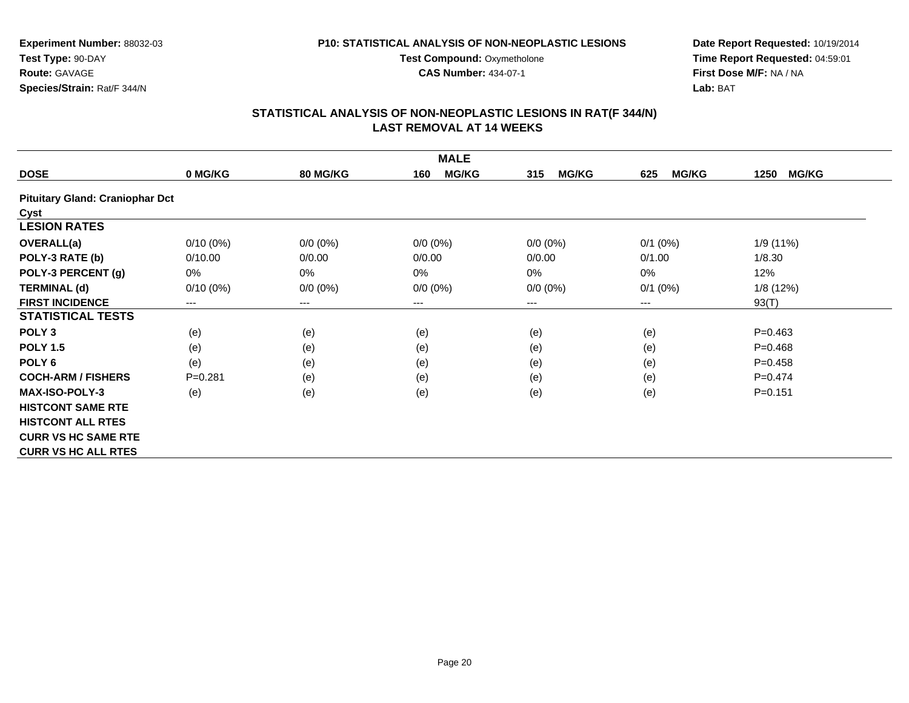**Experiment Number:** 88032-03
**Test Type:** 90-DAY
**Route:** GAVAGE
**Species/Strain:** Rat/F 344/N

**P10: STATISTICAL ANALYSIS OF NON-NEOPLASTIC LESIONS**
**Test Compound:** Oxymetholone
**CAS Number:** 434-07-1

**Date Report Requested:** 10/19/2014
**Time Report Requested:** 04:59:01
**First Dose M/F:** NA / NA
**Lab:** BAT

## STATISTICAL ANALYSIS OF NON-NEOPLASTIC LESIONS IN RAT(F 344/N)
## LAST REMOVAL AT 14 WEEKS

| | MALE | | | | | |
|---|---|---|---|---|---|---|
| **DOSE** | **0 MG/KG** | **80 MG/KG** | **160 MG/KG** | **315 MG/KG** | **625 MG/KG** | **1250 MG/KG** |
| **Pituitary Gland: Craniophar Dct Cyst** | | | | | | |
| **LESION RATES** | | | | | | |
| **OVERALL(a)** | 0/10 (0%) | 0/0 (0%) | 0/0 (0%) | 0/0 (0%) | 0/1 (0%) | 1/9 (11%) |
| **POLY-3 RATE (b)** | 0/10.00 | 0/0.00 | 0/0.00 | 0/0.00 | 0/1.00 | 1/8.30 |
| **POLY-3 PERCENT (g)** | 0% | 0% | 0% | 0% | 0% | 12% |
| **TERMINAL (d)** | 0/10 (0%) | 0/0 (0%) | 0/0 (0%) | 0/0 (0%) | 0/1 (0%) | 1/8 (12%) |
| **FIRST INCIDENCE** | --- | --- | --- | --- | --- | 93(T) |
| **STATISTICAL TESTS** | | | | | | |
| **POLY 3** | (e) | (e) | (e) | (e) | (e) | P=0.463 |
| **POLY 1.5** | (e) | (e) | (e) | (e) | (e) | P=0.468 |
| **POLY 6** | (e) | (e) | (e) | (e) | (e) | P=0.458 |
| **COCH-ARM / FISHERS** | P=0.281 | (e) | (e) | (e) | (e) | P=0.474 |
| **MAX-ISO-POLY-3** | (e) | (e) | (e) | (e) | (e) | P=0.151 |
| **HISTCONT SAME RTE** | | | | | | |
| **HISTCONT ALL RTES** | | | | | | |
| **CURR VS HC SAME RTE** | | | | | | |
| **CURR VS HC ALL RTES** | | | | | | |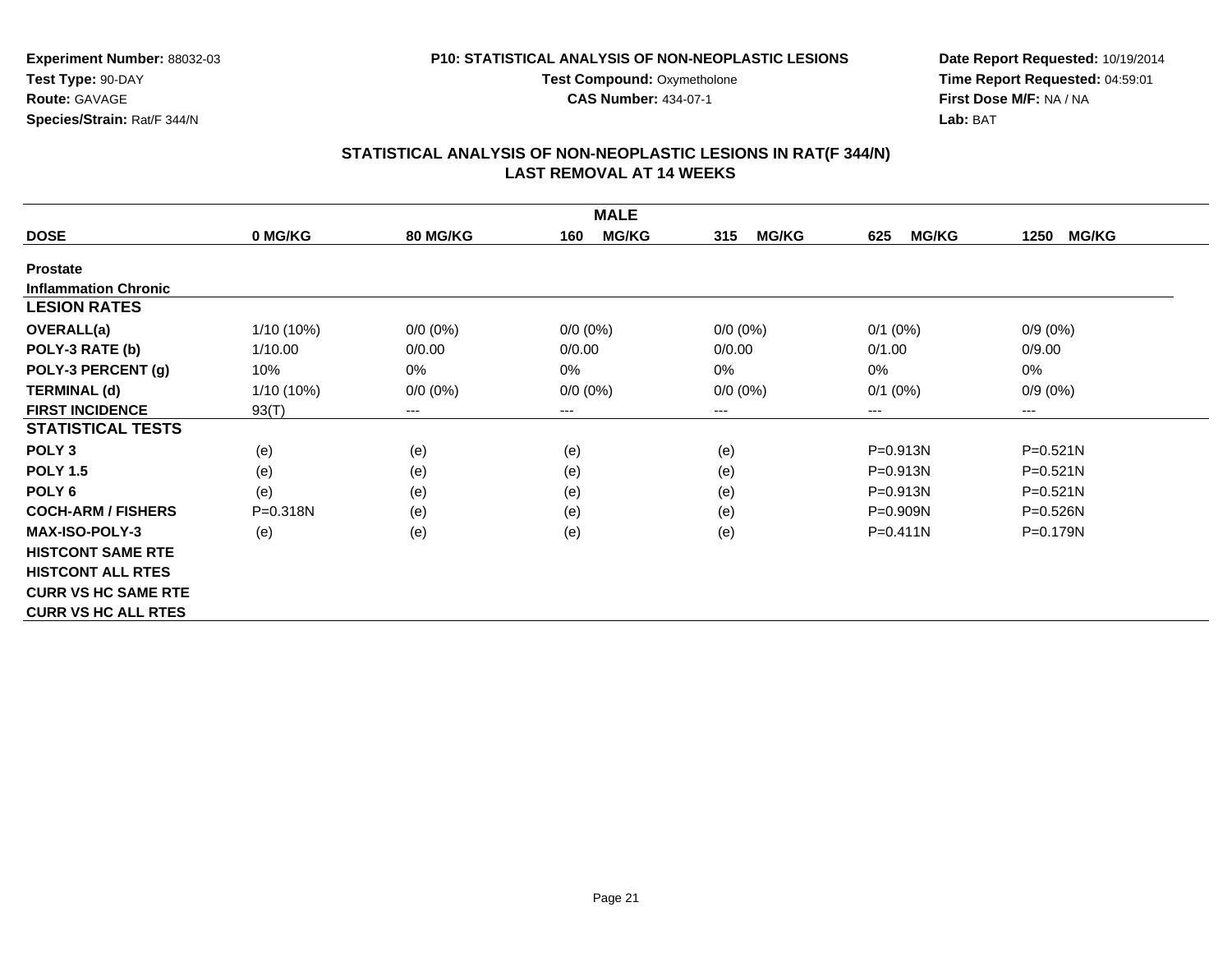**Experiment Number:** 88032-03
**Test Type:** 90-DAY
**Route:** GAVAGE
**Species/Strain:** Rat/F 344/N

**P10: STATISTICAL ANALYSIS OF NON-NEOPLASTIC LESIONS**
**Test Compound:** Oxymetholone
**CAS Number:** 434-07-1

**Date Report Requested:** 10/19/2014
**Time Report Requested:** 04:59:01
**First Dose M/F:** NA / NA
**Lab:** BAT

## STATISTICAL ANALYSIS OF NON-NEOPLASTIC LESIONS IN RAT(F 344/N) LAST REMOVAL AT 14 WEEKS

| MALE | | | | | | |
|---|---|---|---|---|---|---|
| **DOSE** | **0 MG/KG** | **80 MG/KG** | **160 MG/KG** | **315 MG/KG** | **625 MG/KG** | **1250 MG/KG** |
| **Prostate** | | | | | | |
| **Inflammation Chronic** | | | | | | |
| **LESION RATES** | | | | | | |
| **OVERALL(a)** | 1/10 (10%) | 0/0 (0%) | 0/0 (0%) | 0/0 (0%) | 0/1 (0%) | 0/9 (0%) |
| **POLY-3 RATE (b)** | 1/10.00 | 0/0.00 | 0/0.00 | 0/0.00 | 0/1.00 | 0/9.00 |
| **POLY-3 PERCENT (g)** | 10% | 0% | 0% | 0% | 0% | 0% |
| **TERMINAL (d)** | 1/10 (10%) | 0/0 (0%) | 0/0 (0%) | 0/0 (0%) | 0/1 (0%) | 0/9 (0%) |
| **FIRST INCIDENCE** | 93(T) | --- | --- | --- | --- | --- |
| **STATISTICAL TESTS** | | | | | | |
| **POLY 3** | (e) | (e) | (e) | (e) | P=0.913N | P=0.521N |
| **POLY 1.5** | (e) | (e) | (e) | (e) | P=0.913N | P=0.521N |
| **POLY 6** | (e) | (e) | (e) | (e) | P=0.913N | P=0.521N |
| **COCH-ARM / FISHERS** | P=0.318N | (e) | (e) | (e) | P=0.909N | P=0.526N |
| **MAX-ISO-POLY-3** | (e) | (e) | (e) | (e) | P=0.411N | P=0.179N |
| **HISTCONT SAME RTE** | | | | | | |
| **HISTCONT ALL RTES** | | | | | | |
| **CURR VS HC SAME RTE** | | | | | | |
| **CURR VS HC ALL RTES** | | | | | | |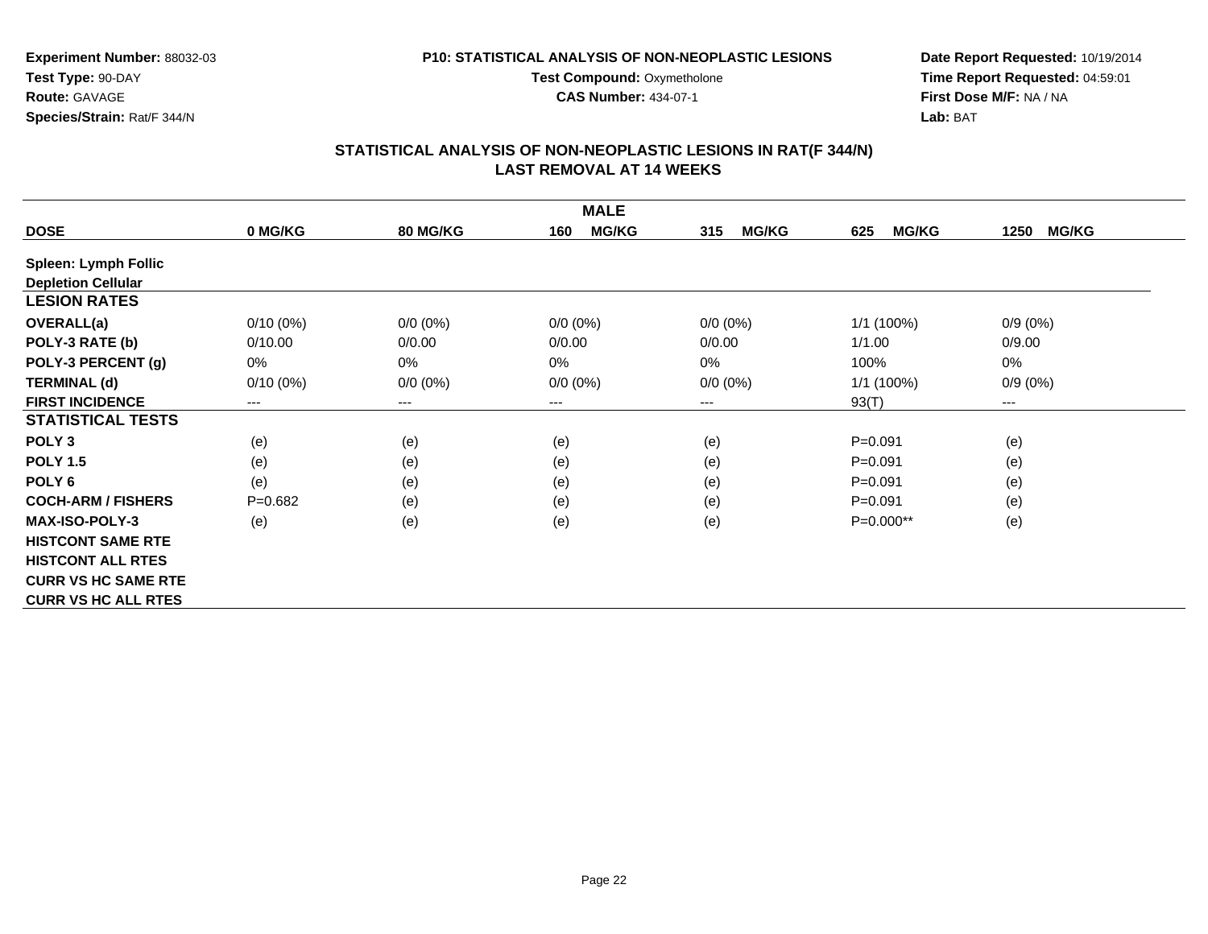**Experiment Number:** 88032-03
**Test Type:** 90-DAY
**Route:** GAVAGE
**Species/Strain:** Rat/F 344/N

**P10: STATISTICAL ANALYSIS OF NON-NEOPLASTIC LESIONS**
**Test Compound:** Oxymetholone
**CAS Number:** 434-07-1

**Date Report Requested:** 10/19/2014
**Time Report Requested:** 04:59:01
**First Dose M/F:** NA / NA
**Lab:** BAT

## STATISTICAL ANALYSIS OF NON-NEOPLASTIC LESIONS IN RAT(F 344/N) LAST REMOVAL AT 14 WEEKS

| MALE | | | | | | |
|---|---|---|---|---|---|---|
| **DOSE** | **0 MG/KG** | **80 MG/KG** | **160 MG/KG** | **315 MG/KG** | **625 MG/KG** | **1250 MG/KG** |
| **Spleen: Lymph Follic Depletion Cellular** | | | | | | |
| **LESION RATES** | | | | | | |
| **OVERALL(a)** | 0/10 (0%) | 0/0 (0%) | 0/0 (0%) | 0/0 (0%) | 1/1 (100%) | 0/9 (0%) |
| **POLY-3 RATE (b)** | 0/10.00 | 0/0.00 | 0/0.00 | 0/0.00 | 1/1.00 | 0/9.00 |
| **POLY-3 PERCENT (g)** | 0% | 0% | 0% | 0% | 100% | 0% |
| **TERMINAL (d)** | 0/10 (0%) | 0/0 (0%) | 0/0 (0%) | 0/0 (0%) | 1/1 (100%) | 0/9 (0%) |
| **FIRST INCIDENCE** | --- | --- | --- | --- | 93(T) | --- |
| **STATISTICAL TESTS** | | | | | | |
| **POLY 3** | (e) | (e) | (e) | (e) | P=0.091 | (e) |
| **POLY 1.5** | (e) | (e) | (e) | (e) | P=0.091 | (e) |
| **POLY 6** | (e) | (e) | (e) | (e) | P=0.091 | (e) |
| **COCH-ARM / FISHERS** | P=0.682 | (e) | (e) | (e) | P=0.091 | (e) |
| **MAX-ISO-POLY-3** | (e) | (e) | (e) | (e) | P=0.000** | (e) |
| **HISTCONT SAME RTE** | | | | | | |
| **HISTCONT ALL RTES** | | | | | | |
| **CURR VS HC SAME RTE** | | | | | | |
| **CURR VS HC ALL RTES** | | | | | | |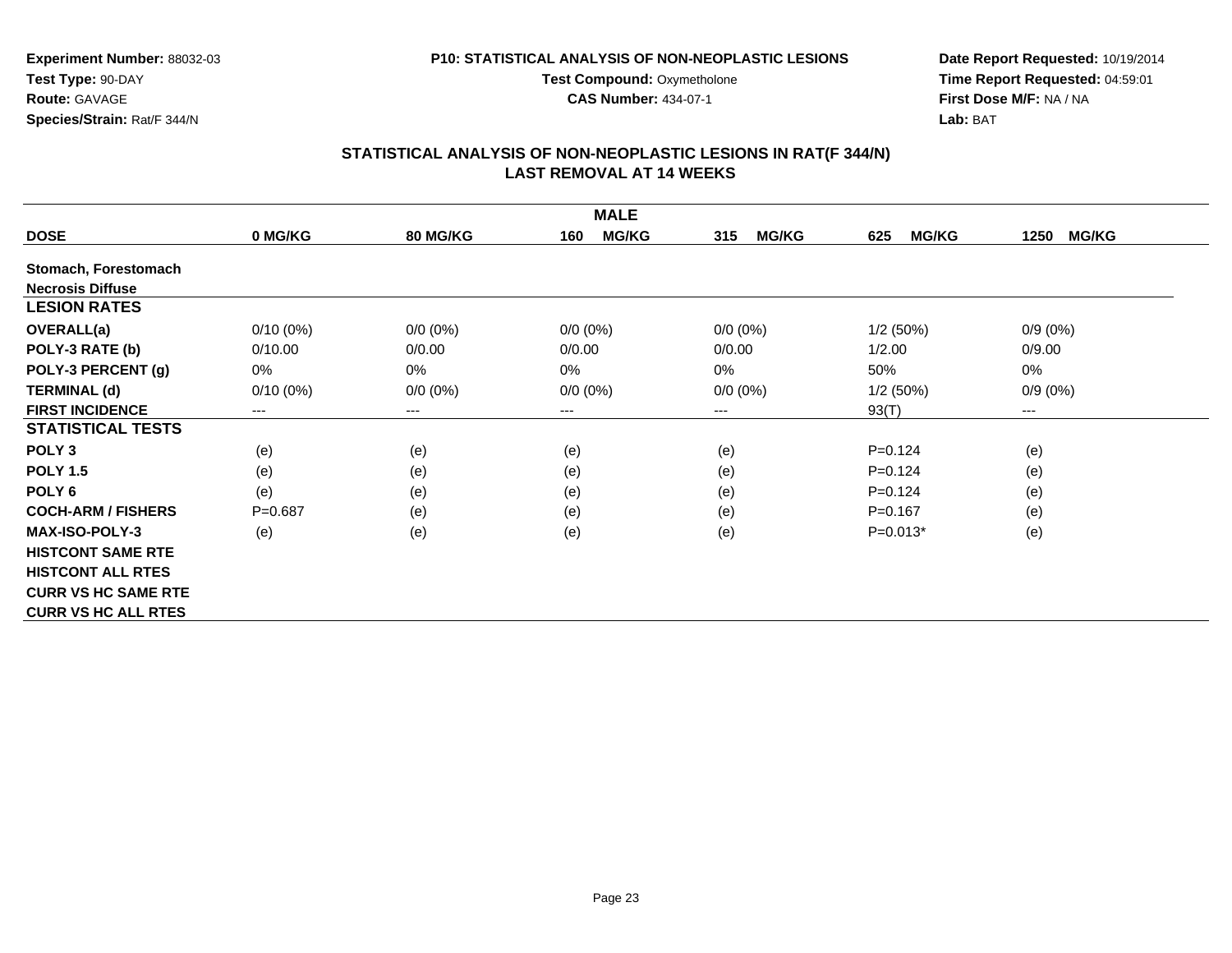**Experiment Number:** 88032-03
**Test Type:** 90-DAY
**Route:** GAVAGE
**Species/Strain:** Rat/F 344/N

**P10: STATISTICAL ANALYSIS OF NON-NEOPLASTIC LESIONS**
**Test Compound:** Oxymetholone
**CAS Number:** 434-07-1

**Date Report Requested:** 10/19/2014
**Time Report Requested:** 04:59:01
**First Dose M/F:** NA / NA
**Lab:** BAT

## STATISTICAL ANALYSIS OF NON-NEOPLASTIC LESIONS IN RAT(F 344/N) LAST REMOVAL AT 14 WEEKS

| MALE | | | | | | |
|---|---|---|---|---|---|---|
| **DOSE** | **0 MG/KG** | **80 MG/KG** | **160 MG/KG** | **315 MG/KG** | **625 MG/KG** | **1250 MG/KG** |
| **Stomach, Forestomach** | | | | | | |
| **Necrosis Diffuse** | | | | | | |
| **LESION RATES** | | | | | | |
| **OVERALL(a)** | 0/10 (0%) | 0/0 (0%) | 0/0 (0%) | 0/0 (0%) | 1/2 (50%) | 0/9 (0%) |
| **POLY-3 RATE (b)** | 0/10.00 | 0/0.00 | 0/0.00 | 0/0.00 | 1/2.00 | 0/9.00 |
| **POLY-3 PERCENT (g)** | 0% | 0% | 0% | 0% | 50% | 0% |
| **TERMINAL (d)** | 0/10 (0%) | 0/0 (0%) | 0/0 (0%) | 0/0 (0%) | 1/2 (50%) | 0/9 (0%) |
| **FIRST INCIDENCE** | --- | --- | --- | --- | 93(T) | --- |
| **STATISTICAL TESTS** | | | | | | |
| **POLY 3** | (e) | (e) | (e) | (e) | P=0.124 | (e) |
| **POLY 1.5** | (e) | (e) | (e) | (e) | P=0.124 | (e) |
| **POLY 6** | (e) | (e) | (e) | (e) | P=0.124 | (e) |
| **COCH-ARM / FISHERS** | P=0.687 | (e) | (e) | (e) | P=0.167 | (e) |
| **MAX-ISO-POLY-3** | (e) | (e) | (e) | (e) | P=0.013* | (e) |
| **HISTCONT SAME RTE** | | | | | | |
| **HISTCONT ALL RTES** | | | | | | |
| **CURR VS HC SAME RTE** | | | | | | |
| **CURR VS HC ALL RTES** | | | | | | |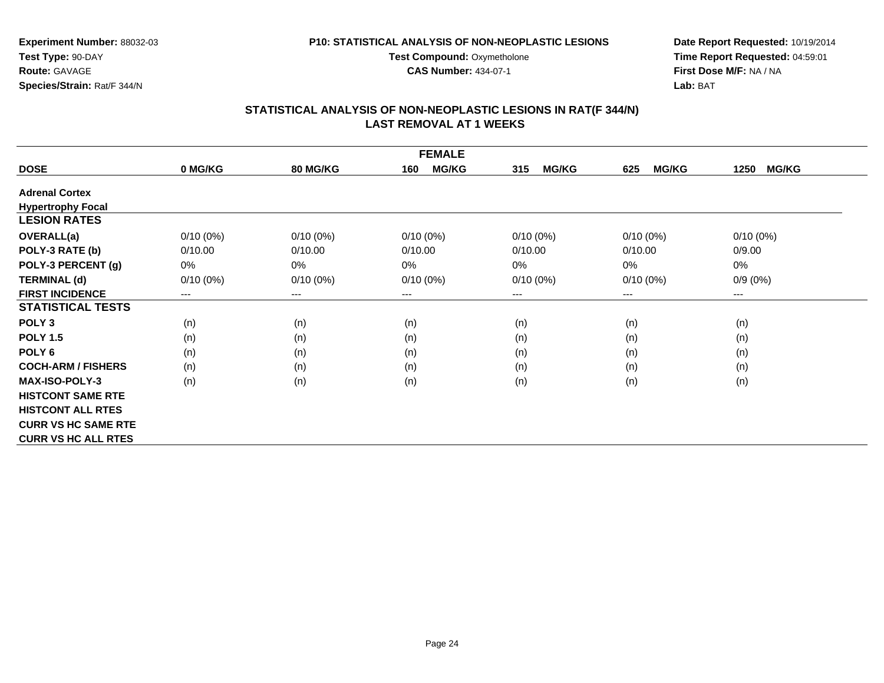Experiment Number: 88032-03
Test Type: 90-DAY
Route: GAVAGE
Species/Strain: Rat/F 344/N

P10: STATISTICAL ANALYSIS OF NON-NEOPLASTIC LESIONS
Test Compound: Oxymetholone
CAS Number: 434-07-1

Date Report Requested: 10/19/2014
Time Report Requested: 04:59:01
First Dose M/F: NA / NA
Lab: BAT

## STATISTICAL ANALYSIS OF NON-NEOPLASTIC LESIONS IN RAT(F 344/N)
## LAST REMOVAL AT 1 WEEKS

| FEMALE | | | | | | |
|---|---|---|---|---|---|---|
| **DOSE** | **0 MG/KG** | **80 MG/KG** | **160 MG/KG** | **315 MG/KG** | **625 MG/KG** | **1250 MG/KG** |
| **Adrenal Cortex** | | | | | | |
| **Hypertrophy Focal** | | | | | | |
| **LESION RATES** | | | | | | |
| **OVERALL(a)** | 0/10 (0%) | 0/10 (0%) | 0/10 (0%) | 0/10 (0%) | 0/10 (0%) | 0/10 (0%) |
| **POLY-3 RATE (b)** | 0/10.00 | 0/10.00 | 0/10.00 | 0/10.00 | 0/10.00 | 0/9.00 |
| **POLY-3 PERCENT (g)** | 0% | 0% | 0% | 0% | 0% | 0% |
| **TERMINAL (d)** | 0/10 (0%) | 0/10 (0%) | 0/10 (0%) | 0/10 (0%) | 0/10 (0%) | 0/9 (0%) |
| **FIRST INCIDENCE** | --- | --- | --- | --- | --- | --- |
| **STATISTICAL TESTS** | | | | | | |
| **POLY 3** | (n) | (n) | (n) | (n) | (n) | (n) |
| **POLY 1.5** | (n) | (n) | (n) | (n) | (n) | (n) |
| **POLY 6** | (n) | (n) | (n) | (n) | (n) | (n) |
| **COCH-ARM / FISHERS** | (n) | (n) | (n) | (n) | (n) | (n) |
| **MAX-ISO-POLY-3** | (n) | (n) | (n) | (n) | (n) | (n) |
| **HISTCONT SAME RTE** | | | | | | |
| **HISTCONT ALL RTES** | | | | | | |
| **CURR VS HC SAME RTE** | | | | | | |
| **CURR VS HC ALL RTES** | | | | | | |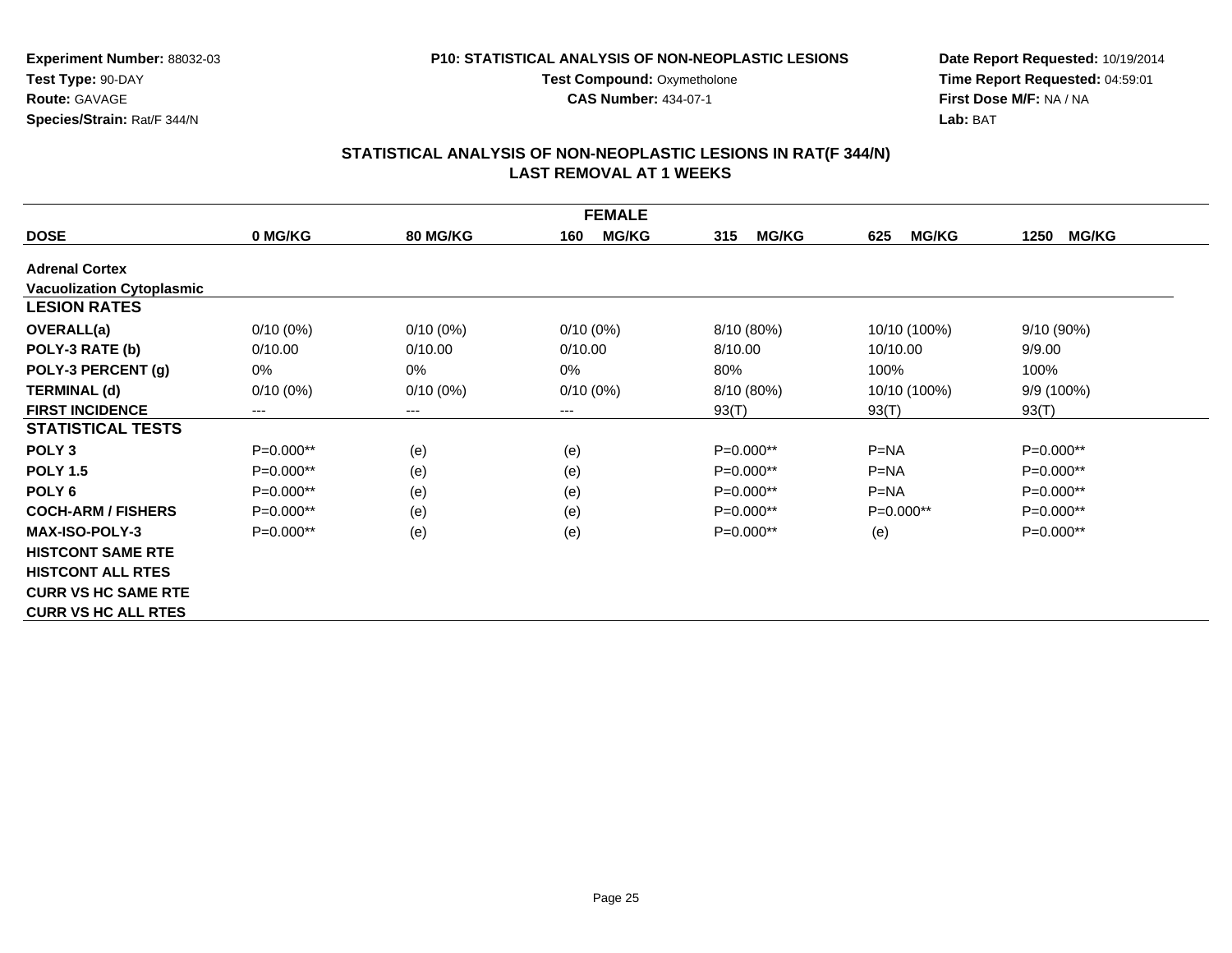**Experiment Number:** 88032-03
**Test Type:** 90-DAY
**Route:** GAVAGE
**Species/Strain:** Rat/F 344/N

**P10: STATISTICAL ANALYSIS OF NON-NEOPLASTIC LESIONS**
**Test Compound:** Oxymetholone
**CAS Number:** 434-07-1

**Date Report Requested:** 10/19/2014
**Time Report Requested:** 04:59:01
**First Dose M/F:** NA / NA
**Lab:** BAT

## STATISTICAL ANALYSIS OF NON-NEOPLASTIC LESIONS IN RAT(F 344/N)
## LAST REMOVAL AT 1 WEEKS

| FEMALE | | | | | | |
|---|---|---|---|---|---|---|
| **DOSE** | **0 MG/KG** | **80 MG/KG** | **160 MG/KG** | **315 MG/KG** | **625 MG/KG** | **1250 MG/KG** |
| **Adrenal Cortex** | | | | | | |
| **Vacuolization Cytoplasmic** | | | | | | |
| **LESION RATES** | | | | | | |
| **OVERALL(a)** | 0/10 (0%) | 0/10 (0%) | 0/10 (0%) | 8/10 (80%) | 10/10 (100%) | 9/10 (90%) |
| **POLY-3 RATE (b)** | 0/10.00 | 0/10.00 | 0/10.00 | 8/10.00 | 10/10.00 | 9/9.00 |
| **POLY-3 PERCENT (g)** | 0% | 0% | 0% | 80% | 100% | 100% |
| **TERMINAL (d)** | 0/10 (0%) | 0/10 (0%) | 0/10 (0%) | 8/10 (80%) | 10/10 (100%) | 9/9 (100%) |
| **FIRST INCIDENCE** | --- | --- | --- | 93(T) | 93(T) | 93(T) |
| **STATISTICAL TESTS** | | | | | | |
| **POLY 3** | P=0.000** | (e) | (e) | P=0.000** | P=NA | P=0.000** |
| **POLY 1.5** | P=0.000** | (e) | (e) | P=0.000** | P=NA | P=0.000** |
| **POLY 6** | P=0.000** | (e) | (e) | P=0.000** | P=NA | P=0.000** |
| **COCH-ARM / FISHERS** | P=0.000** | (e) | (e) | P=0.000** | P=0.000** | P=0.000** |
| **MAX-ISO-POLY-3** | P=0.000** | (e) | (e) | P=0.000** | (e) | P=0.000** |
| **HISTCONT SAME RTE** | | | | | | |
| **HISTCONT ALL RTES** | | | | | | |
| **CURR VS HC SAME RTE** | | | | | | |
| **CURR VS HC ALL RTES** | | | | | | |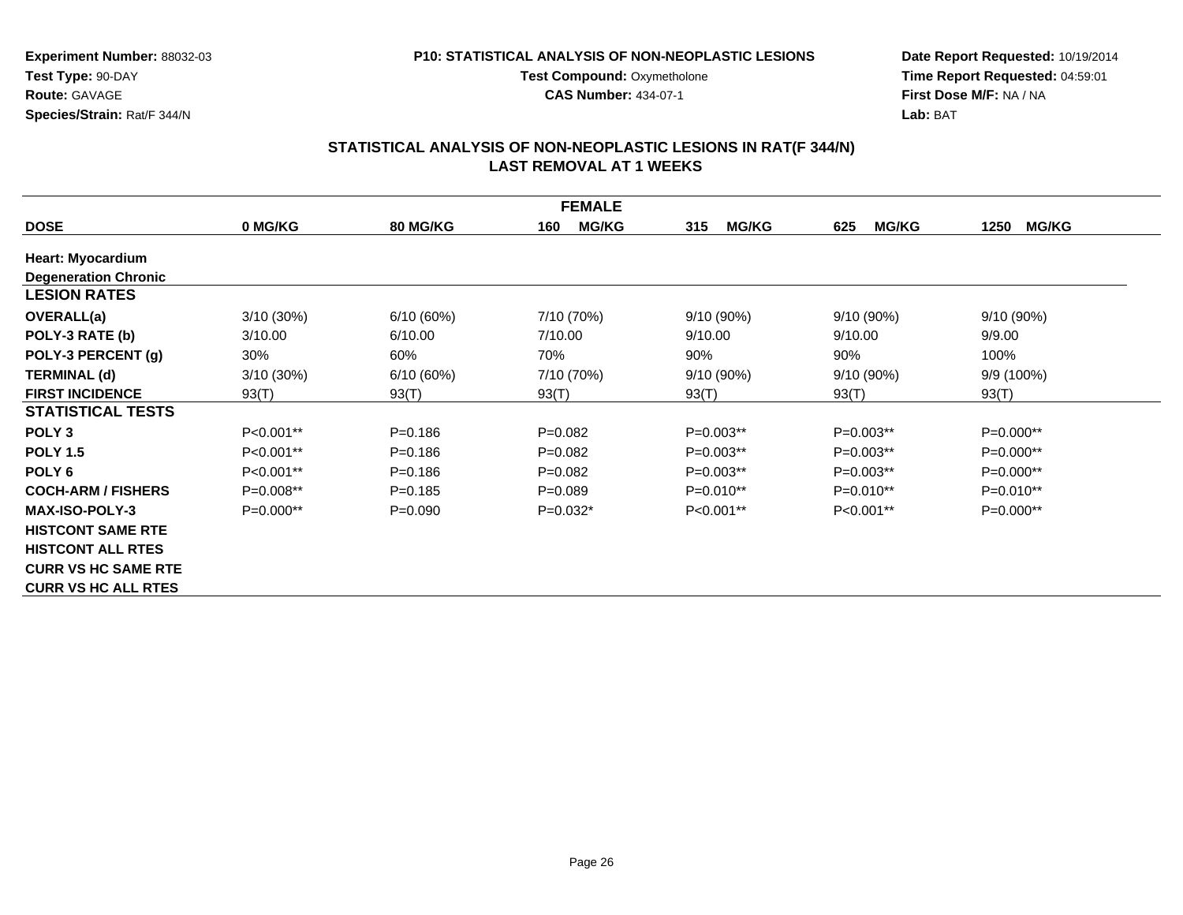**Experiment Number:** 88032-03
**Test Type:** 90-DAY
**Route:** GAVAGE
**Species/Strain:** Rat/F 344/N

**P10: STATISTICAL ANALYSIS OF NON-NEOPLASTIC LESIONS**
**Test Compound:** Oxymetholone
**CAS Number:** 434-07-1

**Date Report Requested:** 10/19/2014
**Time Report Requested:** 04:59:01
**First Dose M/F:** NA / NA
**Lab:** BAT

## STATISTICAL ANALYSIS OF NON-NEOPLASTIC LESIONS IN RAT(F 344/N)
## LAST REMOVAL AT 1 WEEKS

| FEMALE | | | | | | |
|---|---|---|---|---|---|---|
| **DOSE** | **0 MG/KG** | **80 MG/KG** | **160 MG/KG** | **315 MG/KG** | **625 MG/KG** | **1250 MG/KG** |
| **Heart: Myocardium** | | | | | | |
| **Degeneration Chronic** | | | | | | |
| **LESION RATES** | | | | | | |
| **OVERALL(a)** | 3/10 (30%) | 6/10 (60%) | 7/10 (70%) | 9/10 (90%) | 9/10 (90%) | 9/10 (90%) |
| **POLY-3 RATE (b)** | 3/10.00 | 6/10.00 | 7/10.00 | 9/10.00 | 9/10.00 | 9/9.00 |
| **POLY-3 PERCENT (g)** | 30% | 60% | 70% | 90% | 90% | 100% |
| **TERMINAL (d)** | 3/10 (30%) | 6/10 (60%) | 7/10 (70%) | 9/10 (90%) | 9/10 (90%) | 9/9 (100%) |
| **FIRST INCIDENCE** | 93(T) | 93(T) | 93(T) | 93(T) | 93(T) | 93(T) |
| **STATISTICAL TESTS** | | | | | | |
| **POLY 3** | P<0.001** | P=0.186 | P=0.082 | P=0.003** | P=0.003** | P=0.000** |
| **POLY 1.5** | P<0.001** | P=0.186 | P=0.082 | P=0.003** | P=0.003** | P=0.000** |
| **POLY 6** | P<0.001** | P=0.186 | P=0.082 | P=0.003** | P=0.003** | P=0.000** |
| **COCH-ARM / FISHERS** | P=0.008** | P=0.185 | P=0.089 | P=0.010** | P=0.010** | P=0.010** |
| **MAX-ISO-POLY-3** | P=0.000** | P=0.090 | P=0.032* | P<0.001** | P<0.001** | P=0.000** |
| **HISTCONT SAME RTE** | | | | | | |
| **HISTCONT ALL RTES** | | | | | | |
| **CURR VS HC SAME RTE** | | | | | | |
| **CURR VS HC ALL RTES** | | | | | | |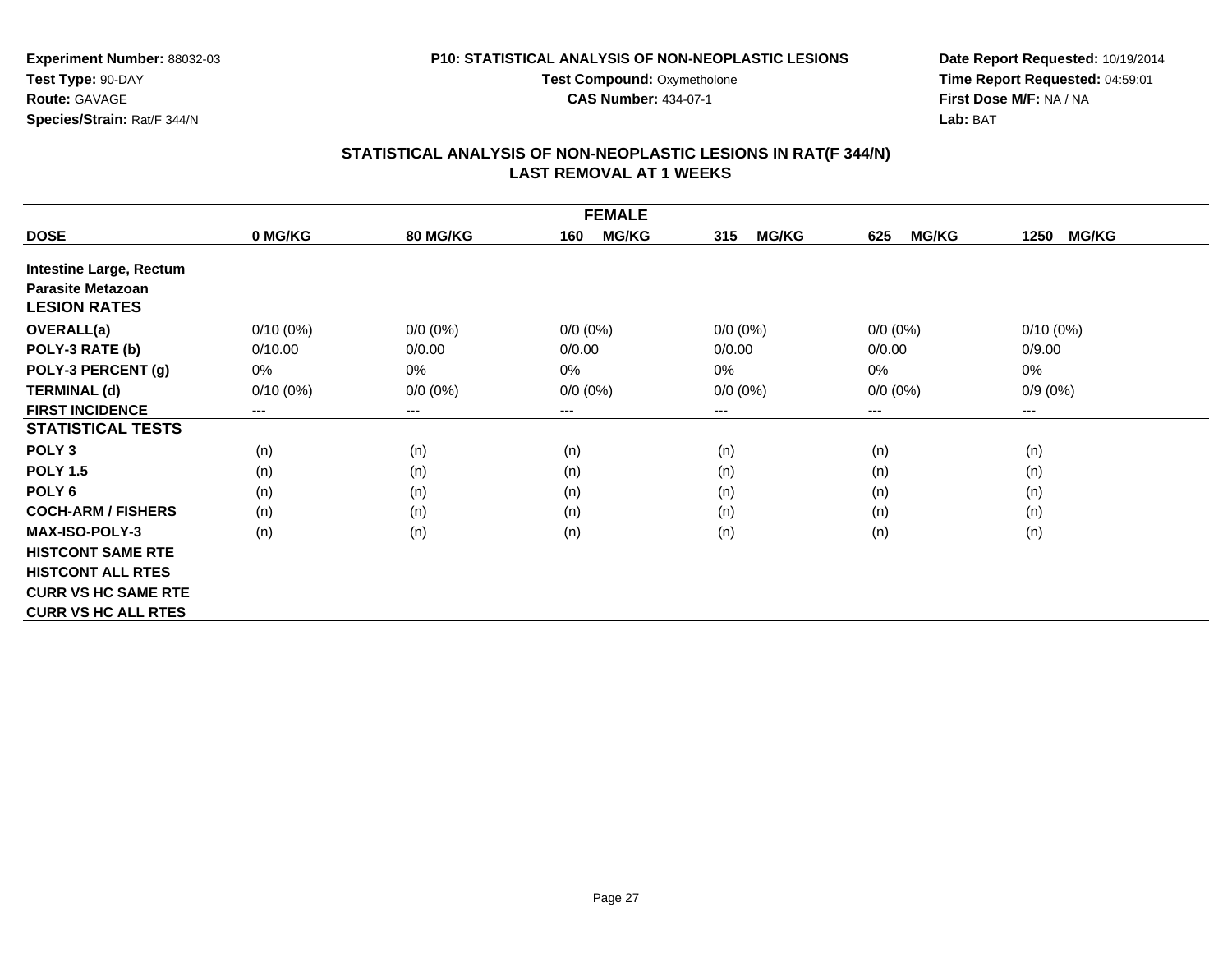**Experiment Number:** 88032-03
**Test Type:** 90-DAY
**Route:** GAVAGE
**Species/Strain:** Rat/F 344/N

**P10: STATISTICAL ANALYSIS OF NON-NEOPLASTIC LESIONS**
**Test Compound:** Oxymetholone
**CAS Number:** 434-07-1

**Date Report Requested:** 10/19/2014
**Time Report Requested:** 04:59:01
**First Dose M/F:** NA / NA
**Lab:** BAT

## STATISTICAL ANALYSIS OF NON-NEOPLASTIC LESIONS IN RAT(F 344/N) LAST REMOVAL AT 1 WEEKS

| FEMALE | | | | | | |
|---|---|---|---|---|---|---|
| **DOSE** | **0 MG/KG** | **80 MG/KG** | **160 MG/KG** | **315 MG/KG** | **625 MG/KG** | **1250 MG/KG** |
| **Intestine Large, Rectum** | | | | | | |
| **Parasite Metazoan** | | | | | | |
| **LESION RATES** | | | | | | |
| **OVERALL(a)** | 0/10 (0%) | 0/0 (0%) | 0/0 (0%) | 0/0 (0%) | 0/0 (0%) | 0/10 (0%) |
| **POLY-3 RATE (b)** | 0/10.00 | 0/0.00 | 0/0.00 | 0/0.00 | 0/0.00 | 0/9.00 |
| **POLY-3 PERCENT (g)** | 0% | 0% | 0% | 0% | 0% | 0% |
| **TERMINAL (d)** | 0/10 (0%) | 0/0 (0%) | 0/0 (0%) | 0/0 (0%) | 0/0 (0%) | 0/9 (0%) |
| **FIRST INCIDENCE** | --- | --- | --- | --- | --- | --- |
| **STATISTICAL TESTS** | | | | | | |
| **POLY 3** | (n) | (n) | (n) | (n) | (n) | (n) |
| **POLY 1.5** | (n) | (n) | (n) | (n) | (n) | (n) |
| **POLY 6** | (n) | (n) | (n) | (n) | (n) | (n) |
| **COCH-ARM / FISHERS** | (n) | (n) | (n) | (n) | (n) | (n) |
| **MAX-ISO-POLY-3** | (n) | (n) | (n) | (n) | (n) | (n) |
| **HISTCONT SAME RTE** | | | | | | |
| **HISTCONT ALL RTES** | | | | | | |
| **CURR VS HC SAME RTE** | | | | | | |
| **CURR VS HC ALL RTES** | | | | | | |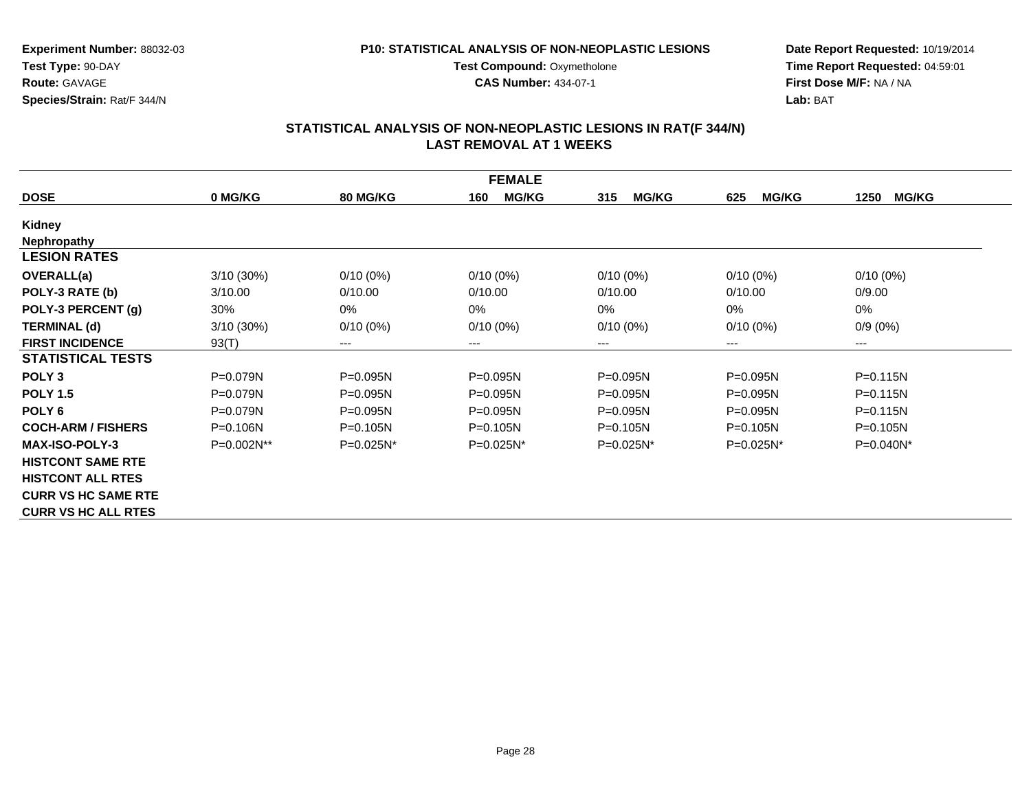**Experiment Number:** 88032-03
**Test Type:** 90-DAY
**Route:** GAVAGE
**Species/Strain:** Rat/F 344/N

**P10: STATISTICAL ANALYSIS OF NON-NEOPLASTIC LESIONS**
**Test Compound:** Oxymetholone
**CAS Number:** 434-07-1

**Date Report Requested:** 10/19/2014
**Time Report Requested:** 04:59:01
**First Dose M/F:** NA / NA
**Lab:** BAT

## STATISTICAL ANALYSIS OF NON-NEOPLASTIC LESIONS IN RAT(F 344/N)
## LAST REMOVAL AT 1 WEEKS

| FEMALE | | | | | | |
|---|---|---|---|---|---|---|
| **DOSE** | **0 MG/KG** | **80 MG/KG** | **160 MG/KG** | **315 MG/KG** | **625 MG/KG** | **1250 MG/KG** |
| **Kidney** | | | | | | |
| **Nephropathy** | | | | | | |
| **LESION RATES** | | | | | | |
| **OVERALL(a)** | 3/10 (30%) | 0/10 (0%) | 0/10 (0%) | 0/10 (0%) | 0/10 (0%) | 0/10 (0%) |
| **POLY-3 RATE (b)** | 3/10.00 | 0/10.00 | 0/10.00 | 0/10.00 | 0/10.00 | 0/9.00 |
| **POLY-3 PERCENT (g)** | 30% | 0% | 0% | 0% | 0% | 0% |
| **TERMINAL (d)** | 3/10 (30%) | 0/10 (0%) | 0/10 (0%) | 0/10 (0%) | 0/10 (0%) | 0/9 (0%) |
| **FIRST INCIDENCE** | 93(T) | --- | --- | --- | --- | --- |
| **STATISTICAL TESTS** | | | | | | |
| **POLY 3** | P=0.079N | P=0.095N | P=0.095N | P=0.095N | P=0.095N | P=0.115N |
| **POLY 1.5** | P=0.079N | P=0.095N | P=0.095N | P=0.095N | P=0.095N | P=0.115N |
| **POLY 6** | P=0.079N | P=0.095N | P=0.095N | P=0.095N | P=0.095N | P=0.115N |
| **COCH-ARM / FISHERS** | P=0.106N | P=0.105N | P=0.105N | P=0.105N | P=0.105N | P=0.105N |
| **MAX-ISO-POLY-3** | P=0.002N** | P=0.025N* | P=0.025N* | P=0.025N* | P=0.025N* | P=0.040N* |
| **HISTCONT SAME RTE** | | | | | | |
| **HISTCONT ALL RTES** | | | | | | |
| **CURR VS HC SAME RTE** | | | | | | |
| **CURR VS HC ALL RTES** | | | | | | |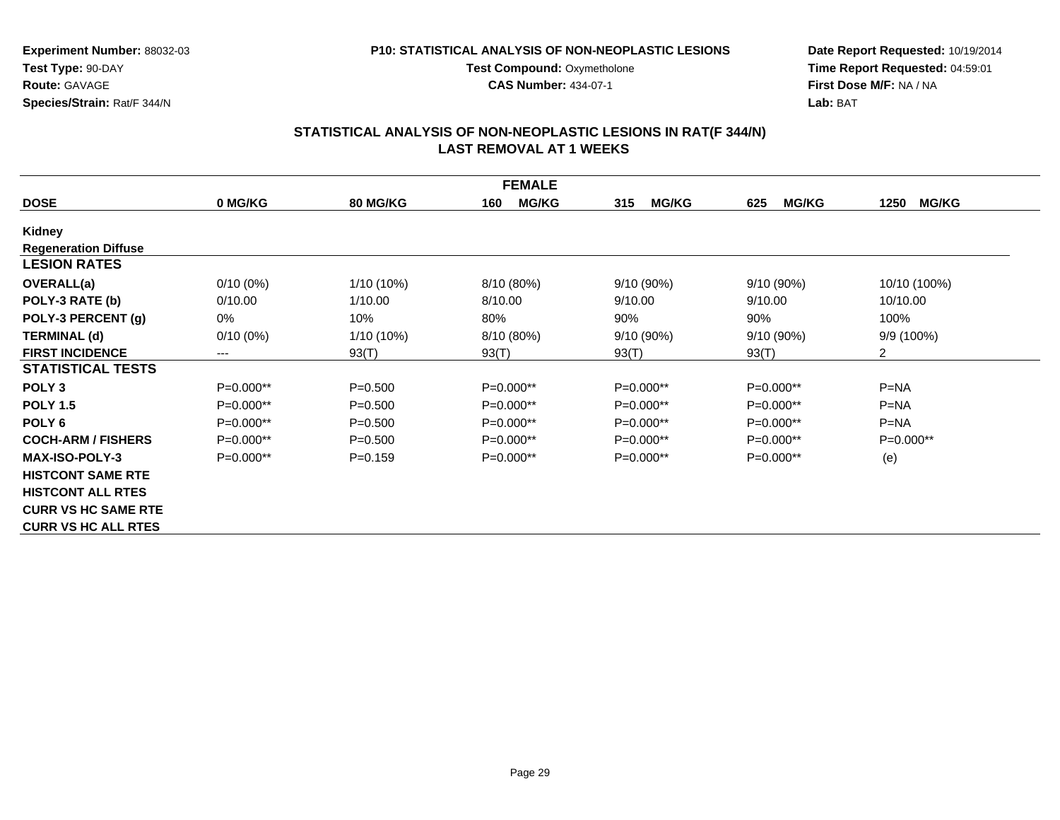**Experiment Number:** 88032-03
**Test Type:** 90-DAY
**Route:** GAVAGE
**Species/Strain:** Rat/F 344/N

**P10: STATISTICAL ANALYSIS OF NON-NEOPLASTIC LESIONS**
**Test Compound:** Oxymetholone
**CAS Number:** 434-07-1

**Date Report Requested:** 10/19/2014
**Time Report Requested:** 04:59:01
**First Dose M/F:** NA / NA
**Lab:** BAT

## STATISTICAL ANALYSIS OF NON-NEOPLASTIC LESIONS IN RAT(F 344/N) LAST REMOVAL AT 1 WEEKS

| FEMALE | | | | | | |
|---|---|---|---|---|---|---|
| **DOSE** | **0 MG/KG** | **80 MG/KG** | **160 MG/KG** | **315 MG/KG** | **625 MG/KG** | **1250 MG/KG** |
| **Kidney** | | | | | | |
| **Regeneration Diffuse** | | | | | | |
| **LESION RATES** | | | | | | |
| **OVERALL(a)** | 0/10 (0%) | 1/10 (10%) | 8/10 (80%) | 9/10 (90%) | 9/10 (90%) | 10/10 (100%) |
| **POLY-3 RATE (b)** | 0/10.00 | 1/10.00 | 8/10.00 | 9/10.00 | 9/10.00 | 10/10.00 |
| **POLY-3 PERCENT (g)** | 0% | 10% | 80% | 90% | 90% | 100% |
| **TERMINAL (d)** | 0/10 (0%) | 1/10 (10%) | 8/10 (80%) | 9/10 (90%) | 9/10 (90%) | 9/9 (100%) |
| **FIRST INCIDENCE** | --- | 93(T) | 93(T) | 93(T) | 93(T) | 2 |
| **STATISTICAL TESTS** | | | | | | |
| **POLY 3** | P=0.000** | P=0.500 | P=0.000** | P=0.000** | P=0.000** | P=NA |
| **POLY 1.5** | P=0.000** | P=0.500 | P=0.000** | P=0.000** | P=0.000** | P=NA |
| **POLY 6** | P=0.000** | P=0.500 | P=0.000** | P=0.000** | P=0.000** | P=NA |
| **COCH-ARM / FISHERS** | P=0.000** | P=0.500 | P=0.000** | P=0.000** | P=0.000** | P=0.000** |
| **MAX-ISO-POLY-3** | P=0.000** | P=0.159 | P=0.000** | P=0.000** | P=0.000** | (e) |
| **HISTCONT SAME RTE** | | | | | | |
| **HISTCONT ALL RTES** | | | | | | |
| **CURR VS HC SAME RTE** | | | | | | |
| **CURR VS HC ALL RTES** | | | | | | |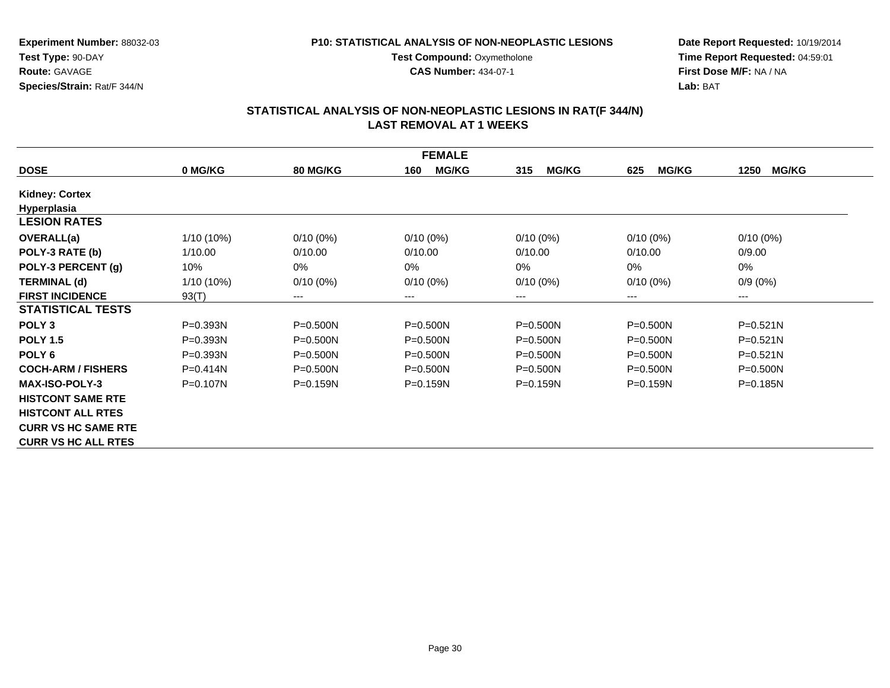**Experiment Number:** 88032-03
**Test Type:** 90-DAY
**Route:** GAVAGE
**Species/Strain:** Rat/F 344/N

**P10: STATISTICAL ANALYSIS OF NON-NEOPLASTIC LESIONS**
**Test Compound:** Oxymetholone
**CAS Number:** 434-07-1

**Date Report Requested:** 10/19/2014
**Time Report Requested:** 04:59:01
**First Dose M/F:** NA / NA
**Lab:** BAT

## STATISTICAL ANALYSIS OF NON-NEOPLASTIC LESIONS IN RAT(F 344/N) LAST REMOVAL AT 1 WEEKS

| FEMALE | | | | | | |
|---|---|---|---|---|---|---|
| **DOSE** | **0 MG/KG** | **80 MG/KG** | **160 MG/KG** | **315 MG/KG** | **625 MG/KG** | **1250 MG/KG** |
| **Kidney: Cortex** | | | | | | |
| **Hyperplasia** | | | | | | |
| **LESION RATES** | | | | | | |
| **OVERALL(a)** | 1/10 (10%) | 0/10 (0%) | 0/10 (0%) | 0/10 (0%) | 0/10 (0%) | 0/10 (0%) |
| **POLY-3 RATE (b)** | 1/10.00 | 0/10.00 | 0/10.00 | 0/10.00 | 0/10.00 | 0/9.00 |
| **POLY-3 PERCENT (g)** | 10% | 0% | 0% | 0% | 0% | 0% |
| **TERMINAL (d)** | 1/10 (10%) | 0/10 (0%) | 0/10 (0%) | 0/10 (0%) | 0/10 (0%) | 0/9 (0%) |
| **FIRST INCIDENCE** | 93(T) | --- | --- | --- | --- | --- |
| **STATISTICAL TESTS** | | | | | | |
| **POLY 3** | P=0.393N | P=0.500N | P=0.500N | P=0.500N | P=0.500N | P=0.521N |
| **POLY 1.5** | P=0.393N | P=0.500N | P=0.500N | P=0.500N | P=0.500N | P=0.521N |
| **POLY 6** | P=0.393N | P=0.500N | P=0.500N | P=0.500N | P=0.500N | P=0.521N |
| **COCH-ARM / FISHERS** | P=0.414N | P=0.500N | P=0.500N | P=0.500N | P=0.500N | P=0.500N |
| **MAX-ISO-POLY-3** | P=0.107N | P=0.159N | P=0.159N | P=0.159N | P=0.159N | P=0.185N |
| **HISTCONT SAME RTE** | | | | | | |
| **HISTCONT ALL RTES** | | | | | | |
| **CURR VS HC SAME RTE** | | | | | | |
| **CURR VS HC ALL RTES** | | | | | | |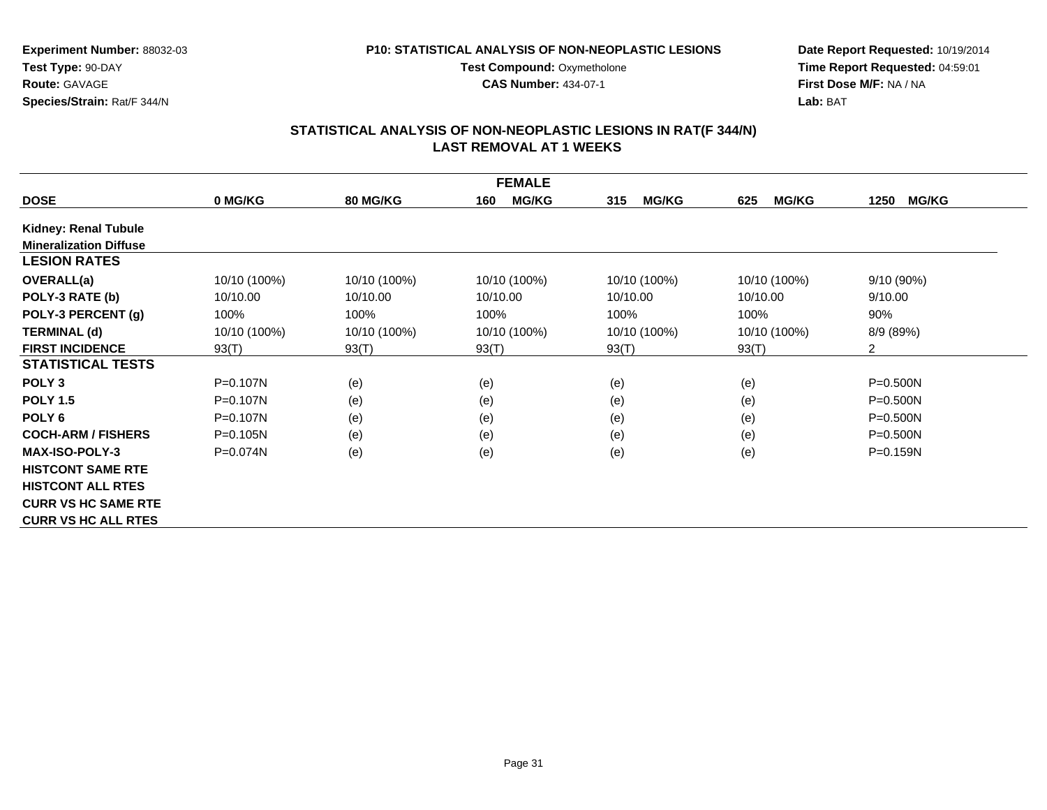**Experiment Number:** 88032-03
**Test Type:** 90-DAY
**Route:** GAVAGE
**Species/Strain:** Rat/F 344/N

**P10: STATISTICAL ANALYSIS OF NON-NEOPLASTIC LESIONS**
**Test Compound:** Oxymetholone
**CAS Number:** 434-07-1

**Date Report Requested:** 10/19/2014
**Time Report Requested:** 04:59:01
**First Dose M/F:** NA / NA
**Lab:** BAT

## STATISTICAL ANALYSIS OF NON-NEOPLASTIC LESIONS IN RAT(F 344/N)
## LAST REMOVAL AT 1 WEEKS

| FEMALE | | | | | | |
|---|---|---|---|---|---|---|
| **DOSE** | **0 MG/KG** | **80 MG/KG** | **160 MG/KG** | **315 MG/KG** | **625 MG/KG** | **1250 MG/KG** |
| **Kidney: Renal Tubule** | | | | | | |
| **Mineralization Diffuse** | | | | | | |
| **LESION RATES** | | | | | | |
| **OVERALL(a)** | 10/10 (100%) | 10/10 (100%) | 10/10 (100%) | 10/10 (100%) | 10/10 (100%) | 9/10 (90%) |
| **POLY-3 RATE (b)** | 10/10.00 | 10/10.00 | 10/10.00 | 10/10.00 | 10/10.00 | 9/10.00 |
| **POLY-3 PERCENT (g)** | 100% | 100% | 100% | 100% | 100% | 90% |
| **TERMINAL (d)** | 10/10 (100%) | 10/10 (100%) | 10/10 (100%) | 10/10 (100%) | 10/10 (100%) | 8/9 (89%) |
| **FIRST INCIDENCE** | 93(T) | 93(T) | 93(T) | 93(T) | 93(T) | 2 |
| **STATISTICAL TESTS** | | | | | | |
| **POLY 3** | P=0.107N | (e) | (e) | (e) | (e) | P=0.500N |
| **POLY 1.5** | P=0.107N | (e) | (e) | (e) | (e) | P=0.500N |
| **POLY 6** | P=0.107N | (e) | (e) | (e) | (e) | P=0.500N |
| **COCH-ARM / FISHERS** | P=0.105N | (e) | (e) | (e) | (e) | P=0.500N |
| **MAX-ISO-POLY-3** | P=0.074N | (e) | (e) | (e) | (e) | P=0.159N |
| **HISTCONT SAME RTE** | | | | | | |
| **HISTCONT ALL RTES** | | | | | | |
| **CURR VS HC SAME RTE** | | | | | | |
| **CURR VS HC ALL RTES** | | | | | | |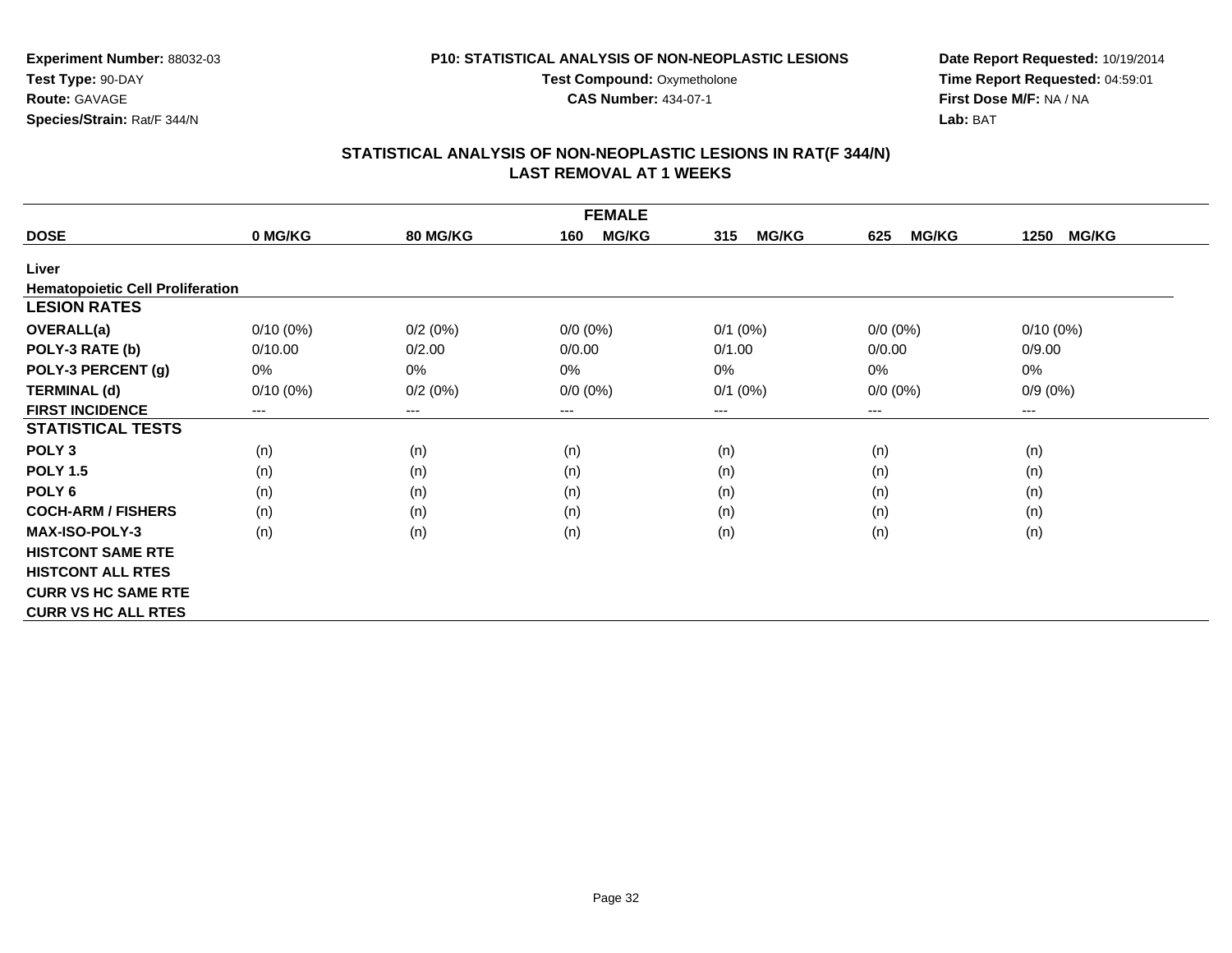**Experiment Number:** 88032-03
**Test Type:** 90-DAY
**Route:** GAVAGE
**Species/Strain:** Rat/F 344/N

**P10: STATISTICAL ANALYSIS OF NON-NEOPLASTIC LESIONS**
**Test Compound:** Oxymetholone
**CAS Number:** 434-07-1

**Date Report Requested:** 10/19/2014
**Time Report Requested:** 04:59:01
**First Dose M/F:** NA / NA
**Lab:** BAT

## STATISTICAL ANALYSIS OF NON-NEOPLASTIC LESIONS IN RAT(F 344/N) LAST REMOVAL AT 1 WEEKS

| FEMALE | | | | | | |
|---|---|---|---|---|---|---|
| **DOSE** | **0 MG/KG** | **80 MG/KG** | **160 MG/KG** | **315 MG/KG** | **625 MG/KG** | **1250 MG/KG** |
| **Liver** | | | | | | |
| **Hematopoietic Cell Proliferation** | | | | | | |
| **LESION RATES** | | | | | | |
| **OVERALL(a)** | 0/10 (0%) | 0/2 (0%) | 0/0 (0%) | 0/1 (0%) | 0/0 (0%) | 0/10 (0%) |
| **POLY-3 RATE (b)** | 0/10.00 | 0/2.00 | 0/0.00 | 0/1.00 | 0/0.00 | 0/9.00 |
| **POLY-3 PERCENT (g)** | 0% | 0% | 0% | 0% | 0% | 0% |
| **TERMINAL (d)** | 0/10 (0%) | 0/2 (0%) | 0/0 (0%) | 0/1 (0%) | 0/0 (0%) | 0/9 (0%) |
| **FIRST INCIDENCE** | --- | --- | --- | --- | --- | --- |
| **STATISTICAL TESTS** | | | | | | |
| **POLY 3** | (n) | (n) | (n) | (n) | (n) | (n) |
| **POLY 1.5** | (n) | (n) | (n) | (n) | (n) | (n) |
| **POLY 6** | (n) | (n) | (n) | (n) | (n) | (n) |
| **COCH-ARM / FISHERS** | (n) | (n) | (n) | (n) | (n) | (n) |
| **MAX-ISO-POLY-3** | (n) | (n) | (n) | (n) | (n) | (n) |
| **HISTCONT SAME RTE** | | | | | | |
| **HISTCONT ALL RTES** | | | | | | |
| **CURR VS HC SAME RTE** | | | | | | |
| **CURR VS HC ALL RTES** | | | | | | |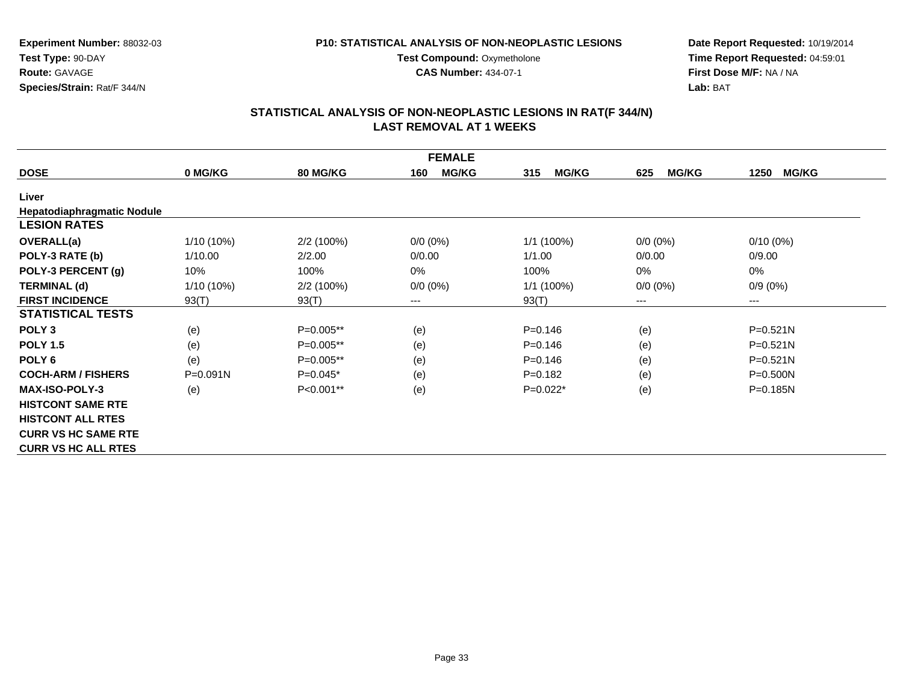**Experiment Number:** 88032-03
**Test Type:** 90-DAY
**Route:** GAVAGE
**Species/Strain:** Rat/F 344/N

**P10: STATISTICAL ANALYSIS OF NON-NEOPLASTIC LESIONS**
**Test Compound:** Oxymetholone
**CAS Number:** 434-07-1

**Date Report Requested:** 10/19/2014
**Time Report Requested:** 04:59:01
**First Dose M/F:** NA / NA
**Lab:** BAT

## STATISTICAL ANALYSIS OF NON-NEOPLASTIC LESIONS IN RAT(F 344/N) LAST REMOVAL AT 1 WEEKS

| FEMALE | | | | | | |
|---|---|---|---|---|---|---|
| **DOSE** | **0 MG/KG** | **80 MG/KG** | **160 MG/KG** | **315 MG/KG** | **625 MG/KG** | **1250 MG/KG** |
| **Liver** | | | | | | |
| **Hepatodiaphragmatic Nodule** | | | | | | |
| **LESION RATES** | | | | | | |
| **OVERALL(a)** | 1/10 (10%) | 2/2 (100%) | 0/0 (0%) | 1/1 (100%) | 0/0 (0%) | 0/10 (0%) |
| **POLY-3 RATE (b)** | 1/10.00 | 2/2.00 | 0/0.00 | 1/1.00 | 0/0.00 | 0/9.00 |
| **POLY-3 PERCENT (g)** | 10% | 100% | 0% | 100% | 0% | 0% |
| **TERMINAL (d)** | 1/10 (10%) | 2/2 (100%) | 0/0 (0%) | 1/1 (100%) | 0/0 (0%) | 0/9 (0%) |
| **FIRST INCIDENCE** | 93(T) | 93(T) | --- | 93(T) | --- | --- |
| **STATISTICAL TESTS** | | | | | | |
| **POLY 3** | (e) | P=0.005** | (e) | P=0.146 | (e) | P=0.521N |
| **POLY 1.5** | (e) | P=0.005** | (e) | P=0.146 | (e) | P=0.521N |
| **POLY 6** | (e) | P=0.005** | (e) | P=0.146 | (e) | P=0.521N |
| **COCH-ARM / FISHERS** | P=0.091N | P=0.045* | (e) | P=0.182 | (e) | P=0.500N |
| **MAX-ISO-POLY-3** | (e) | P<0.001** | (e) | P=0.022* | (e) | P=0.185N |
| **HISTCONT SAME RTE** | | | | | | |
| **HISTCONT ALL RTES** | | | | | | |
| **CURR VS HC SAME RTE** | | | | | | |
| **CURR VS HC ALL RTES** | | | | | | |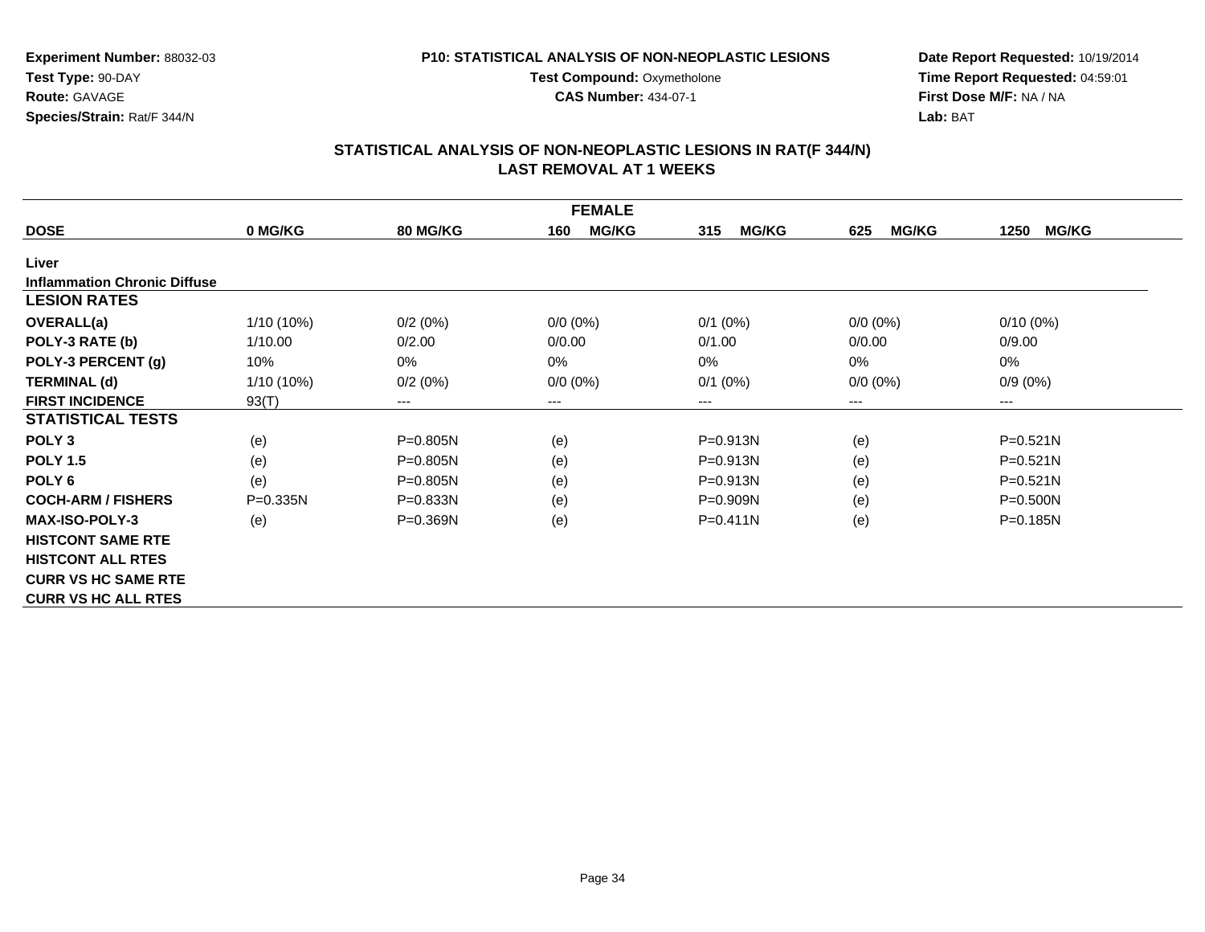**Experiment Number:** 88032-03
**Test Type:** 90-DAY
**Route:** GAVAGE
**Species/Strain:** Rat/F 344/N

**P10: STATISTICAL ANALYSIS OF NON-NEOPLASTIC LESIONS**
**Test Compound:** Oxymetholone
**CAS Number:** 434-07-1

**Date Report Requested:** 10/19/2014
**Time Report Requested:** 04:59:01
**First Dose M/F:** NA / NA
**Lab:** BAT

## STATISTICAL ANALYSIS OF NON-NEOPLASTIC LESIONS IN RAT(F 344/N)
## LAST REMOVAL AT 1 WEEKS

| FEMALE | | | | | | |
|---|---|---|---|---|---|---|
| **DOSE** | **0 MG/KG** | **80 MG/KG** | **160 MG/KG** | **315 MG/KG** | **625 MG/KG** | **1250 MG/KG** |
| **Liver** | | | | | | |
| **Inflammation Chronic Diffuse** | | | | | | |
| **LESION RATES** | | | | | | |
| **OVERALL(a)** | 1/10 (10%) | 0/2 (0%) | 0/0 (0%) | 0/1 (0%) | 0/0 (0%) | 0/10 (0%) |
| **POLY-3 RATE (b)** | 1/10.00 | 0/2.00 | 0/0.00 | 0/1.00 | 0/0.00 | 0/9.00 |
| **POLY-3 PERCENT (g)** | 10% | 0% | 0% | 0% | 0% | 0% |
| **TERMINAL (d)** | 1/10 (10%) | 0/2 (0%) | 0/0 (0%) | 0/1 (0%) | 0/0 (0%) | 0/9 (0%) |
| **FIRST INCIDENCE** | 93(T) | --- | --- | --- | --- | --- |
| **STATISTICAL TESTS** | | | | | | |
| **POLY 3** | (e) | P=0.805N | (e) | P=0.913N | (e) | P=0.521N |
| **POLY 1.5** | (e) | P=0.805N | (e) | P=0.913N | (e) | P=0.521N |
| **POLY 6** | (e) | P=0.805N | (e) | P=0.913N | (e) | P=0.521N |
| **COCH-ARM / FISHERS** | P=0.335N | P=0.833N | (e) | P=0.909N | (e) | P=0.500N |
| **MAX-ISO-POLY-3** | (e) | P=0.369N | (e) | P=0.411N | (e) | P=0.185N |
| **HISTCONT SAME RTE** | | | | | | |
| **HISTCONT ALL RTES** | | | | | | |
| **CURR VS HC SAME RTE** | | | | | | |
| **CURR VS HC ALL RTES** | | | | | | |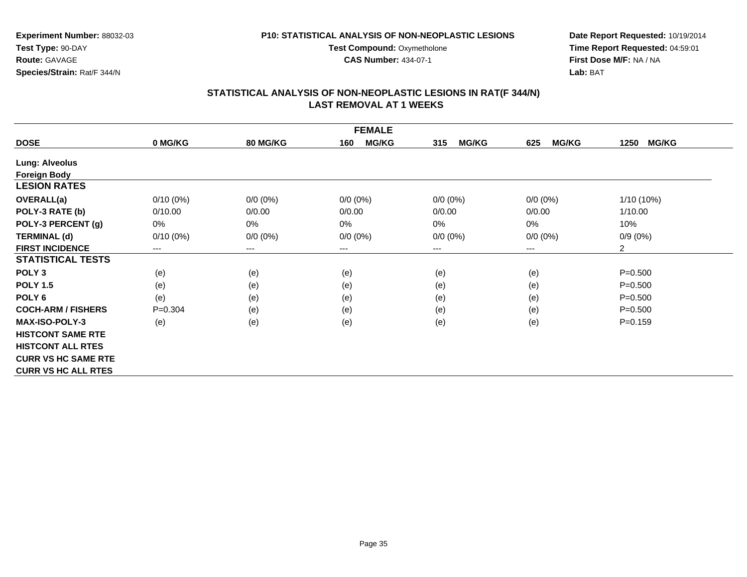**Experiment Number:** 88032-03
**Test Type:** 90-DAY
**Route:** GAVAGE
**Species/Strain:** Rat/F 344/N

**P10: STATISTICAL ANALYSIS OF NON-NEOPLASTIC LESIONS**
**Test Compound:** Oxymetholone
**CAS Number:** 434-07-1

**Date Report Requested:** 10/19/2014
**Time Report Requested:** 04:59:01
**First Dose M/F:** NA / NA
**Lab:** BAT

## STATISTICAL ANALYSIS OF NON-NEOPLASTIC LESIONS IN RAT(F 344/N)
## LAST REMOVAL AT 1 WEEKS

| FEMALE | | | | | | |
|---|---|---|---|---|---|---|
| **DOSE** | **0 MG/KG** | **80 MG/KG** | **160 MG/KG** | **315 MG/KG** | **625 MG/KG** | **1250 MG/KG** |
| **Lung: Alveolus** | | | | | | |
| **Foreign Body** | | | | | | |
| **LESION RATES** | | | | | | |
| **OVERALL(a)** | 0/10 (0%) | 0/0 (0%) | 0/0 (0%) | 0/0 (0%) | 0/0 (0%) | 1/10 (10%) |
| **POLY-3 RATE (b)** | 0/10.00 | 0/0.00 | 0/0.00 | 0/0.00 | 0/0.00 | 1/10.00 |
| **POLY-3 PERCENT (g)** | 0% | 0% | 0% | 0% | 0% | 10% |
| **TERMINAL (d)** | 0/10 (0%) | 0/0 (0%) | 0/0 (0%) | 0/0 (0%) | 0/0 (0%) | 0/9 (0%) |
| **FIRST INCIDENCE** | --- | --- | --- | --- | --- | 2 |
| **STATISTICAL TESTS** | | | | | | |
| **POLY 3** | (e) | (e) | (e) | (e) | (e) | P=0.500 |
| **POLY 1.5** | (e) | (e) | (e) | (e) | (e) | P=0.500 |
| **POLY 6** | (e) | (e) | (e) | (e) | (e) | P=0.500 |
| **COCH-ARM / FISHERS** | P=0.304 | (e) | (e) | (e) | (e) | P=0.500 |
| **MAX-ISO-POLY-3** | (e) | (e) | (e) | (e) | (e) | P=0.159 |
| **HISTCONT SAME RTE** | | | | | | |
| **HISTCONT ALL RTES** | | | | | | |
| **CURR VS HC SAME RTE** | | | | | | |
| **CURR VS HC ALL RTES** | | | | | | |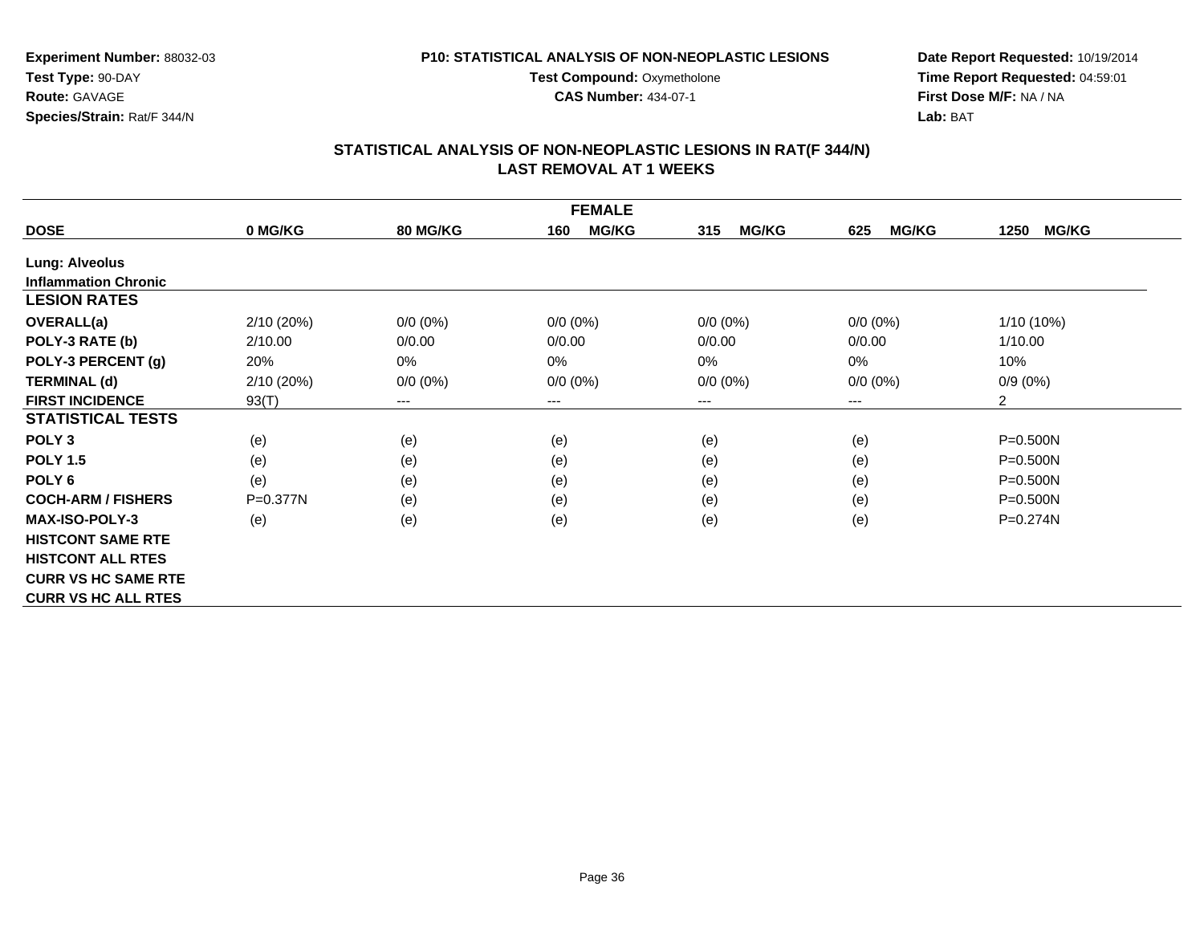**Experiment Number:** 88032-03
**Test Type:** 90-DAY
**Route:** GAVAGE
**Species/Strain:** Rat/F 344/N

**P10: STATISTICAL ANALYSIS OF NON-NEOPLASTIC LESIONS**
**Test Compound:** Oxymetholone
**CAS Number:** 434-07-1

**Date Report Requested:** 10/19/2014
**Time Report Requested:** 04:59:01
**First Dose M/F:** NA / NA
**Lab:** BAT

## STATISTICAL ANALYSIS OF NON-NEOPLASTIC LESIONS IN RAT(F 344/N)
## LAST REMOVAL AT 1 WEEKS

| FEMALE | | | | | | |
|---|---|---|---|---|---|---|
| **DOSE** | **0 MG/KG** | **80 MG/KG** | **160 MG/KG** | **315 MG/KG** | **625 MG/KG** | **1250 MG/KG** |
| **Lung: Alveolus** | | | | | | |
| **Inflammation Chronic** | | | | | | |
| **LESION RATES** | | | | | | |
| **OVERALL(a)** | 2/10 (20%) | 0/0 (0%) | 0/0 (0%) | 0/0 (0%) | 0/0 (0%) | 1/10 (10%) |
| **POLY-3 RATE (b)** | 2/10.00 | 0/0.00 | 0/0.00 | 0/0.00 | 0/0.00 | 1/10.00 |
| **POLY-3 PERCENT (g)** | 20% | 0% | 0% | 0% | 0% | 10% |
| **TERMINAL (d)** | 2/10 (20%) | 0/0 (0%) | 0/0 (0%) | 0/0 (0%) | 0/0 (0%) | 0/9 (0%) |
| **FIRST INCIDENCE** | 93(T) | --- | --- | --- | --- | 2 |
| **STATISTICAL TESTS** | | | | | | |
| **POLY 3** | (e) | (e) | (e) | (e) | (e) | P=0.500N |
| **POLY 1.5** | (e) | (e) | (e) | (e) | (e) | P=0.500N |
| **POLY 6** | (e) | (e) | (e) | (e) | (e) | P=0.500N |
| **COCH-ARM / FISHERS** | P=0.377N | (e) | (e) | (e) | (e) | P=0.500N |
| **MAX-ISO-POLY-3** | (e) | (e) | (e) | (e) | (e) | P=0.274N |
| **HISTCONT SAME RTE** | | | | | | |
| **HISTCONT ALL RTES** | | | | | | |
| **CURR VS HC SAME RTE** | | | | | | |
| **CURR VS HC ALL RTES** | | | | | | |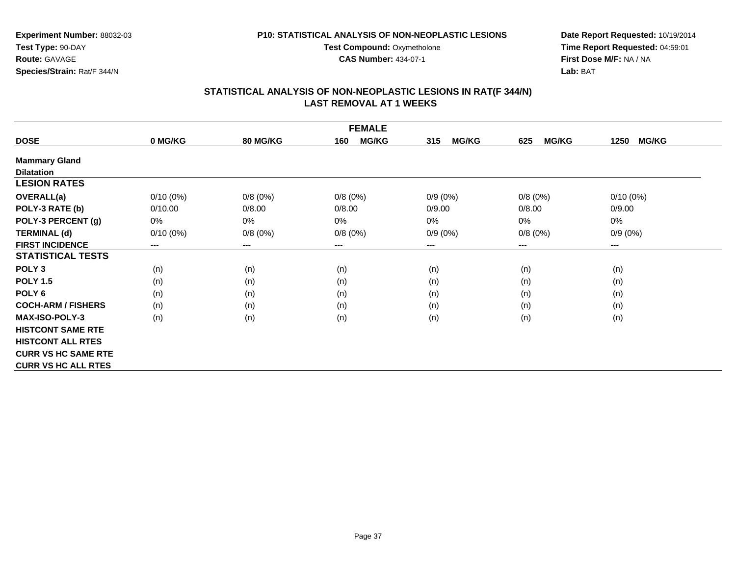**Experiment Number:** 88032-03
**Test Type:** 90-DAY
**Route:** GAVAGE
**Species/Strain:** Rat/F 344/N

**P10: STATISTICAL ANALYSIS OF NON-NEOPLASTIC LESIONS**
**Test Compound:** Oxymetholone
**CAS Number:** 434-07-1

**Date Report Requested:** 10/19/2014
**Time Report Requested:** 04:59:01
**First Dose M/F:** NA / NA
**Lab:** BAT

## STATISTICAL ANALYSIS OF NON-NEOPLASTIC LESIONS IN RAT(F 344/N)
## LAST REMOVAL AT 1 WEEKS

| FEMALE | | | | | | |
|---|---|---|---|---|---|---|
| **DOSE** | **0 MG/KG** | **80 MG/KG** | **160 MG/KG** | **315 MG/KG** | **625 MG/KG** | **1250 MG/KG** |
| **Mammary Gland** | | | | | | |
| **Dilatation** | | | | | | |
| **LESION RATES** | | | | | | |
| **OVERALL(a)** | 0/10 (0%) | 0/8 (0%) | 0/8 (0%) | 0/9 (0%) | 0/8 (0%) | 0/10 (0%) |
| **POLY-3 RATE (b)** | 0/10.00 | 0/8.00 | 0/8.00 | 0/9.00 | 0/8.00 | 0/9.00 |
| **POLY-3 PERCENT (g)** | 0% | 0% | 0% | 0% | 0% | 0% |
| **TERMINAL (d)** | 0/10 (0%) | 0/8 (0%) | 0/8 (0%) | 0/9 (0%) | 0/8 (0%) | 0/9 (0%) |
| **FIRST INCIDENCE** | --- | --- | --- | --- | --- | --- |
| **STATISTICAL TESTS** | | | | | | |
| **POLY 3** | (n) | (n) | (n) | (n) | (n) | (n) |
| **POLY 1.5** | (n) | (n) | (n) | (n) | (n) | (n) |
| **POLY 6** | (n) | (n) | (n) | (n) | (n) | (n) |
| **COCH-ARM / FISHERS** | (n) | (n) | (n) | (n) | (n) | (n) |
| **MAX-ISO-POLY-3** | (n) | (n) | (n) | (n) | (n) | (n) |
| **HISTCONT SAME RTE** | | | | | | |
| **HISTCONT ALL RTES** | | | | | | |
| **CURR VS HC SAME RTE** | | | | | | |
| **CURR VS HC ALL RTES** | | | | | | |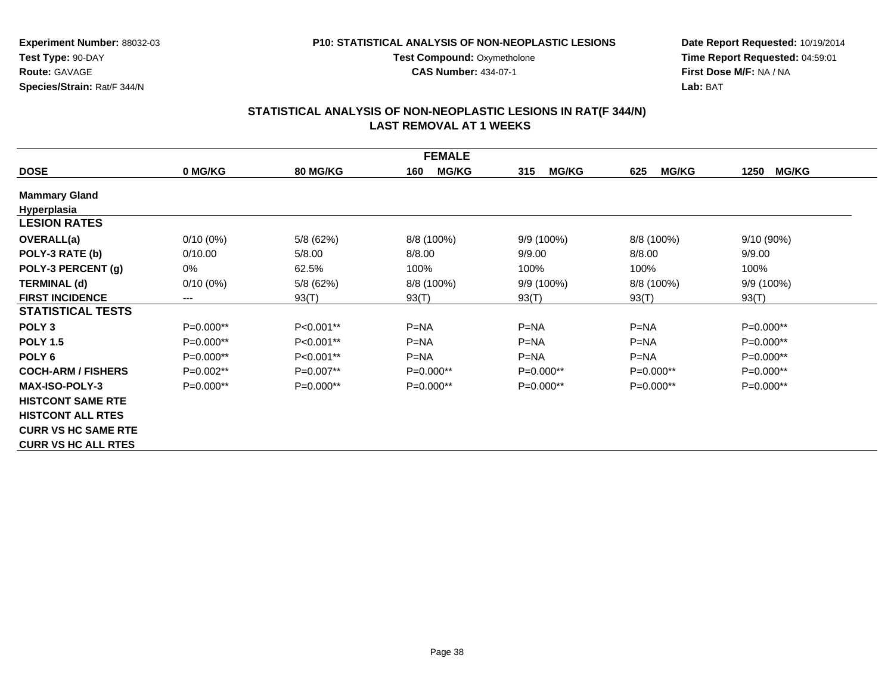**Experiment Number:** 88032-03
**Test Type:** 90-DAY
**Route:** GAVAGE
**Species/Strain:** Rat/F 344/N

**P10: STATISTICAL ANALYSIS OF NON-NEOPLASTIC LESIONS**
**Test Compound:** Oxymetholone
**CAS Number:** 434-07-1

**Date Report Requested:** 10/19/2014
**Time Report Requested:** 04:59:01
**First Dose M/F:** NA / NA
**Lab:** BAT

## STATISTICAL ANALYSIS OF NON-NEOPLASTIC LESIONS IN RAT(F 344/N)
## LAST REMOVAL AT 1 WEEKS

| | FEMALE | | | | | |
|---|---|---|---|---|---|---|
| **DOSE** | **0 MG/KG** | **80 MG/KG** | **160 MG/KG** | **315 MG/KG** | **625 MG/KG** | **1250 MG/KG** |
| **Mammary Gland** | | | | | | |
| **Hyperplasia** | | | | | | |
| **LESION RATES** | | | | | | |
| **OVERALL(a)** | 0/10 (0%) | 5/8 (62%) | 8/8 (100%) | 9/9 (100%) | 8/8 (100%) | 9/10 (90%) |
| **POLY-3 RATE (b)** | 0/10.00 | 5/8.00 | 8/8.00 | 9/9.00 | 8/8.00 | 9/9.00 |
| **POLY-3 PERCENT (g)** | 0% | 62.5% | 100% | 100% | 100% | 100% |
| **TERMINAL (d)** | 0/10 (0%) | 5/8 (62%) | 8/8 (100%) | 9/9 (100%) | 8/8 (100%) | 9/9 (100%) |
| **FIRST INCIDENCE** | --- | 93(T) | 93(T) | 93(T) | 93(T) | 93(T) |
| **STATISTICAL TESTS** | | | | | | |
| **POLY 3** | P=0.000** | P<0.001** | P=NA | P=NA | P=NA | P=0.000** |
| **POLY 1.5** | P=0.000** | P<0.001** | P=NA | P=NA | P=NA | P=0.000** |
| **POLY 6** | P=0.000** | P<0.001** | P=NA | P=NA | P=NA | P=0.000** |
| **COCH-ARM / FISHERS** | P=0.002** | P=0.007** | P=0.000** | P=0.000** | P=0.000** | P=0.000** |
| **MAX-ISO-POLY-3** | P=0.000** | P=0.000** | P=0.000** | P=0.000** | P=0.000** | P=0.000** |
| **HISTCONT SAME RTE** | | | | | | |
| **HISTCONT ALL RTES** | | | | | | |
| **CURR VS HC SAME RTE** | | | | | | |
| **CURR VS HC ALL RTES** | | | | | | |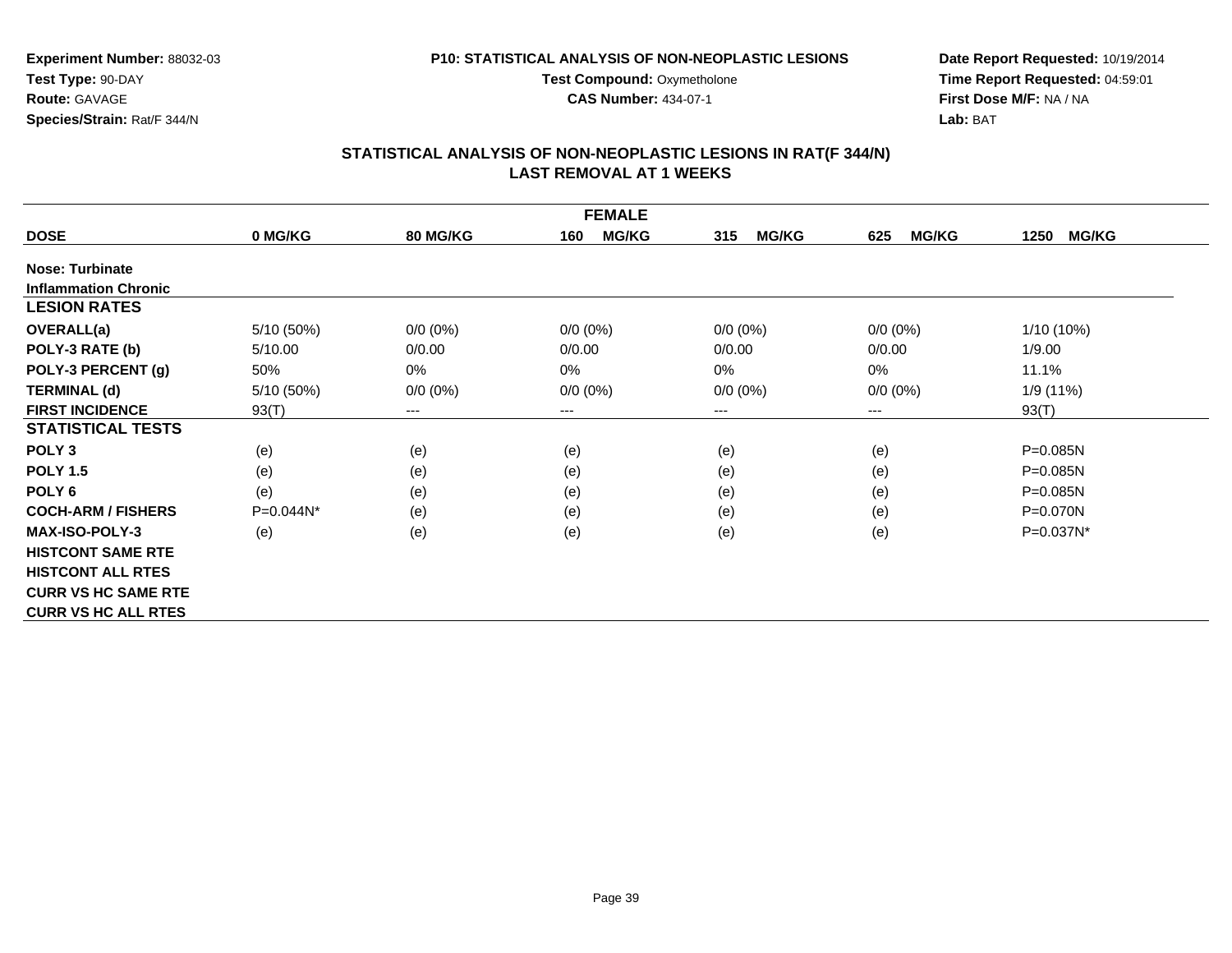**Experiment Number:** 88032-03
**Test Type:** 90-DAY
**Route:** GAVAGE
**Species/Strain:** Rat/F 344/N

**P10: STATISTICAL ANALYSIS OF NON-NEOPLASTIC LESIONS**
**Test Compound:** Oxymetholone
**CAS Number:** 434-07-1

**Date Report Requested:** 10/19/2014
**Time Report Requested:** 04:59:01
**First Dose M/F:** NA / NA
**Lab:** BAT

## STATISTICAL ANALYSIS OF NON-NEOPLASTIC LESIONS IN RAT(F 344/N) LAST REMOVAL AT 1 WEEKS

| FEMALE | | | | | | |
|---|---|---|---|---|---|---|
| **DOSE** | **0 MG/KG** | **80 MG/KG** | **160 MG/KG** | **315 MG/KG** | **625 MG/KG** | **1250 MG/KG** |
| **Nose: Turbinate** | | | | | | |
| **Inflammation Chronic** | | | | | | |
| **LESION RATES** | | | | | | |
| **OVERALL(a)** | 5/10 (50%) | 0/0 (0%) | 0/0 (0%) | 0/0 (0%) | 0/0 (0%) | 1/10 (10%) |
| **POLY-3 RATE (b)** | 5/10.00 | 0/0.00 | 0/0.00 | 0/0.00 | 0/0.00 | 1/9.00 |
| **POLY-3 PERCENT (g)** | 50% | 0% | 0% | 0% | 0% | 11.1% |
| **TERMINAL (d)** | 5/10 (50%) | 0/0 (0%) | 0/0 (0%) | 0/0 (0%) | 0/0 (0%) | 1/9 (11%) |
| **FIRST INCIDENCE** | 93(T) | --- | --- | --- | --- | 93(T) |
| **STATISTICAL TESTS** | | | | | | |
| **POLY 3** | (e) | (e) | (e) | (e) | (e) | P=0.085N |
| **POLY 1.5** | (e) | (e) | (e) | (e) | (e) | P=0.085N |
| **POLY 6** | (e) | (e) | (e) | (e) | (e) | P=0.085N |
| **COCH-ARM / FISHERS** | P=0.044N* | (e) | (e) | (e) | (e) | P=0.070N |
| **MAX-ISO-POLY-3** | (e) | (e) | (e) | (e) | (e) | P=0.037N* |
| **HISTCONT SAME RTE** | | | | | | |
| **HISTCONT ALL RTES** | | | | | | |
| **CURR VS HC SAME RTE** | | | | | | |
| **CURR VS HC ALL RTES** | | | | | | |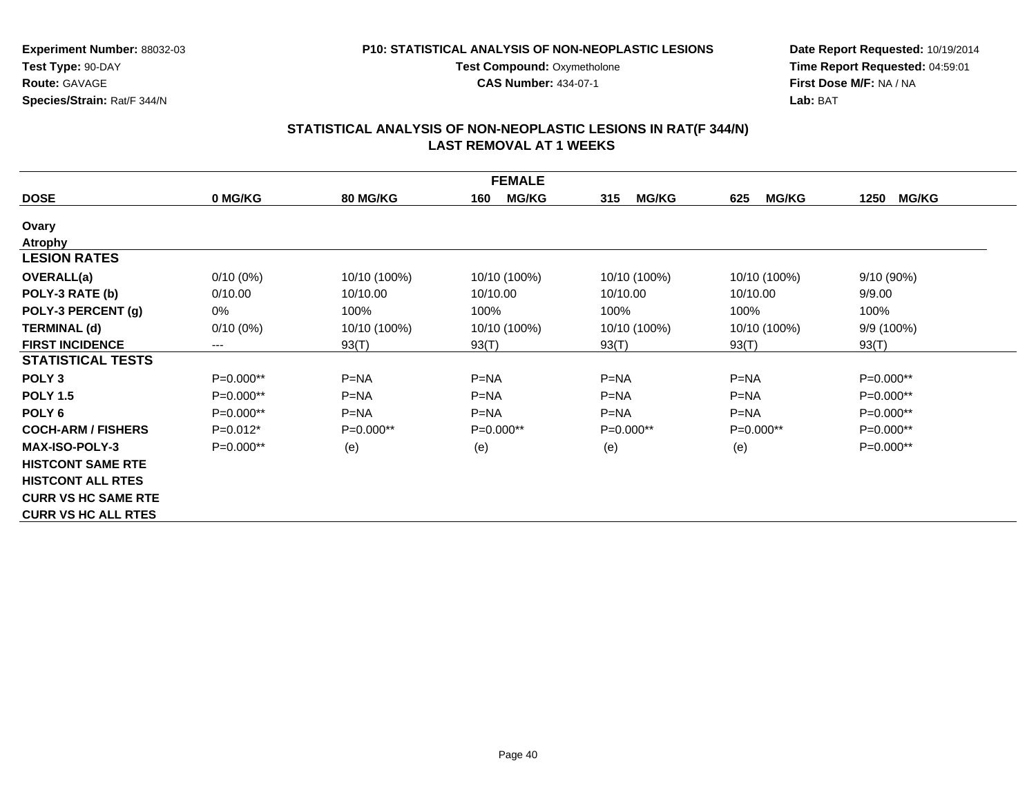Experiment Number: 88032-03
Test Type: 90-DAY
Route: GAVAGE
Species/Strain: Rat/F 344/N

P10: STATISTICAL ANALYSIS OF NON-NEOPLASTIC LESIONS
Test Compound: Oxymetholone
CAS Number: 434-07-1

Date Report Requested: 10/19/2014
Time Report Requested: 04:59:01
First Dose M/F: NA / NA
Lab: BAT

## STATISTICAL ANALYSIS OF NON-NEOPLASTIC LESIONS IN RAT(F 344/N)
## LAST REMOVAL AT 1 WEEKS

| FEMALE | | | | | | |
|---|---|---|---|---|---|---|
| **DOSE** | **0 MG/KG** | **80 MG/KG** | **160 MG/KG** | **315 MG/KG** | **625 MG/KG** | **1250 MG/KG** |
| **Ovary** | | | | | | |
| **Atrophy** | | | | | | |
| **LESION RATES** | | | | | | |
| **OVERALL(a)** | 0/10 (0%) | 10/10 (100%) | 10/10 (100%) | 10/10 (100%) | 10/10 (100%) | 9/10 (90%) |
| **POLY-3 RATE (b)** | 0/10.00 | 10/10.00 | 10/10.00 | 10/10.00 | 10/10.00 | 9/9.00 |
| **POLY-3 PERCENT (g)** | 0% | 100% | 100% | 100% | 100% | 100% |
| **TERMINAL (d)** | 0/10 (0%) | 10/10 (100%) | 10/10 (100%) | 10/10 (100%) | 10/10 (100%) | 9/9 (100%) |
| **FIRST INCIDENCE** | --- | 93(T) | 93(T) | 93(T) | 93(T) | 93(T) |
| **STATISTICAL TESTS** | | | | | | |
| **POLY 3** | P=0.000** | P=NA | P=NA | P=NA | P=NA | P=0.000** |
| **POLY 1.5** | P=0.000** | P=NA | P=NA | P=NA | P=NA | P=0.000** |
| **POLY 6** | P=0.000** | P=NA | P=NA | P=NA | P=NA | P=0.000** |
| **COCH-ARM / FISHERS** | P=0.012* | P=0.000** | P=0.000** | P=0.000** | P=0.000** | P=0.000** |
| **MAX-ISO-POLY-3** | P=0.000** | (e) | (e) | (e) | (e) | P=0.000** |
| **HISTCONT SAME RTE** | | | | | | |
| **HISTCONT ALL RTES** | | | | | | |
| **CURR VS HC SAME RTE** | | | | | | |
| **CURR VS HC ALL RTES** | | | | | | |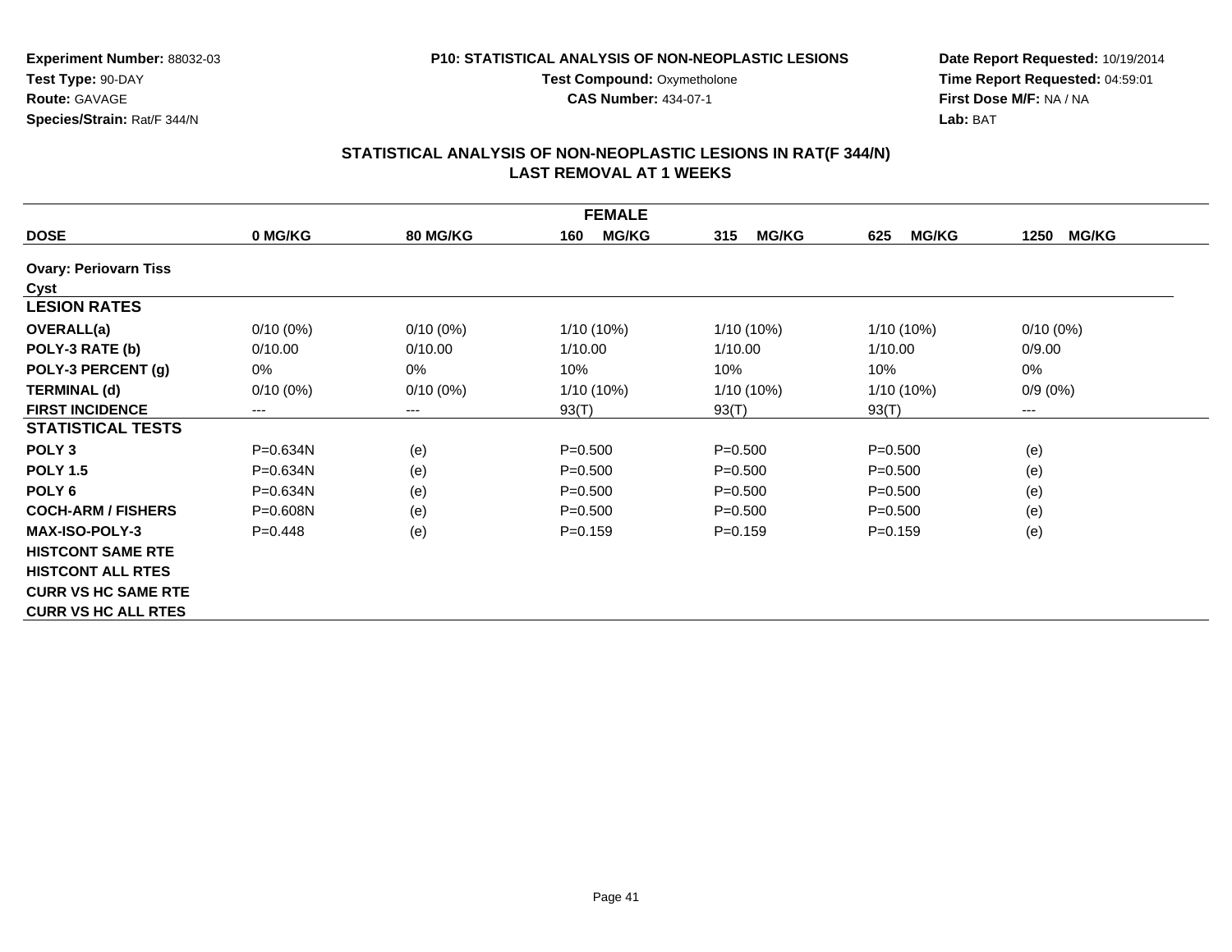**Experiment Number:** 88032-03
**Test Type:** 90-DAY
**Route:** GAVAGE
**Species/Strain:** Rat/F 344/N

**P10: STATISTICAL ANALYSIS OF NON-NEOPLASTIC LESIONS**
**Test Compound:** Oxymetholone
**CAS Number:** 434-07-1

**Date Report Requested:** 10/19/2014
**Time Report Requested:** 04:59:01
**First Dose M/F:** NA / NA
**Lab:** BAT

## STATISTICAL ANALYSIS OF NON-NEOPLASTIC LESIONS IN RAT(F 344/N)
## LAST REMOVAL AT 1 WEEKS

| FEMALE | | | | | | |
|---|---|---|---|---|---|---|
| **DOSE** | **0 MG/KG** | **80 MG/KG** | **160 MG/KG** | **315 MG/KG** | **625 MG/KG** | **1250 MG/KG** |
| **Ovary: Periovarn Tiss** | | | | | | |
| **Cyst** | | | | | | |
| **LESION RATES** | | | | | | |
| **OVERALL(a)** | 0/10 (0%) | 0/10 (0%) | 1/10 (10%) | 1/10 (10%) | 1/10 (10%) | 0/10 (0%) |
| **POLY-3 RATE (b)** | 0/10.00 | 0/10.00 | 1/10.00 | 1/10.00 | 1/10.00 | 0/9.00 |
| **POLY-3 PERCENT (g)** | 0% | 0% | 10% | 10% | 10% | 0% |
| **TERMINAL (d)** | 0/10 (0%) | 0/10 (0%) | 1/10 (10%) | 1/10 (10%) | 1/10 (10%) | 0/9 (0%) |
| **FIRST INCIDENCE** | --- | --- | 93(T) | 93(T) | 93(T) | --- |
| **STATISTICAL TESTS** | | | | | | |
| **POLY 3** | P=0.634N | (e) | P=0.500 | P=0.500 | P=0.500 | (e) |
| **POLY 1.5** | P=0.634N | (e) | P=0.500 | P=0.500 | P=0.500 | (e) |
| **POLY 6** | P=0.634N | (e) | P=0.500 | P=0.500 | P=0.500 | (e) |
| **COCH-ARM / FISHERS** | P=0.608N | (e) | P=0.500 | P=0.500 | P=0.500 | (e) |
| **MAX-ISO-POLY-3** | P=0.448 | (e) | P=0.159 | P=0.159 | P=0.159 | (e) |
| **HISTCONT SAME RTE** | | | | | | |
| **HISTCONT ALL RTES** | | | | | | |
| **CURR VS HC SAME RTE** | | | | | | |
| **CURR VS HC ALL RTES** | | | | | | |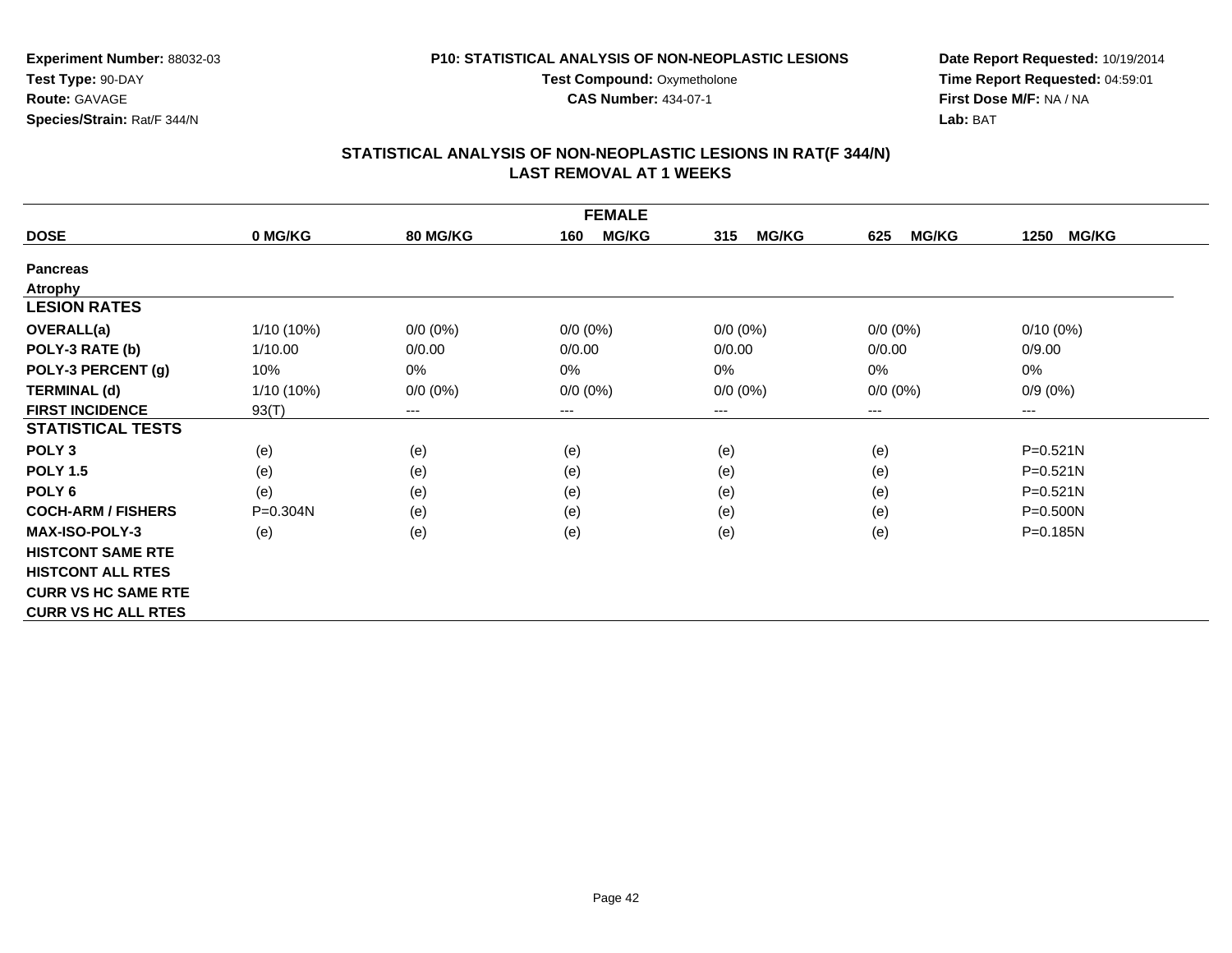**Experiment Number:** 88032-03
**Test Type:** 90-DAY
**Route:** GAVAGE
**Species/Strain:** Rat/F 344/N

**P10: STATISTICAL ANALYSIS OF NON-NEOPLASTIC LESIONS**
**Test Compound:** Oxymetholone
**CAS Number:** 434-07-1

**Date Report Requested:** 10/19/2014
**Time Report Requested:** 04:59:01
**First Dose M/F:** NA / NA
**Lab:** BAT

## STATISTICAL ANALYSIS OF NON-NEOPLASTIC LESIONS IN RAT(F 344/N)
## LAST REMOVAL AT 1 WEEKS

| FEMALE | | | | | | |
|---|---|---|---|---|---|---|
| **DOSE** | **0 MG/KG** | **80 MG/KG** | **160 MG/KG** | **315 MG/KG** | **625 MG/KG** | **1250 MG/KG** |
| **Pancreas** | | | | | | |
| **Atrophy** | | | | | | |
| **LESION RATES** | | | | | | |
| **OVERALL(a)** | 1/10 (10%) | 0/0 (0%) | 0/0 (0%) | 0/0 (0%) | 0/0 (0%) | 0/10 (0%) |
| **POLY-3 RATE (b)** | 1/10.00 | 0/0.00 | 0/0.00 | 0/0.00 | 0/0.00 | 0/9.00 |
| **POLY-3 PERCENT (g)** | 10% | 0% | 0% | 0% | 0% | 0% |
| **TERMINAL (d)** | 1/10 (10%) | 0/0 (0%) | 0/0 (0%) | 0/0 (0%) | 0/0 (0%) | 0/9 (0%) |
| **FIRST INCIDENCE** | 93(T) | --- | --- | --- | --- | --- |
| **STATISTICAL TESTS** | | | | | | |
| **POLY 3** | (e) | (e) | (e) | (e) | (e) | P=0.521N |
| **POLY 1.5** | (e) | (e) | (e) | (e) | (e) | P=0.521N |
| **POLY 6** | (e) | (e) | (e) | (e) | (e) | P=0.521N |
| **COCH-ARM / FISHERS** | P=0.304N | (e) | (e) | (e) | (e) | P=0.500N |
| **MAX-ISO-POLY-3** | (e) | (e) | (e) | (e) | (e) | P=0.185N |
| **HISTCONT SAME RTE** | | | | | | |
| **HISTCONT ALL RTES** | | | | | | |
| **CURR VS HC SAME RTE** | | | | | | |
| **CURR VS HC ALL RTES** | | | | | | |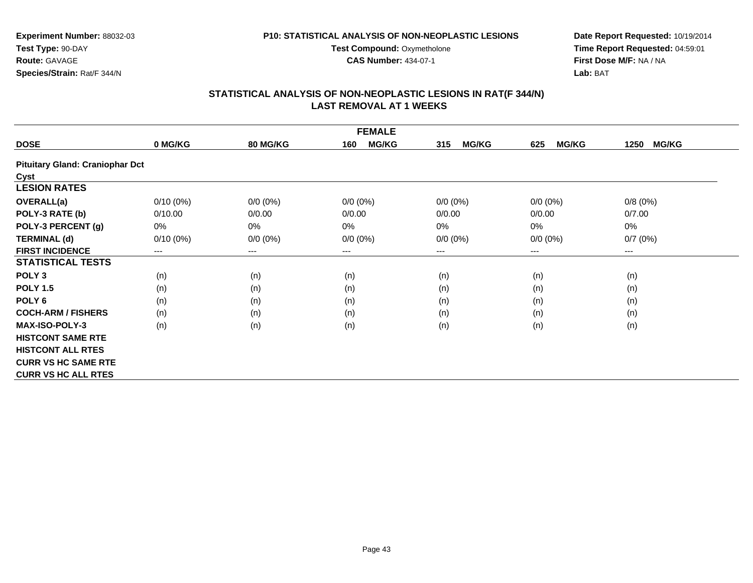**Experiment Number:** 88032-03
**Test Type:** 90-DAY
**Route:** GAVAGE
**Species/Strain:** Rat/F 344/N

**P10: STATISTICAL ANALYSIS OF NON-NEOPLASTIC LESIONS**
**Test Compound:** Oxymetholone
**CAS Number:** 434-07-1

**Date Report Requested:** 10/19/2014
**Time Report Requested:** 04:59:01
**First Dose M/F:** NA / NA
**Lab:** BAT

## STATISTICAL ANALYSIS OF NON-NEOPLASTIC LESIONS IN RAT(F 344/N)
## LAST REMOVAL AT 1 WEEKS

| FEMALE | | | | | | |
|---|---|---|---|---|---|---|
| **DOSE** | **0 MG/KG** | **80 MG/KG** | **160 MG/KG** | **315 MG/KG** | **625 MG/KG** | **1250 MG/KG** |
| **Pituitary Gland: Craniophar Dct Cyst** | | | | | | |
| **LESION RATES** | | | | | | |
| **OVERALL(a)** | 0/10 (0%) | 0/0 (0%) | 0/0 (0%) | 0/0 (0%) | 0/0 (0%) | 0/8 (0%) |
| **POLY-3 RATE (b)** | 0/10.00 | 0/0.00 | 0/0.00 | 0/0.00 | 0/0.00 | 0/7.00 |
| **POLY-3 PERCENT (g)** | 0% | 0% | 0% | 0% | 0% | 0% |
| **TERMINAL (d)** | 0/10 (0%) | 0/0 (0%) | 0/0 (0%) | 0/0 (0%) | 0/0 (0%) | 0/7 (0%) |
| **FIRST INCIDENCE** | --- | --- | --- | --- | --- | --- |
| **STATISTICAL TESTS** | | | | | | |
| **POLY 3** | (n) | (n) | (n) | (n) | (n) | (n) |
| **POLY 1.5** | (n) | (n) | (n) | (n) | (n) | (n) |
| **POLY 6** | (n) | (n) | (n) | (n) | (n) | (n) |
| **COCH-ARM / FISHERS** | (n) | (n) | (n) | (n) | (n) | (n) |
| **MAX-ISO-POLY-3** | (n) | (n) | (n) | (n) | (n) | (n) |
| **HISTCONT SAME RTE** | | | | | | |
| **HISTCONT ALL RTES** | | | | | | |
| **CURR VS HC SAME RTE** | | | | | | |
| **CURR VS HC ALL RTES** | | | | | | |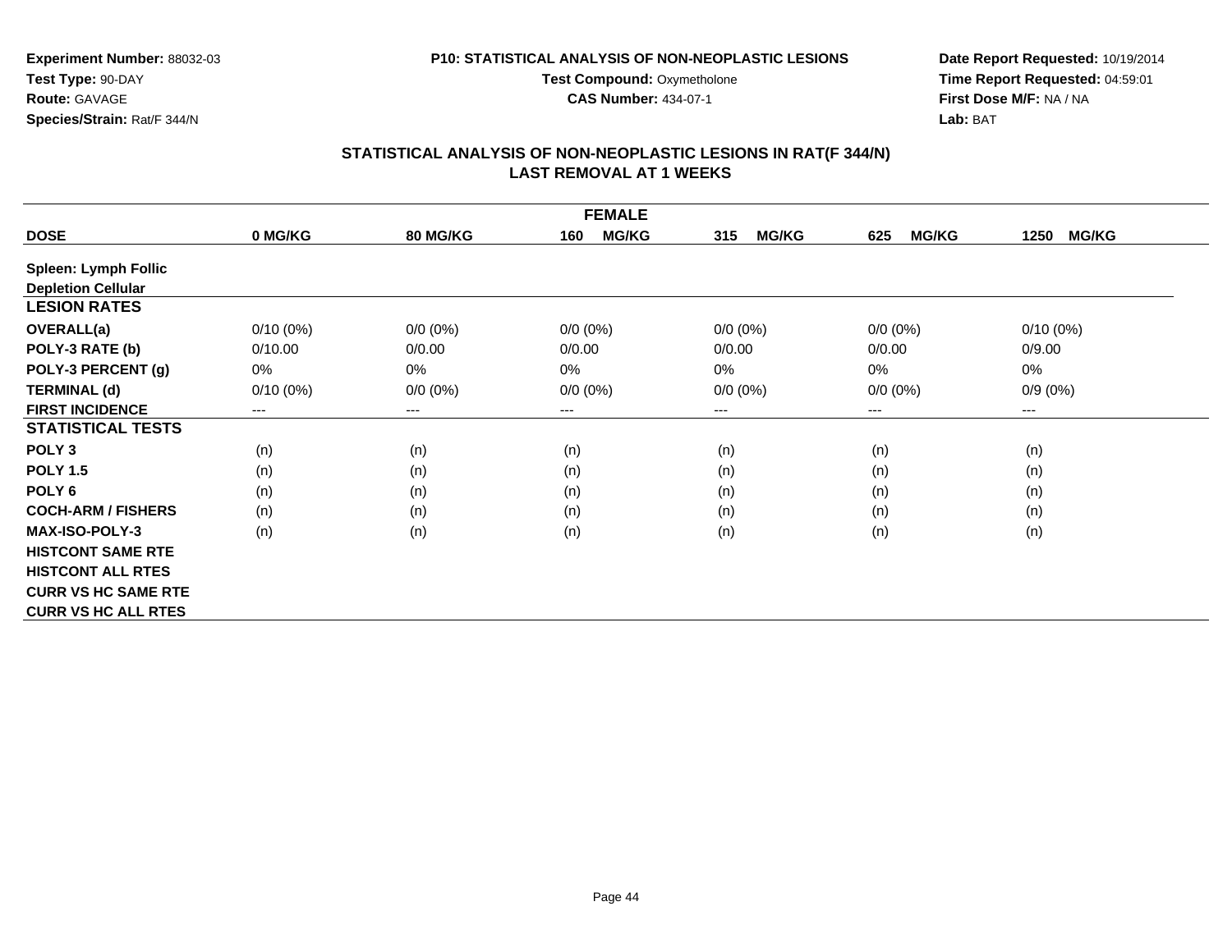**Experiment Number:** 88032-03
**Test Type:** 90-DAY
**Route:** GAVAGE
**Species/Strain:** Rat/F 344/N

**P10: STATISTICAL ANALYSIS OF NON-NEOPLASTIC LESIONS**
**Test Compound:** Oxymetholone
**CAS Number:** 434-07-1

**Date Report Requested:** 10/19/2014
**Time Report Requested:** 04:59:01
**First Dose M/F:** NA / NA
**Lab:** BAT

## STATISTICAL ANALYSIS OF NON-NEOPLASTIC LESIONS IN RAT(F 344/N) LAST REMOVAL AT 1 WEEKS

| FEMALE | | | | | | |
|---|---|---|---|---|---|---|
| **DOSE** | **0 MG/KG** | **80 MG/KG** | **160 MG/KG** | **315 MG/KG** | **625 MG/KG** | **1250 MG/KG** |
| **Spleen: Lymph Follic Depletion Cellular** | | | | | | |
| **LESION RATES** | | | | | | |
| **OVERALL(a)** | 0/10 (0%) | 0/0 (0%) | 0/0 (0%) | 0/0 (0%) | 0/0 (0%) | 0/10 (0%) |
| **POLY-3 RATE (b)** | 0/10.00 | 0/0.00 | 0/0.00 | 0/0.00 | 0/0.00 | 0/9.00 |
| **POLY-3 PERCENT (g)** | 0% | 0% | 0% | 0% | 0% | 0% |
| **TERMINAL (d)** | 0/10 (0%) | 0/0 (0%) | 0/0 (0%) | 0/0 (0%) | 0/0 (0%) | 0/9 (0%) |
| **FIRST INCIDENCE** | --- | --- | --- | --- | --- | --- |
| **STATISTICAL TESTS** | | | | | | |
| **POLY 3** | (n) | (n) | (n) | (n) | (n) | (n) |
| **POLY 1.5** | (n) | (n) | (n) | (n) | (n) | (n) |
| **POLY 6** | (n) | (n) | (n) | (n) | (n) | (n) |
| **COCH-ARM / FISHERS** | (n) | (n) | (n) | (n) | (n) | (n) |
| **MAX-ISO-POLY-3** | (n) | (n) | (n) | (n) | (n) | (n) |
| **HISTCONT SAME RTE** | | | | | | |
| **HISTCONT ALL RTES** | | | | | | |
| **CURR VS HC SAME RTE** | | | | | | |
| **CURR VS HC ALL RTES** | | | | | | |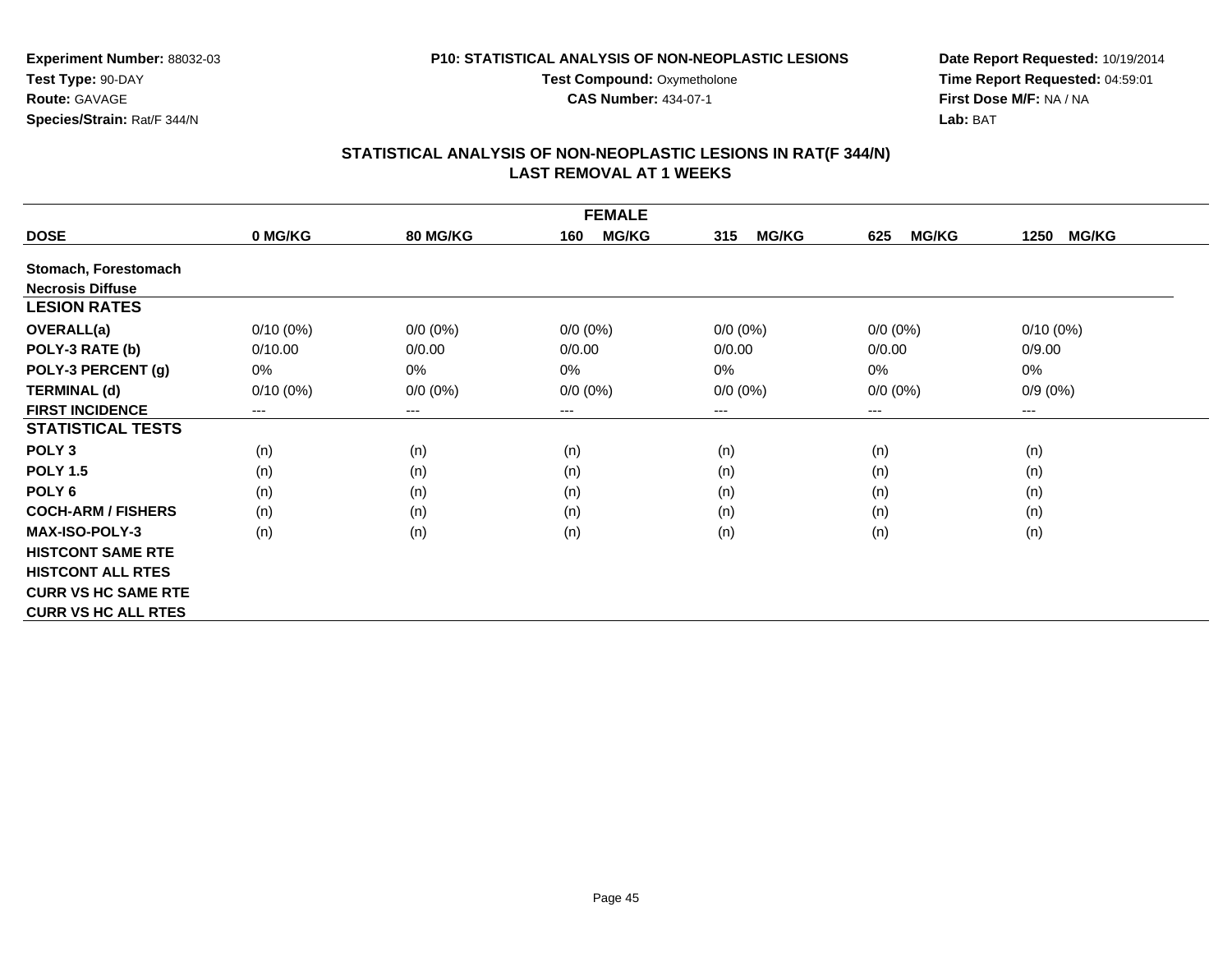**Experiment Number:** 88032-03
**Test Type:** 90-DAY
**Route:** GAVAGE
**Species/Strain:** Rat/F 344/N

**P10: STATISTICAL ANALYSIS OF NON-NEOPLASTIC LESIONS**
**Test Compound:** Oxymetholone
**CAS Number:** 434-07-1

**Date Report Requested:** 10/19/2014
**Time Report Requested:** 04:59:01
**First Dose M/F:** NA / NA
**Lab:** BAT

## STATISTICAL ANALYSIS OF NON-NEOPLASTIC LESIONS IN RAT(F 344/N)
## LAST REMOVAL AT 1 WEEKS

| | FEMALE | | | | | |
|---|---|---|---|---|---|---|
| **DOSE** | **0 MG/KG** | **80 MG/KG** | **160 MG/KG** | **315 MG/KG** | **625 MG/KG** | **1250 MG/KG** |
| **Stomach, Forestomach** | | | | | | |
| **Necrosis Diffuse** | | | | | | |
| **LESION RATES** | | | | | | |
| **OVERALL(a)** | 0/10 (0%) | 0/0 (0%) | 0/0 (0%) | 0/0 (0%) | 0/0 (0%) | 0/10 (0%) |
| **POLY-3 RATE (b)** | 0/10.00 | 0/0.00 | 0/0.00 | 0/0.00 | 0/0.00 | 0/9.00 |
| **POLY-3 PERCENT (g)** | 0% | 0% | 0% | 0% | 0% | 0% |
| **TERMINAL (d)** | 0/10 (0%) | 0/0 (0%) | 0/0 (0%) | 0/0 (0%) | 0/0 (0%) | 0/9 (0%) |
| **FIRST INCIDENCE** | --- | --- | --- | --- | --- | --- |
| **STATISTICAL TESTS** | | | | | | |
| **POLY 3** | (n) | (n) | (n) | (n) | (n) | (n) |
| **POLY 1.5** | (n) | (n) | (n) | (n) | (n) | (n) |
| **POLY 6** | (n) | (n) | (n) | (n) | (n) | (n) |
| **COCH-ARM / FISHERS** | (n) | (n) | (n) | (n) | (n) | (n) |
| **MAX-ISO-POLY-3** | (n) | (n) | (n) | (n) | (n) | (n) |
| **HISTCONT SAME RTE** | | | | | | |
| **HISTCONT ALL RTES** | | | | | | |
| **CURR VS HC SAME RTE** | | | | | | |
| **CURR VS HC ALL RTES** | | | | | | |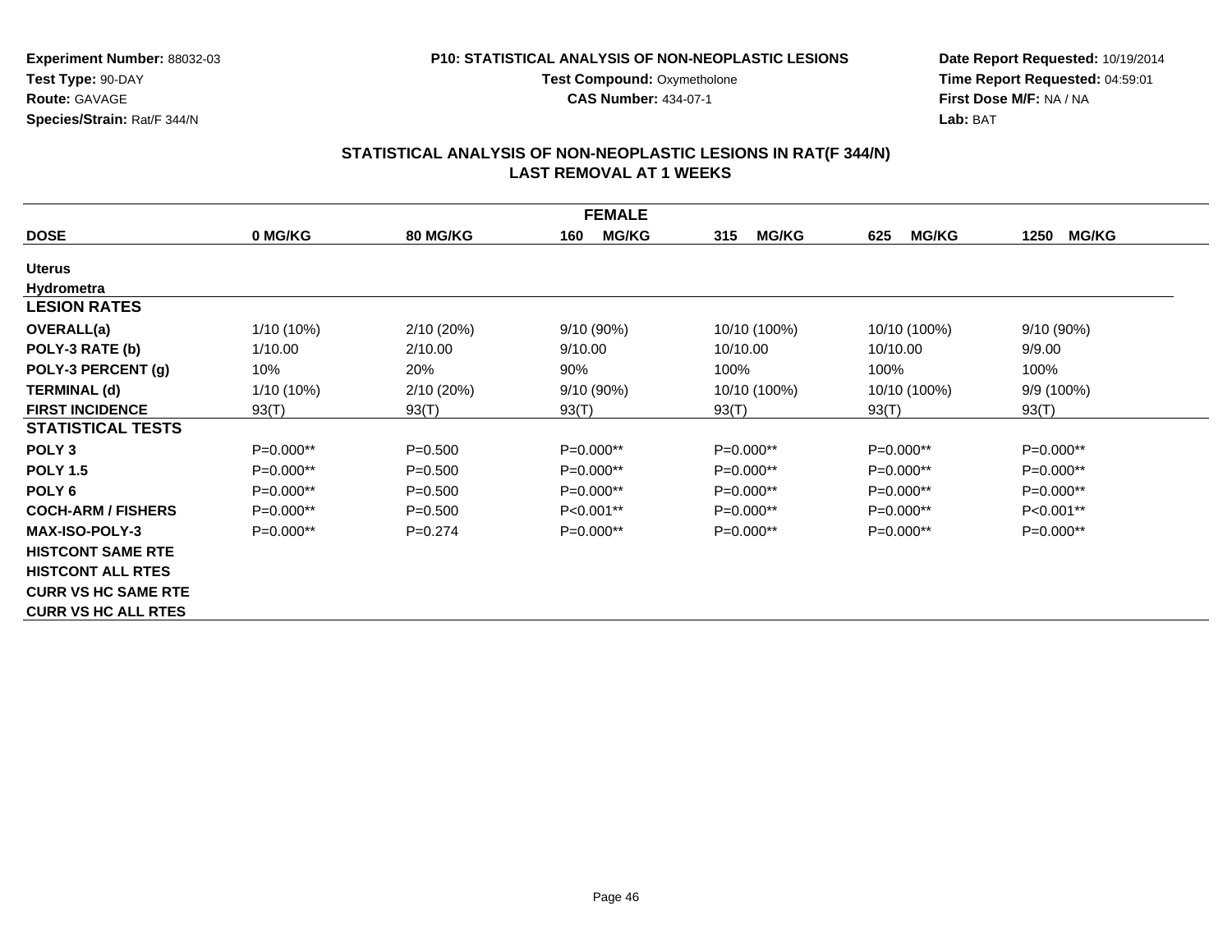**Experiment Number:** 88032-03
**Test Type:** 90-DAY
**Route:** GAVAGE
**Species/Strain:** Rat/F 344/N

**P10: STATISTICAL ANALYSIS OF NON-NEOPLASTIC LESIONS**
**Test Compound:** Oxymetholone
**CAS Number:** 434-07-1

**Date Report Requested:** 10/19/2014
**Time Report Requested:** 04:59:01
**First Dose M/F:** NA / NA
**Lab:** BAT

## STATISTICAL ANALYSIS OF NON-NEOPLASTIC LESIONS IN RAT(F 344/N) LAST REMOVAL AT 1 WEEKS

| FEMALE | | | | | | |
|---|---|---|---|---|---|---|
| **DOSE** | **0 MG/KG** | **80 MG/KG** | **160 MG/KG** | **315 MG/KG** | **625 MG/KG** | **1250 MG/KG** |
| **Uterus** | | | | | | |
| **Hydrometra** | | | | | | |
| **LESION RATES** | | | | | | |
| **OVERALL(a)** | 1/10 (10%) | 2/10 (20%) | 9/10 (90%) | 10/10 (100%) | 10/10 (100%) | 9/10 (90%) |
| **POLY-3 RATE (b)** | 1/10.00 | 2/10.00 | 9/10.00 | 10/10.00 | 10/10.00 | 9/9.00 |
| **POLY-3 PERCENT (g)** | 10% | 20% | 90% | 100% | 100% | 100% |
| **TERMINAL (d)** | 1/10 (10%) | 2/10 (20%) | 9/10 (90%) | 10/10 (100%) | 10/10 (100%) | 9/9 (100%) |
| **FIRST INCIDENCE** | 93(T) | 93(T) | 93(T) | 93(T) | 93(T) | 93(T) |
| **STATISTICAL TESTS** | | | | | | |
| **POLY 3** | P=0.000** | P=0.500 | P=0.000** | P=0.000** | P=0.000** | P=0.000** |
| **POLY 1.5** | P=0.000** | P=0.500 | P=0.000** | P=0.000** | P=0.000** | P=0.000** |
| **POLY 6** | P=0.000** | P=0.500 | P=0.000** | P=0.000** | P=0.000** | P=0.000** |
| **COCH-ARM / FISHERS** | P=0.000** | P=0.500 | P<0.001** | P=0.000** | P=0.000** | P<0.001** |
| **MAX-ISO-POLY-3** | P=0.000** | P=0.274 | P=0.000** | P=0.000** | P=0.000** | P=0.000** |
| **HISTCONT SAME RTE** | | | | | | |
| **HISTCONT ALL RTES** | | | | | | |
| **CURR VS HC SAME RTE** | | | | | | |
| **CURR VS HC ALL RTES** | | | | | | |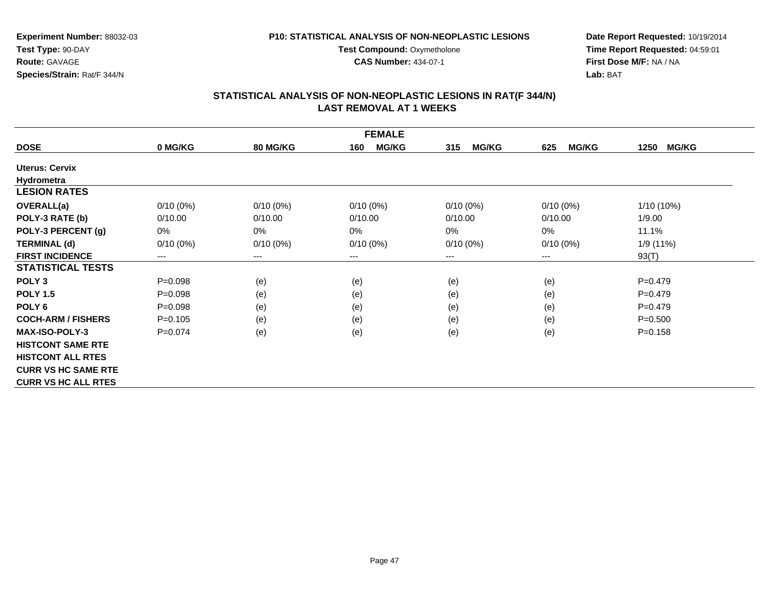**Experiment Number:** 88032-03
**Test Type:** 90-DAY
**Route:** GAVAGE
**Species/Strain:** Rat/F 344/N

**P10: STATISTICAL ANALYSIS OF NON-NEOPLASTIC LESIONS**
**Test Compound:** Oxymetholone
**CAS Number:** 434-07-1

**Date Report Requested:** 10/19/2014
**Time Report Requested:** 04:59:01
**First Dose M/F:** NA / NA
**Lab:** BAT

## STATISTICAL ANALYSIS OF NON-NEOPLASTIC LESIONS IN RAT(F 344/N)
## LAST REMOVAL AT 1 WEEKS

| FEMALE | | | | | | |
|---|---|---|---|---|---|---|
| **DOSE** | **0 MG/KG** | **80 MG/KG** | **160 MG/KG** | **315 MG/KG** | **625 MG/KG** | **1250 MG/KG** |
| **Uterus: Cervix** | | | | | | |
| **Hydrometra** | | | | | | |
| **LESION RATES** | | | | | | |
| **OVERALL(a)** | 0/10 (0%) | 0/10 (0%) | 0/10 (0%) | 0/10 (0%) | 0/10 (0%) | 1/10 (10%) |
| **POLY-3 RATE (b)** | 0/10.00 | 0/10.00 | 0/10.00 | 0/10.00 | 0/10.00 | 1/9.00 |
| **POLY-3 PERCENT (g)** | 0% | 0% | 0% | 0% | 0% | 11.1% |
| **TERMINAL (d)** | 0/10 (0%) | 0/10 (0%) | 0/10 (0%) | 0/10 (0%) | 0/10 (0%) | 1/9 (11%) |
| **FIRST INCIDENCE** | --- | --- | --- | --- | --- | 93(T) |
| **STATISTICAL TESTS** | | | | | | |
| **POLY 3** | P=0.098 | (e) | (e) | (e) | (e) | P=0.479 |
| **POLY 1.5** | P=0.098 | (e) | (e) | (e) | (e) | P=0.479 |
| **POLY 6** | P=0.098 | (e) | (e) | (e) | (e) | P=0.479 |
| **COCH-ARM / FISHERS** | P=0.105 | (e) | (e) | (e) | (e) | P=0.500 |
| **MAX-ISO-POLY-3** | P=0.074 | (e) | (e) | (e) | (e) | P=0.158 |
| **HISTCONT SAME RTE** | | | | | | |
| **HISTCONT ALL RTES** | | | | | | |
| **CURR VS HC SAME RTE** | | | | | | |
| **CURR VS HC ALL RTES** | | | | | | |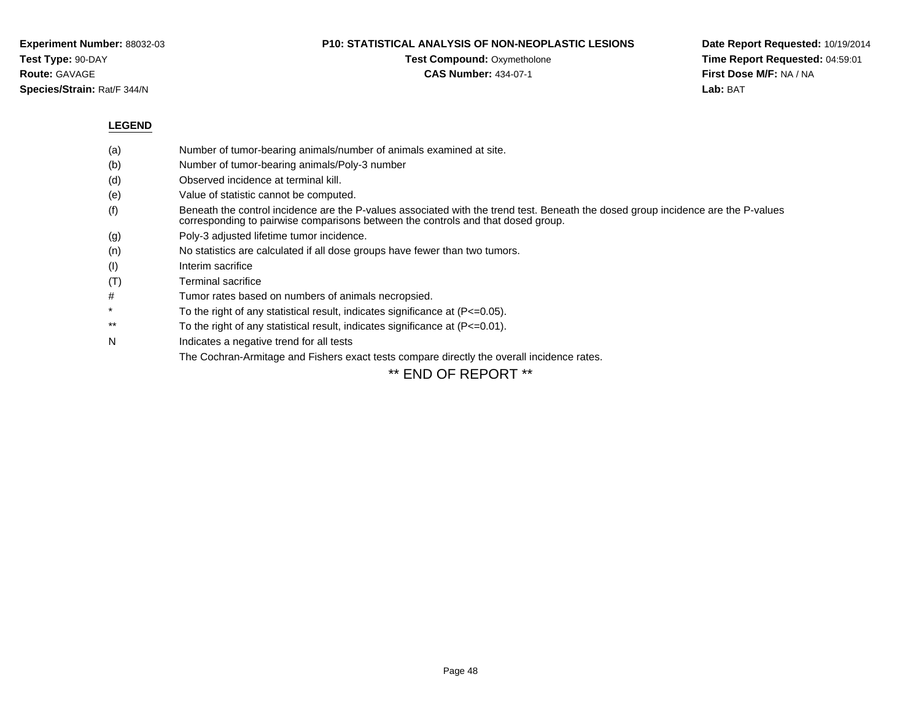**Experiment Number:** 88032-03
**Test Type:** 90-DAY
**Route:** GAVAGE
**Species/Strain:** Rat/F 344/N

**P10: STATISTICAL ANALYSIS OF NON-NEOPLASTIC LESIONS**
**Test Compound:** Oxymetholone
**CAS Number:** 434-07-1

**Date Report Requested:** 10/19/2014
**Time Report Requested:** 04:59:01
**First Dose M/F:** NA / NA
**Lab:** BAT

**LEGEND**

| | |
|---|---|
| (a) | Number of tumor-bearing animals/number of animals examined at site. |
| (b) | Number of tumor-bearing animals/Poly-3 number |
| (d) | Observed incidence at terminal kill. |
| (e) | Value of statistic cannot be computed. |
| (f) | Beneath the control incidence are the P-values associated with the trend test. Beneath the dosed group incidence are the P-values corresponding to pairwise comparisons between the controls and that dosed group. |
| (g) | Poly-3 adjusted lifetime tumor incidence. |
| (n) | No statistics are calculated if all dose groups have fewer than two tumors. |
| (I) | Interim sacrifice |
| (T) | Terminal sacrifice |
| # | Tumor rates based on numbers of animals necropsied. |
| * | To the right of any statistical result, indicates significance at (P<=0.05). |
| ** | To the right of any statistical result, indicates significance at (P<=0.01). |
| N | Indicates a negative trend for all tests |
| | The Cochran-Armitage and Fishers exact tests compare directly the overall incidence rates. |

** END OF REPORT **